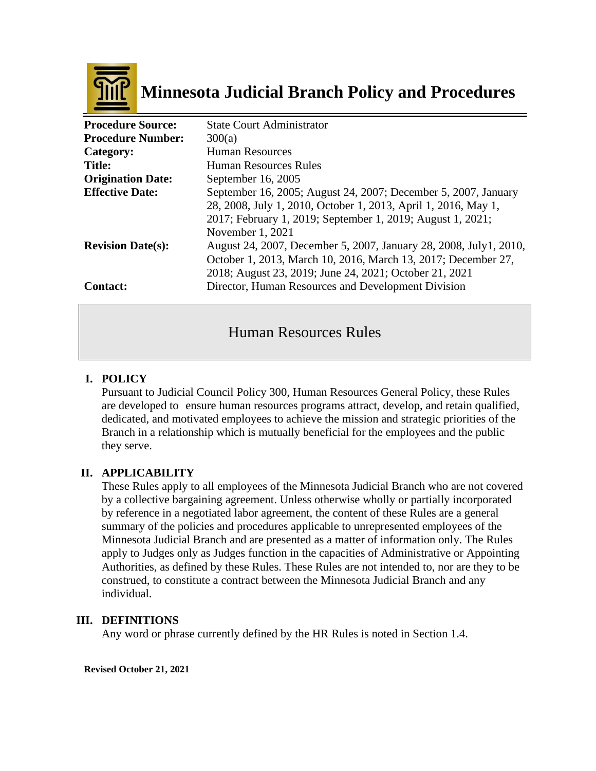# Minnesota Judicial Branch Policy and Procedures

| | |
|---|---|
| **Procedure Source:** | State Court Administrator |
| **Procedure Number:** | 300(a) |
| **Category:** | Human Resources |
| **Title:** | Human Resources Rules |
| **Origination Date:** | September 16, 2005 |
| **Effective Date:** | September 16, 2005; August 24, 2007; December 5, 2007, January 28, 2008, July 1, 2010, October 1, 2013, April 1, 2016, May 1, 2017; February 1, 2019; September 1, 2019; August 1, 2021; November 1, 2021 |
| **Revision Date(s):** | August 24, 2007, December 5, 2007, January 28, 2008, July1, 2010, October 1, 2013, March 10, 2016, March 13, 2017; December 27, 2018; August 23, 2019; June 24, 2021; October 21, 2021 |
| **Contact:** | Director, Human Resources and Development Division |

## Human Resources Rules

### I. POLICY

Pursuant to Judicial Council Policy 300, Human Resources General Policy, these Rules are developed to ensure human resources programs attract, develop, and retain qualified, dedicated, and motivated employees to achieve the mission and strategic priorities of the Branch in a relationship which is mutually beneficial for the employees and the public they serve.

### II. APPLICABILITY

These Rules apply to all employees of the Minnesota Judicial Branch who are not covered by a collective bargaining agreement. Unless otherwise wholly or partially incorporated by reference in a negotiated labor agreement, the content of these Rules are a general summary of the policies and procedures applicable to unrepresented employees of the Minnesota Judicial Branch and are presented as a matter of information only. The Rules apply to Judges only as Judges function in the capacities of Administrative or Appointing Authorities, as defined by these Rules. These Rules are not intended to, nor are they to be construed, to constitute a contract between the Minnesota Judicial Branch and any individual.

### III. DEFINITIONS

Any word or phrase currently defined by the HR Rules is noted in Section 1.4.

**Revised October 21, 2021**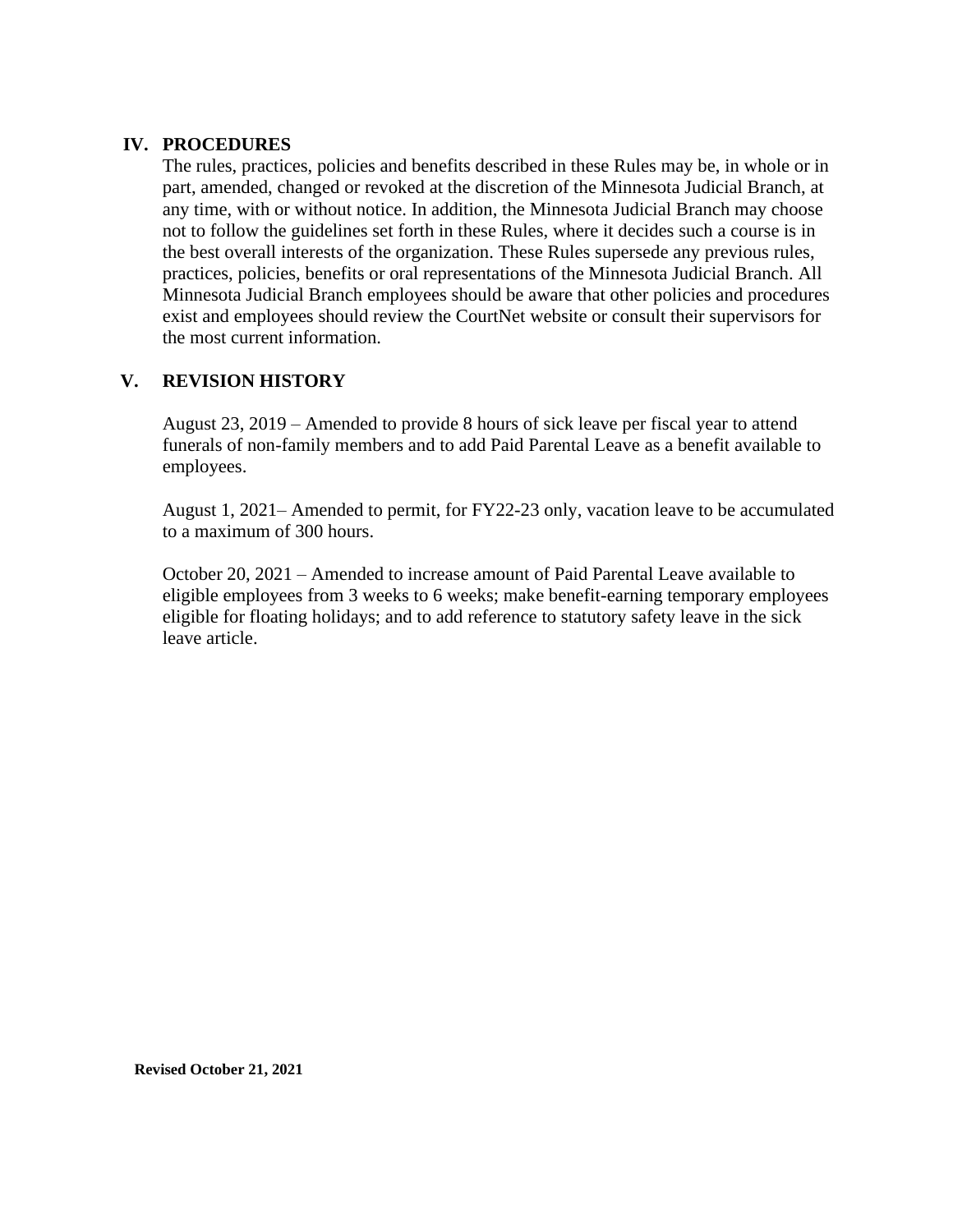## IV. PROCEDURES

The rules, practices, policies and benefits described in these Rules may be, in whole or in part, amended, changed or revoked at the discretion of the Minnesota Judicial Branch, at any time, with or without notice. In addition, the Minnesota Judicial Branch may choose not to follow the guidelines set forth in these Rules, where it decides such a course is in the best overall interests of the organization. These Rules supersede any previous rules, practices, policies, benefits or oral representations of the Minnesota Judicial Branch. All Minnesota Judicial Branch employees should be aware that other policies and procedures exist and employees should review the CourtNet website or consult their supervisors for the most current information.

## V. REVISION HISTORY

August 23, 2019 – Amended to provide 8 hours of sick leave per fiscal year to attend funerals of non-family members and to add Paid Parental Leave as a benefit available to employees.

August 1, 2021– Amended to permit, for FY22-23 only, vacation leave to be accumulated to a maximum of 300 hours.

October 20, 2021 – Amended to increase amount of Paid Parental Leave available to eligible employees from 3 weeks to 6 weeks; make benefit-earning temporary employees eligible for floating holidays; and to add reference to statutory safety leave in the sick leave article.

**Revised October 21, 2021**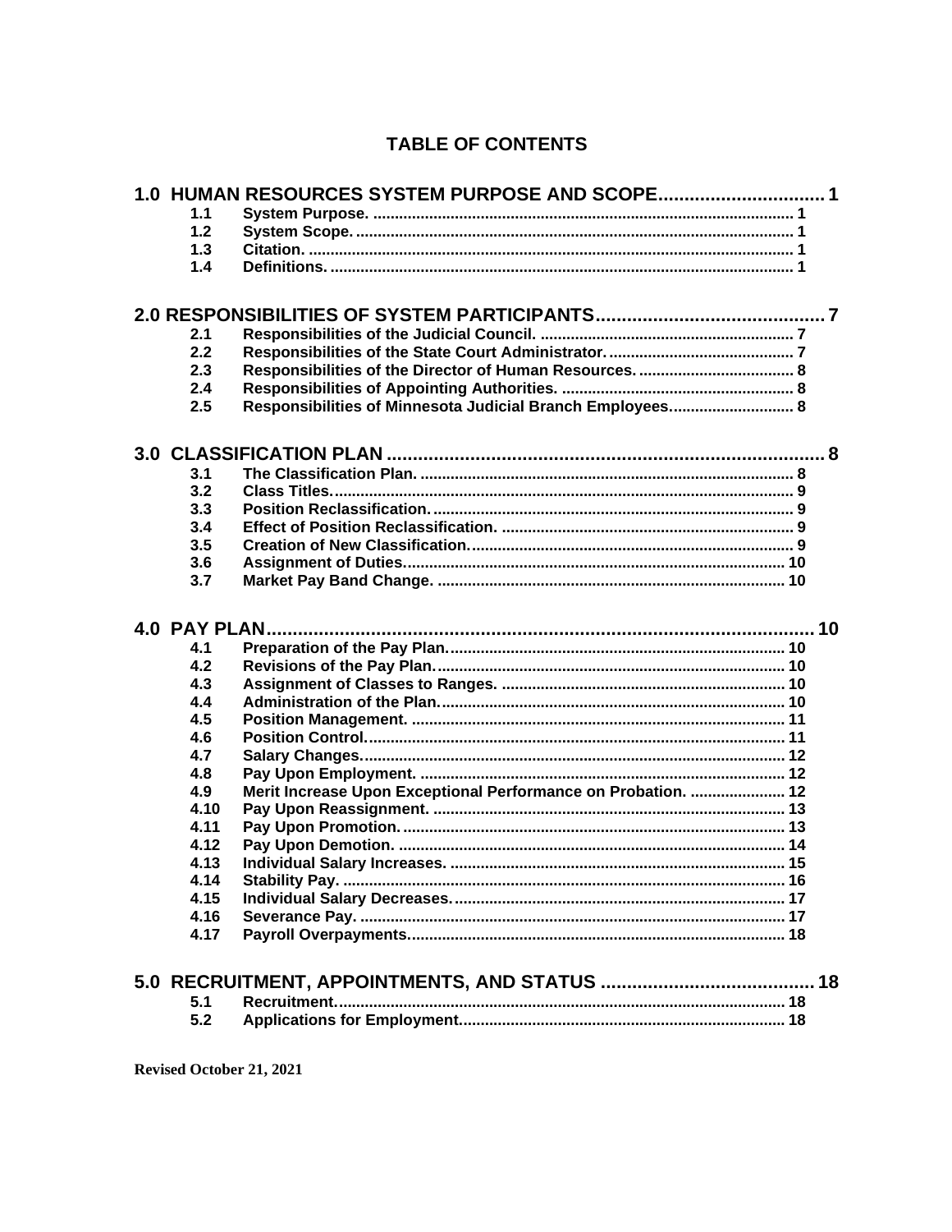# TABLE OF CONTENTS

**1.0 HUMAN RESOURCES SYSTEM PURPOSE AND SCOPE ............................... 1**

| | | |
|---|---|---|
| 1.1 | System Purpose. | 1 |
| 1.2 | System Scope. | 1 |
| 1.3 | Citation. | 1 |
| 1.4 | Definitions. | 1 |

**2.0 RESPONSIBILITIES OF SYSTEM PARTICIPANTS ........................................... 7**

| | | |
|---|---|---|
| 2.1 | Responsibilities of the Judicial Council. | 7 |
| 2.2 | Responsibilities of the State Court Administrator. | 7 |
| 2.3 | Responsibilities of the Director of Human Resources. | 8 |
| 2.4 | Responsibilities of Appointing Authorities. | 8 |
| 2.5 | Responsibilities of Minnesota Judicial Branch Employees. | 8 |

**3.0 CLASSIFICATION PLAN ..................................................................................... 8**

| | | |
|---|---|---|
| 3.1 | The Classification Plan. | 8 |
| 3.2 | Class Titles. | 9 |
| 3.3 | Position Reclassification. | 9 |
| 3.4 | Effect of Position Reclassification. | 9 |
| 3.5 | Creation of New Classification. | 9 |
| 3.6 | Assignment of Duties. | 10 |
| 3.7 | Market Pay Band Change. | 10 |

**4.0 PAY PLAN ........................................................................................................ 10**

| | | |
|---|---|---|
| 4.1 | Preparation of the Pay Plan. | 10 |
| 4.2 | Revisions of the Pay Plan. | 10 |
| 4.3 | Assignment of Classes to Ranges. | 10 |
| 4.4 | Administration of the Plan. | 10 |
| 4.5 | Position Management. | 11 |
| 4.6 | Position Control. | 11 |
| 4.7 | Salary Changes. | 12 |
| 4.8 | Pay Upon Employment. | 12 |
| 4.9 | Merit Increase Upon Exceptional Performance on Probation. | 12 |
| 4.10 | Pay Upon Reassignment. | 13 |
| 4.11 | Pay Upon Promotion. | 13 |
| 4.12 | Pay Upon Demotion. | 14 |
| 4.13 | Individual Salary Increases. | 15 |
| 4.14 | Stability Pay. | 16 |
| 4.15 | Individual Salary Decreases. | 17 |
| 4.16 | Severance Pay. | 17 |
| 4.17 | Payroll Overpayments. | 18 |

**5.0 RECRUITMENT, APPOINTMENTS, AND STATUS ......................................... 18**

| | | |
|---|---|---|
| 5.1 | Recruitment. | 18 |
| 5.2 | Applications for Employment. | 18 |

Revised October 21, 2021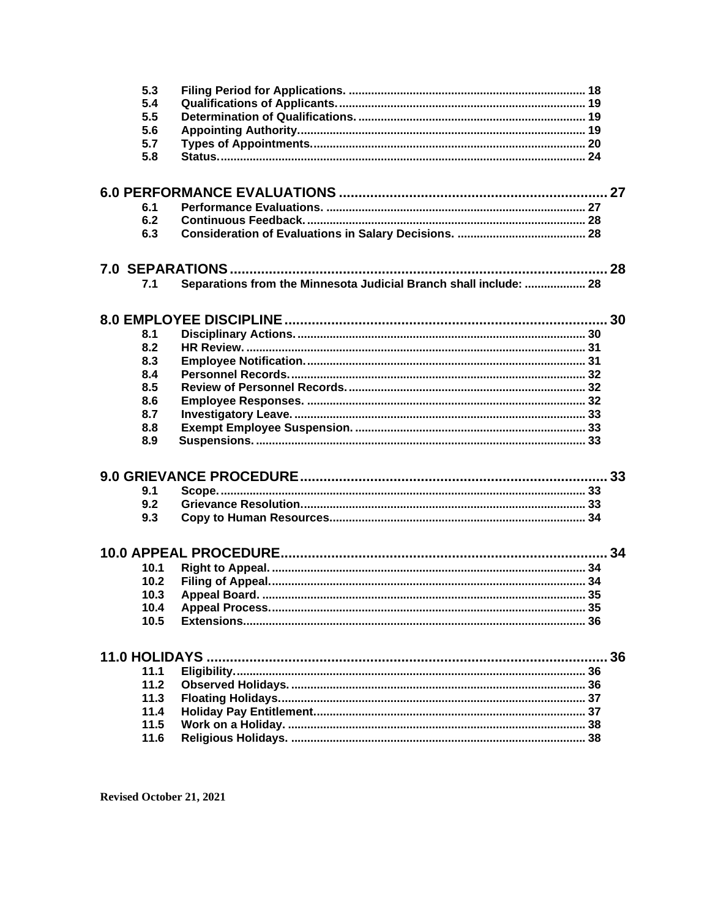5.3 Filing Period for Applications. ........................................................................ 18
5.4 Qualifications of Applicants. ............................................................................ 19
5.5 Determination of Qualifications. ...................................................................... 19
5.6 Appointing Authority......................................................................................... 19
5.7 Types of Appointments..................................................................................... 20
5.8 Status.................................................................................................................. 24

**6.0 PERFORMANCE EVALUATIONS ..................................................................... 27**

6.1 Performance Evaluations. ................................................................................ 27
6.2 Continuous Feedback....................................................................................... 28
6.3 Consideration of Evaluations in Salary Decisions. ........................................ 28

**7.0 SEPARATIONS ................................................................................................. 28**

7.1 Separations from the Minnesota Judicial Branch shall include: ................... 28

**8.0 EMPLOYEE DISCIPLINE .................................................................................. 30**

8.1 Disciplinary Actions. ......................................................................................... 30
8.2 HR Review. ........................................................................................................ 31
8.3 Employee Notification....................................................................................... 31
8.4 Personnel Records............................................................................................ 32
8.5 Review of Personnel Records. ......................................................................... 32
8.6 Employee Responses. ...................................................................................... 32
8.7 Investigatory Leave. .......................................................................................... 33
8.8 Exempt Employee Suspension. ....................................................................... 33
8.9 Suspensions. ..................................................................................................... 33

**9.0 GRIEVANCE PROCEDURE.............................................................................. 33**

9.1 Scope.................................................................................................................. 33
9.2 Grievance Resolution........................................................................................ 33
9.3 Copy to Human Resources............................................................................... 34

**10.0 APPEAL PROCEDURE.................................................................................... 34**

10.1 Right to Appeal. ................................................................................................. 34
10.2 Filing of Appeal.................................................................................................. 34
10.3 Appeal Board. .................................................................................................... 35
10.4 Appeal Process.................................................................................................. 35
10.5 Extensions.......................................................................................................... 36

**11.0 HOLIDAYS ........................................................................................................ 36**

11.1 Eligibility............................................................................................................. 36
11.2 Observed Holidays. ........................................................................................... 36
11.3 Floating Holidays............................................................................................... 37
11.4 Holiday Pay Entitlement.................................................................................... 37
11.5 Work on a Holiday. ............................................................................................ 38
11.6 Religious Holidays. ........................................................................................... 38

**Revised October 21, 2021**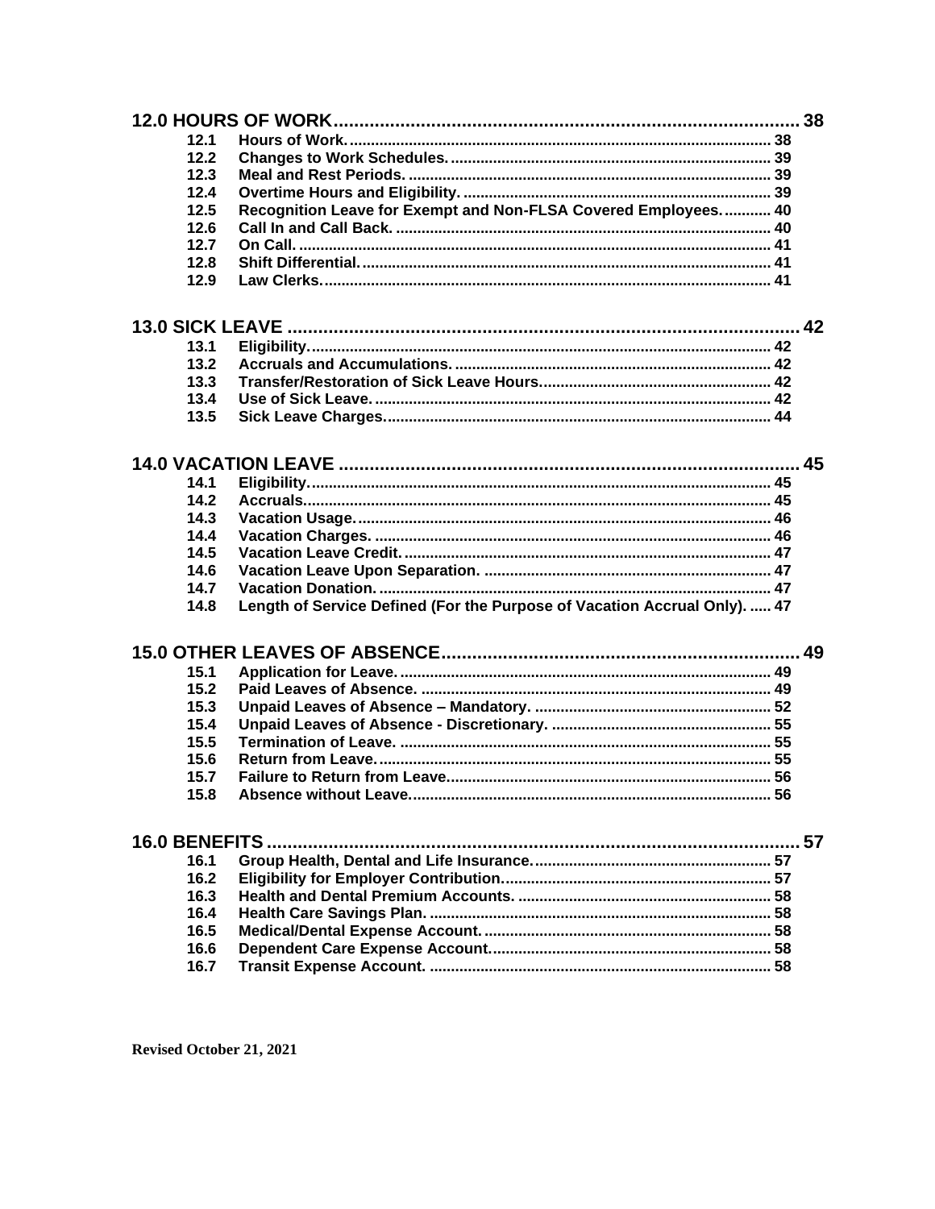**12.0 HOURS OF WORK** ........................................................................................ 38

- 12.1 Hours of Work. ................................................................................................ 38
- 12.2 Changes to Work Schedules. ........................................................................ 39
- 12.3 Meal and Rest Periods. .................................................................................. 39
- 12.4 Overtime Hours and Eligibility. ...................................................................... 39
- 12.5 Recognition Leave for Exempt and Non-FLSA Covered Employees. ........... 40
- 12.6 Call In and Call Back. ..................................................................................... 40
- 12.7 On Call. ........................................................................................................... 41
- 12.8 Shift Differential. ............................................................................................. 41
- 12.9 Law Clerks. ..................................................................................................... 41

**13.0 SICK LEAVE** ................................................................................................ 42

- 13.1 Eligibility. ......................................................................................................... 42
- 13.2 Accruals and Accumulations. ........................................................................ 42
- 13.3 Transfer/Restoration of Sick Leave Hours. .................................................... 42
- 13.4 Use of Sick Leave. .......................................................................................... 42
- 13.5 Sick Leave Charges. ....................................................................................... 44

**14.0 VACATION LEAVE** ........................................................................................ 45

- 14.1 Eligibility. ......................................................................................................... 45
- 14.2 Accruals. ......................................................................................................... 45
- 14.3 Vacation Usage. .............................................................................................. 46
- 14.4 Vacation Charges. ........................................................................................... 46
- 14.5 Vacation Leave Credit. .................................................................................... 47
- 14.6 Vacation Leave Upon Separation. .................................................................. 47
- 14.7 Vacation Donation. .......................................................................................... 47
- 14.8 Length of Service Defined (For the Purpose of Vacation Accrual Only). ..... 47

**15.0 OTHER LEAVES OF ABSENCE** .................................................................... 49

- 15.1 Application for Leave. ..................................................................................... 49
- 15.2 Paid Leaves of Absence. ................................................................................ 49
- 15.3 Unpaid Leaves of Absence – Mandatory. ...................................................... 52
- 15.4 Unpaid Leaves of Absence - Discretionary. ................................................... 55
- 15.5 Termination of Leave. ..................................................................................... 55
- 15.6 Return from Leave. .......................................................................................... 55
- 15.7 Failure to Return from Leave. ......................................................................... 56
- 15.8 Absence without Leave. .................................................................................. 56

**16.0 BENEFITS** ...................................................................................................... 57

- 16.1 Group Health, Dental and Life Insurance. ..................................................... 57
- 16.2 Eligibility for Employer Contribution. .............................................................. 57
- 16.3 Health and Dental Premium Accounts. .......................................................... 58
- 16.4 Health Care Savings Plan. .............................................................................. 58
- 16.5 Medical/Dental Expense Account. .................................................................. 58
- 16.6 Dependent Care Expense Account. ................................................................ 58
- 16.7 Transit Expense Account. ............................................................................... 58

**Revised October 21, 2021**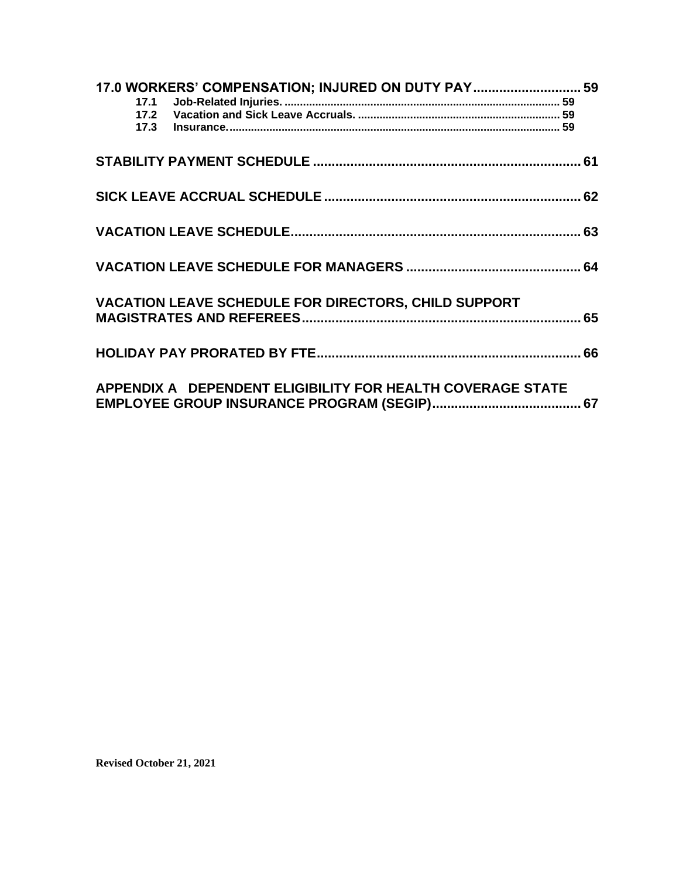**17.0 WORKERS' COMPENSATION; INJURED ON DUTY PAY ............................ 59**

- **17.1 Job-Related Injuries. ......................................................................................... 59**
- **17.2 Vacation and Sick Leave Accruals. ................................................................. 59**
- **17.3 Insurance. ........................................................................................................... 59**

**STABILITY PAYMENT SCHEDULE ...................................................................... 61**

**SICK LEAVE ACCRUAL SCHEDULE ................................................................... 62**

**VACATION LEAVE SCHEDULE ............................................................................ 63**

**VACATION LEAVE SCHEDULE FOR MANAGERS .............................................. 64**

**VACATION LEAVE SCHEDULE FOR DIRECTORS, CHILD SUPPORT MAGISTRATES AND REFEREES .......................................................................... 65**

**HOLIDAY PAY PRORATED BY FTE ..................................................................... 66**

**APPENDIX A DEPENDENT ELIGIBILITY FOR HEALTH COVERAGE STATE EMPLOYEE GROUP INSURANCE PROGRAM (SEGIP) ....................................... 67**

**Revised October 21, 2021**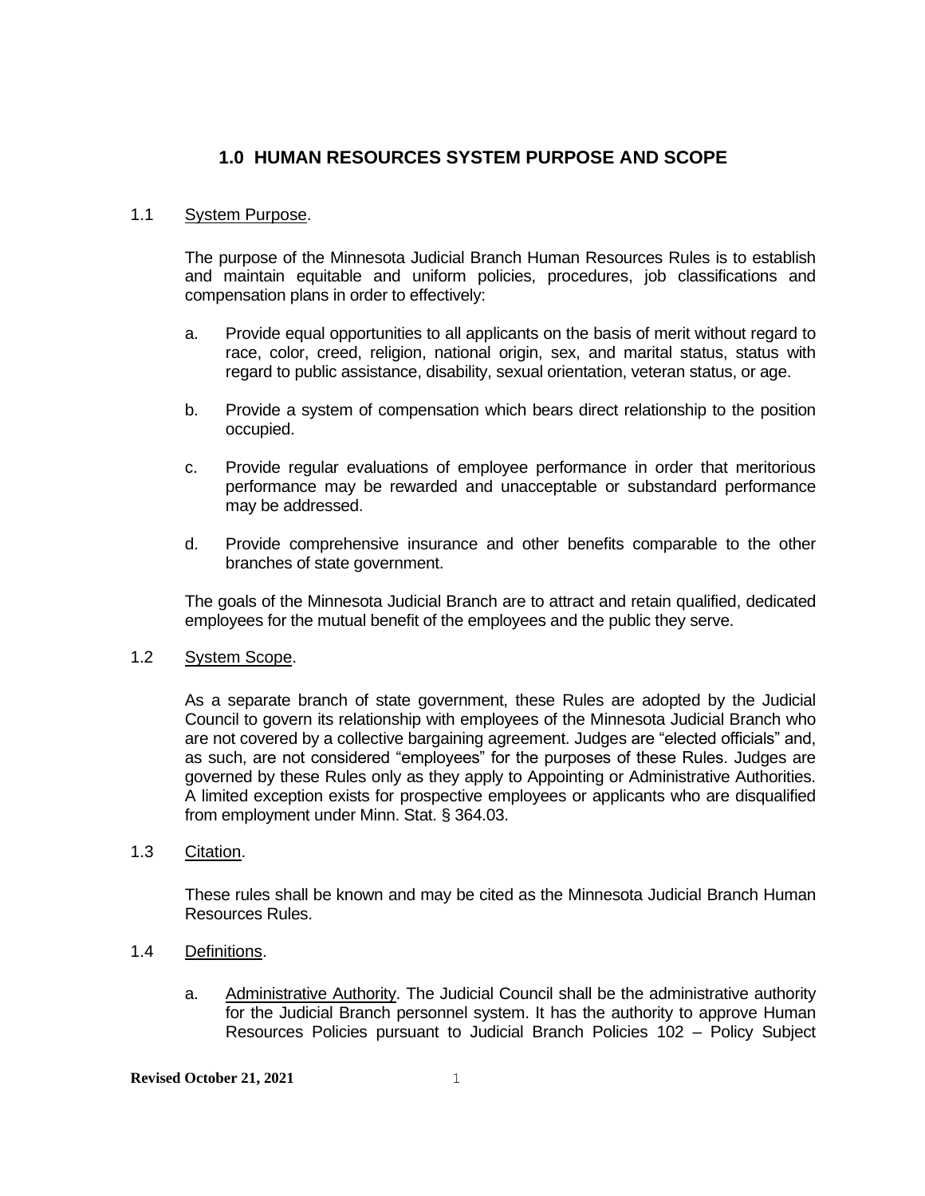## 1.0 HUMAN RESOURCES SYSTEM PURPOSE AND SCOPE

1.1 System Purpose.

The purpose of the Minnesota Judicial Branch Human Resources Rules is to establish and maintain equitable and uniform policies, procedures, job classifications and compensation plans in order to effectively:

a. Provide equal opportunities to all applicants on the basis of merit without regard to race, color, creed, religion, national origin, sex, and marital status, status with regard to public assistance, disability, sexual orientation, veteran status, or age.

b. Provide a system of compensation which bears direct relationship to the position occupied.

c. Provide regular evaluations of employee performance in order that meritorious performance may be rewarded and unacceptable or substandard performance may be addressed.

d. Provide comprehensive insurance and other benefits comparable to the other branches of state government.

The goals of the Minnesota Judicial Branch are to attract and retain qualified, dedicated employees for the mutual benefit of the employees and the public they serve.

1.2 System Scope.

As a separate branch of state government, these Rules are adopted by the Judicial Council to govern its relationship with employees of the Minnesota Judicial Branch who are not covered by a collective bargaining agreement. Judges are "elected officials" and, as such, are not considered "employees" for the purposes of these Rules. Judges are governed by these Rules only as they apply to Appointing or Administrative Authorities. A limited exception exists for prospective employees or applicants who are disqualified from employment under Minn. Stat. § 364.03.

1.3 Citation.

These rules shall be known and may be cited as the Minnesota Judicial Branch Human Resources Rules.

1.4 Definitions.

a. Administrative Authority. The Judicial Council shall be the administrative authority for the Judicial Branch personnel system. It has the authority to approve Human Resources Policies pursuant to Judicial Branch Policies 102 – Policy Subject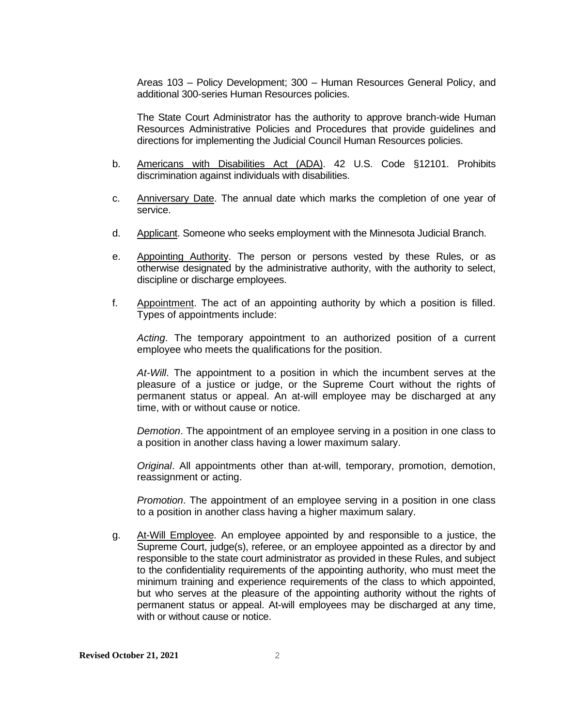Areas 103 – Policy Development; 300 – Human Resources General Policy, and additional 300-series Human Resources policies.

The State Court Administrator has the authority to approve branch-wide Human Resources Administrative Policies and Procedures that provide guidelines and directions for implementing the Judicial Council Human Resources policies.

b. Americans with Disabilities Act (ADA). 42 U.S. Code §12101. Prohibits discrimination against individuals with disabilities.

c. Anniversary Date. The annual date which marks the completion of one year of service.

d. Applicant. Someone who seeks employment with the Minnesota Judicial Branch.

e. Appointing Authority. The person or persons vested by these Rules, or as otherwise designated by the administrative authority, with the authority to select, discipline or discharge employees.

f. Appointment. The act of an appointing authority by which a position is filled. Types of appointments include:

   *Acting*. The temporary appointment to an authorized position of a current employee who meets the qualifications for the position.

   *At-Will*. The appointment to a position in which the incumbent serves at the pleasure of a justice or judge, or the Supreme Court without the rights of permanent status or appeal. An at-will employee may be discharged at any time, with or without cause or notice.

   *Demotion*. The appointment of an employee serving in a position in one class to a position in another class having a lower maximum salary.

   *Original*. All appointments other than at-will, temporary, promotion, demotion, reassignment or acting.

   *Promotion*. The appointment of an employee serving in a position in one class to a position in another class having a higher maximum salary.

g. At-Will Employee. An employee appointed by and responsible to a justice, the Supreme Court, judge(s), referee, or an employee appointed as a director by and responsible to the state court administrator as provided in these Rules, and subject to the confidentiality requirements of the appointing authority, who must meet the minimum training and experience requirements of the class to which appointed, but who serves at the pleasure of the appointing authority without the rights of permanent status or appeal. At-will employees may be discharged at any time, with or without cause or notice.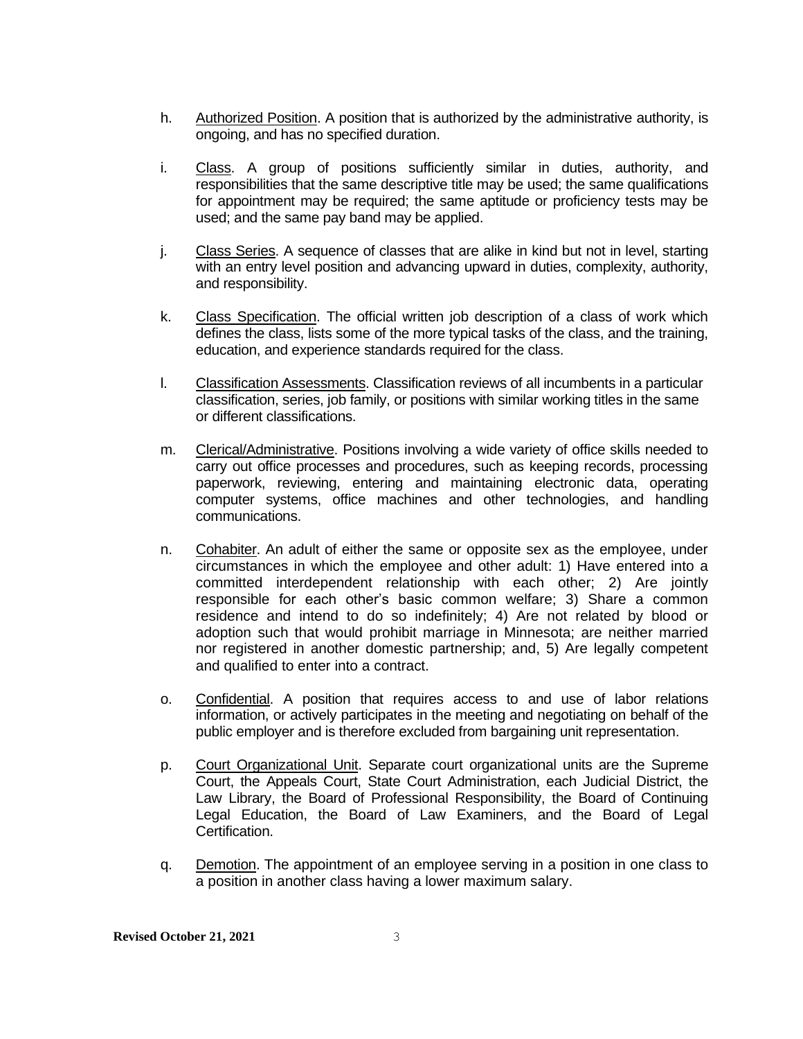h. Authorized Position. A position that is authorized by the administrative authority, is ongoing, and has no specified duration.

i. Class. A group of positions sufficiently similar in duties, authority, and responsibilities that the same descriptive title may be used; the same qualifications for appointment may be required; the same aptitude or proficiency tests may be used; and the same pay band may be applied.

j. Class Series. A sequence of classes that are alike in kind but not in level, starting with an entry level position and advancing upward in duties, complexity, authority, and responsibility.

k. Class Specification. The official written job description of a class of work which defines the class, lists some of the more typical tasks of the class, and the training, education, and experience standards required for the class.

l. Classification Assessments. Classification reviews of all incumbents in a particular classification, series, job family, or positions with similar working titles in the same or different classifications.

m. Clerical/Administrative. Positions involving a wide variety of office skills needed to carry out office processes and procedures, such as keeping records, processing paperwork, reviewing, entering and maintaining electronic data, operating computer systems, office machines and other technologies, and handling communications.

n. Cohabiter. An adult of either the same or opposite sex as the employee, under circumstances in which the employee and other adult: 1) Have entered into a committed interdependent relationship with each other; 2) Are jointly responsible for each other's basic common welfare; 3) Share a common residence and intend to do so indefinitely; 4) Are not related by blood or adoption such that would prohibit marriage in Minnesota; are neither married nor registered in another domestic partnership; and, 5) Are legally competent and qualified to enter into a contract.

o. Confidential. A position that requires access to and use of labor relations information, or actively participates in the meeting and negotiating on behalf of the public employer and is therefore excluded from bargaining unit representation.

p. Court Organizational Unit. Separate court organizational units are the Supreme Court, the Appeals Court, State Court Administration, each Judicial District, the Law Library, the Board of Professional Responsibility, the Board of Continuing Legal Education, the Board of Law Examiners, and the Board of Legal Certification.

q. Demotion. The appointment of an employee serving in a position in one class to a position in another class having a lower maximum salary.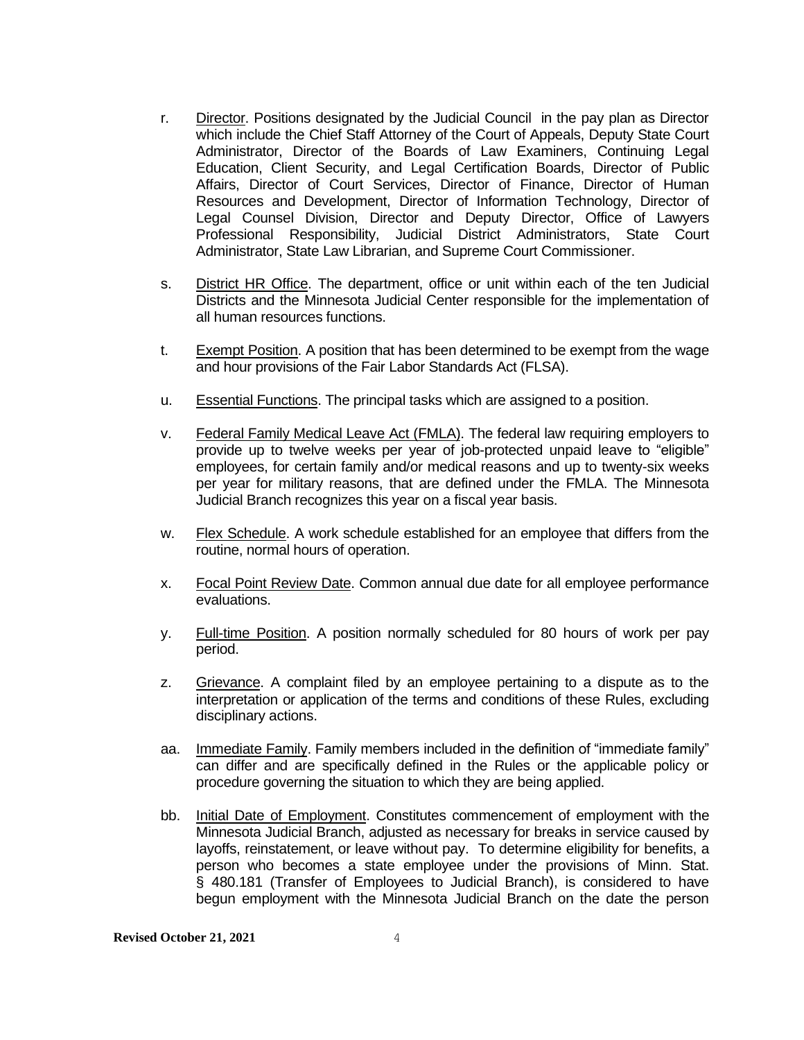r. Director. Positions designated by the Judicial Council in the pay plan as Director which include the Chief Staff Attorney of the Court of Appeals, Deputy State Court Administrator, Director of the Boards of Law Examiners, Continuing Legal Education, Client Security, and Legal Certification Boards, Director of Public Affairs, Director of Court Services, Director of Finance, Director of Human Resources and Development, Director of Information Technology, Director of Legal Counsel Division, Director and Deputy Director, Office of Lawyers Professional Responsibility, Judicial District Administrators, State Court Administrator, State Law Librarian, and Supreme Court Commissioner.

s. District HR Office. The department, office or unit within each of the ten Judicial Districts and the Minnesota Judicial Center responsible for the implementation of all human resources functions.

t. Exempt Position. A position that has been determined to be exempt from the wage and hour provisions of the Fair Labor Standards Act (FLSA).

u. Essential Functions. The principal tasks which are assigned to a position.

v. Federal Family Medical Leave Act (FMLA). The federal law requiring employers to provide up to twelve weeks per year of job-protected unpaid leave to "eligible" employees, for certain family and/or medical reasons and up to twenty-six weeks per year for military reasons, that are defined under the FMLA. The Minnesota Judicial Branch recognizes this year on a fiscal year basis.

w. Flex Schedule. A work schedule established for an employee that differs from the routine, normal hours of operation.

x. Focal Point Review Date. Common annual due date for all employee performance evaluations.

y. Full-time Position. A position normally scheduled for 80 hours of work per pay period.

z. Grievance. A complaint filed by an employee pertaining to a dispute as to the interpretation or application of the terms and conditions of these Rules, excluding disciplinary actions.

aa. Immediate Family. Family members included in the definition of "immediate family" can differ and are specifically defined in the Rules or the applicable policy or procedure governing the situation to which they are being applied.

bb. Initial Date of Employment. Constitutes commencement of employment with the Minnesota Judicial Branch, adjusted as necessary for breaks in service caused by layoffs, reinstatement, or leave without pay. To determine eligibility for benefits, a person who becomes a state employee under the provisions of Minn. Stat. § 480.181 (Transfer of Employees to Judicial Branch), is considered to have begun employment with the Minnesota Judicial Branch on the date the person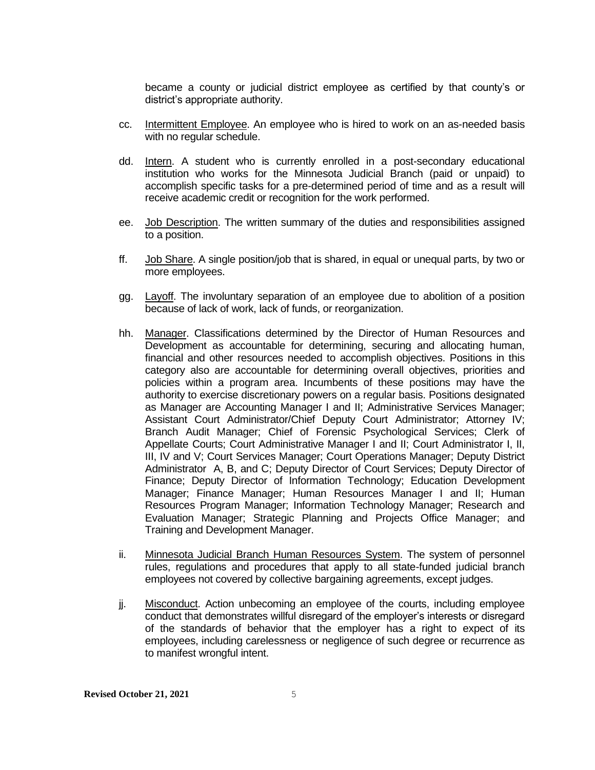became a county or judicial district employee as certified by that county's or district's appropriate authority.

cc. Intermittent Employee. An employee who is hired to work on an as-needed basis with no regular schedule.

dd. Intern. A student who is currently enrolled in a post-secondary educational institution who works for the Minnesota Judicial Branch (paid or unpaid) to accomplish specific tasks for a pre-determined period of time and as a result will receive academic credit or recognition for the work performed.

ee. Job Description. The written summary of the duties and responsibilities assigned to a position.

ff. Job Share. A single position/job that is shared, in equal or unequal parts, by two or more employees.

gg. Layoff. The involuntary separation of an employee due to abolition of a position because of lack of work, lack of funds, or reorganization.

hh. Manager. Classifications determined by the Director of Human Resources and Development as accountable for determining, securing and allocating human, financial and other resources needed to accomplish objectives. Positions in this category also are accountable for determining overall objectives, priorities and policies within a program area. Incumbents of these positions may have the authority to exercise discretionary powers on a regular basis. Positions designated as Manager are Accounting Manager I and II; Administrative Services Manager; Assistant Court Administrator/Chief Deputy Court Administrator; Attorney IV; Branch Audit Manager; Chief of Forensic Psychological Services; Clerk of Appellate Courts; Court Administrative Manager I and II; Court Administrator I, II, III, IV and V; Court Services Manager; Court Operations Manager; Deputy District Administrator A, B, and C; Deputy Director of Court Services; Deputy Director of Finance; Deputy Director of Information Technology; Education Development Manager; Finance Manager; Human Resources Manager I and II; Human Resources Program Manager; Information Technology Manager; Research and Evaluation Manager; Strategic Planning and Projects Office Manager; and Training and Development Manager.

ii. Minnesota Judicial Branch Human Resources System. The system of personnel rules, regulations and procedures that apply to all state-funded judicial branch employees not covered by collective bargaining agreements, except judges.

jj. Misconduct. Action unbecoming an employee of the courts, including employee conduct that demonstrates willful disregard of the employer's interests or disregard of the standards of behavior that the employer has a right to expect of its employees, including carelessness or negligence of such degree or recurrence as to manifest wrongful intent.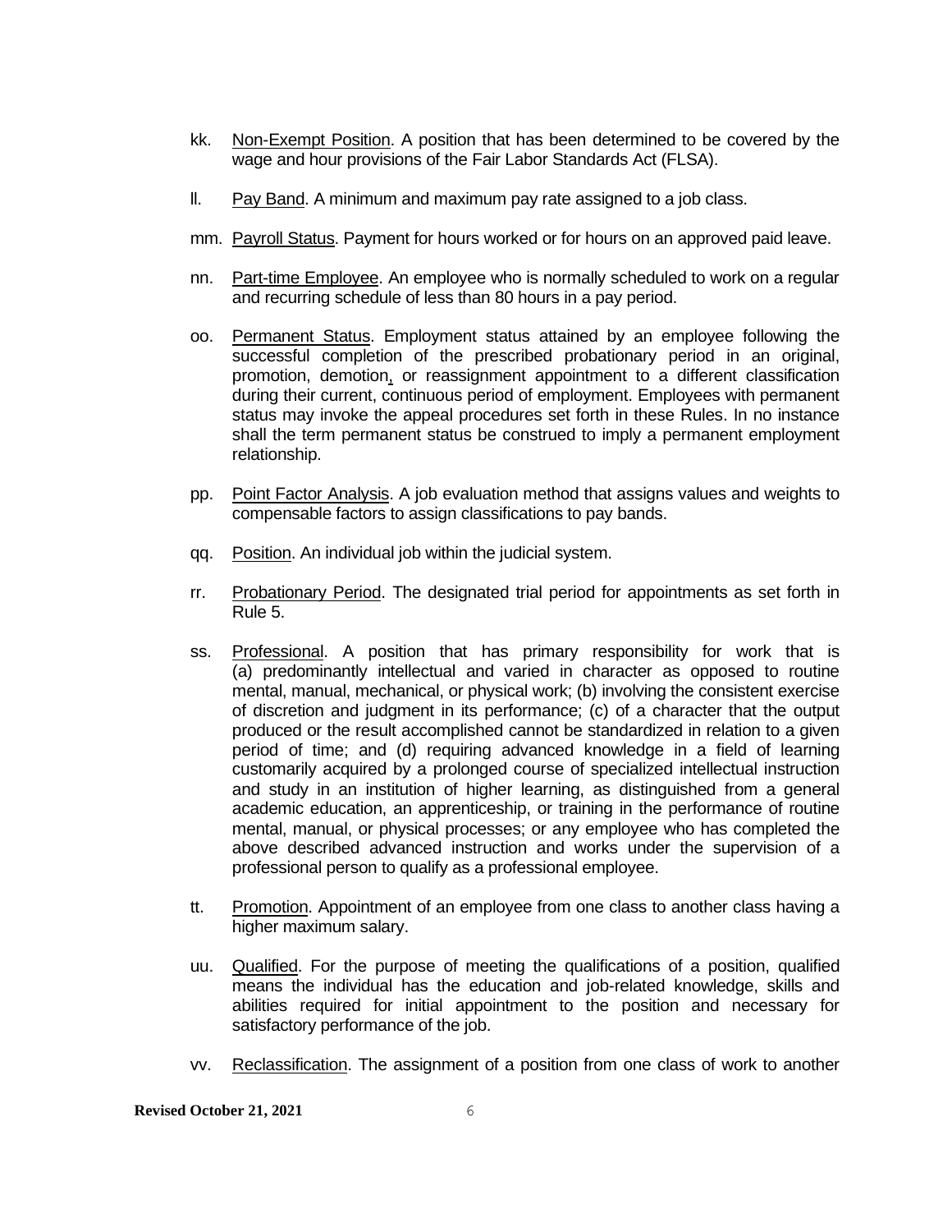kk. Non-Exempt Position. A position that has been determined to be covered by the wage and hour provisions of the Fair Labor Standards Act (FLSA).

ll. Pay Band. A minimum and maximum pay rate assigned to a job class.

mm. Payroll Status. Payment for hours worked or for hours on an approved paid leave.

nn. Part-time Employee. An employee who is normally scheduled to work on a regular and recurring schedule of less than 80 hours in a pay period.

oo. Permanent Status. Employment status attained by an employee following the successful completion of the prescribed probationary period in an original, promotion, demotion, or reassignment appointment to a different classification during their current, continuous period of employment. Employees with permanent status may invoke the appeal procedures set forth in these Rules. In no instance shall the term permanent status be construed to imply a permanent employment relationship.

pp. Point Factor Analysis. A job evaluation method that assigns values and weights to compensable factors to assign classifications to pay bands.

qq. Position. An individual job within the judicial system.

rr. Probationary Period. The designated trial period for appointments as set forth in Rule 5.

ss. Professional. A position that has primary responsibility for work that is (a) predominantly intellectual and varied in character as opposed to routine mental, manual, mechanical, or physical work; (b) involving the consistent exercise of discretion and judgment in its performance; (c) of a character that the output produced or the result accomplished cannot be standardized in relation to a given period of time; and (d) requiring advanced knowledge in a field of learning customarily acquired by a prolonged course of specialized intellectual instruction and study in an institution of higher learning, as distinguished from a general academic education, an apprenticeship, or training in the performance of routine mental, manual, or physical processes; or any employee who has completed the above described advanced instruction and works under the supervision of a professional person to qualify as a professional employee.

tt. Promotion. Appointment of an employee from one class to another class having a higher maximum salary.

uu. Qualified. For the purpose of meeting the qualifications of a position, qualified means the individual has the education and job-related knowledge, skills and abilities required for initial appointment to the position and necessary for satisfactory performance of the job.

vv. Reclassification. The assignment of a position from one class of work to another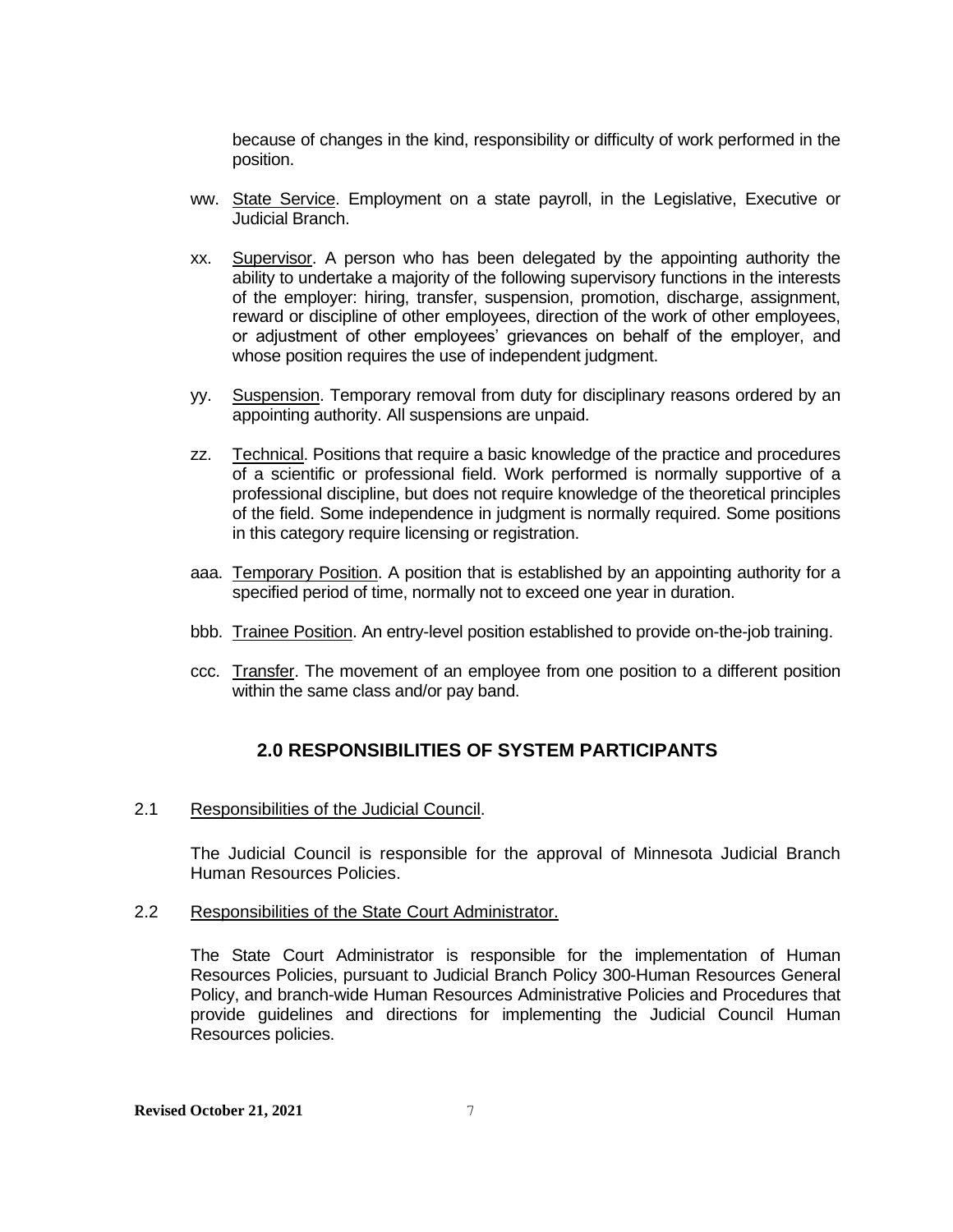because of changes in the kind, responsibility or difficulty of work performed in the position.

ww. <u>State Service</u>. Employment on a state payroll, in the Legislative, Executive or Judicial Branch.

xx. <u>Supervisor</u>. A person who has been delegated by the appointing authority the ability to undertake a majority of the following supervisory functions in the interests of the employer: hiring, transfer, suspension, promotion, discharge, assignment, reward or discipline of other employees, direction of the work of other employees, or adjustment of other employees' grievances on behalf of the employer, and whose position requires the use of independent judgment.

yy. <u>Suspension</u>. Temporary removal from duty for disciplinary reasons ordered by an appointing authority. All suspensions are unpaid.

zz. <u>Technical</u>. Positions that require a basic knowledge of the practice and procedures of a scientific or professional field. Work performed is normally supportive of a professional discipline, but does not require knowledge of the theoretical principles of the field. Some independence in judgment is normally required. Some positions in this category require licensing or registration.

aaa. <u>Temporary Position</u>. A position that is established by an appointing authority for a specified period of time, normally not to exceed one year in duration.

bbb. <u>Trainee Position</u>. An entry-level position established to provide on-the-job training.

ccc. <u>Transfer</u>. The movement of an employee from one position to a different position within the same class and/or pay band.

## 2.0 RESPONSIBILITIES OF SYSTEM PARTICIPANTS

2.1 <u>Responsibilities of the Judicial Council</u>.

The Judicial Council is responsible for the approval of Minnesota Judicial Branch Human Resources Policies.

2.2 <u>Responsibilities of the State Court Administrator.</u>

The State Court Administrator is responsible for the implementation of Human Resources Policies, pursuant to Judicial Branch Policy 300-Human Resources General Policy, and branch-wide Human Resources Administrative Policies and Procedures that provide guidelines and directions for implementing the Judicial Council Human Resources policies.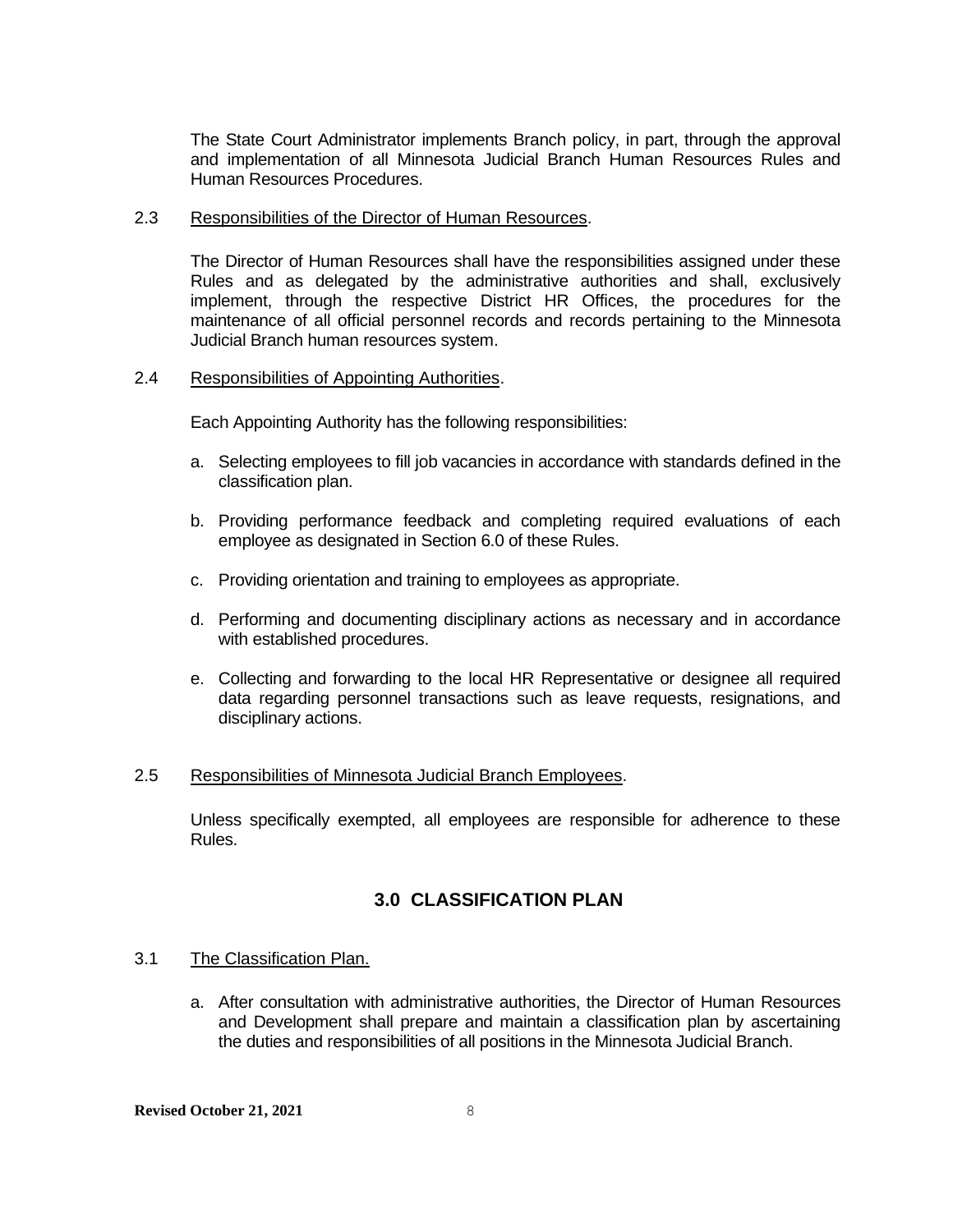The State Court Administrator implements Branch policy, in part, through the approval and implementation of all Minnesota Judicial Branch Human Resources Rules and Human Resources Procedures.

2.3 Responsibilities of the Director of Human Resources.

The Director of Human Resources shall have the responsibilities assigned under these Rules and as delegated by the administrative authorities and shall, exclusively implement, through the respective District HR Offices, the procedures for the maintenance of all official personnel records and records pertaining to the Minnesota Judicial Branch human resources system.

2.4 Responsibilities of Appointing Authorities.

Each Appointing Authority has the following responsibilities:

a. Selecting employees to fill job vacancies in accordance with standards defined in the classification plan.

b. Providing performance feedback and completing required evaluations of each employee as designated in Section 6.0 of these Rules.

c. Providing orientation and training to employees as appropriate.

d. Performing and documenting disciplinary actions as necessary and in accordance with established procedures.

e. Collecting and forwarding to the local HR Representative or designee all required data regarding personnel transactions such as leave requests, resignations, and disciplinary actions.

2.5 Responsibilities of Minnesota Judicial Branch Employees.

Unless specifically exempted, all employees are responsible for adherence to these Rules.

## 3.0 CLASSIFICATION PLAN

3.1 The Classification Plan.

a. After consultation with administrative authorities, the Director of Human Resources and Development shall prepare and maintain a classification plan by ascertaining the duties and responsibilities of all positions in the Minnesota Judicial Branch.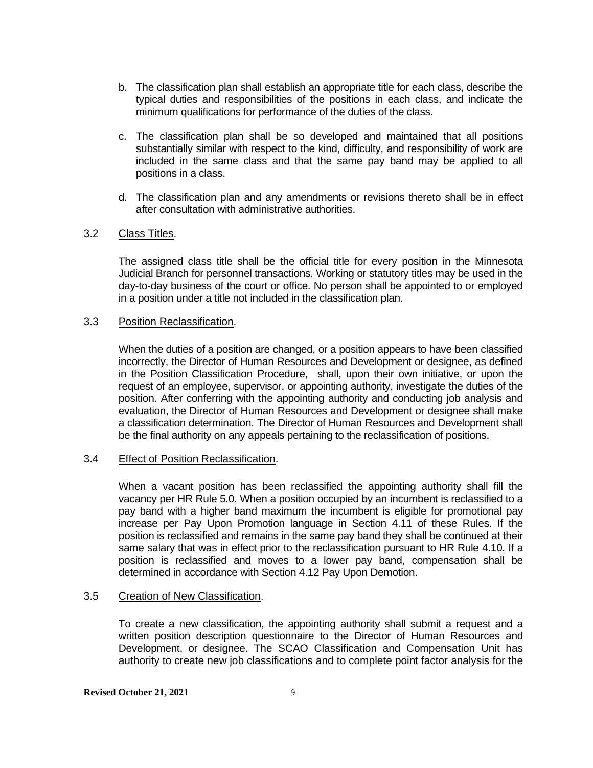b. The classification plan shall establish an appropriate title for each class, describe the typical duties and responsibilities of the positions in each class, and indicate the minimum qualifications for performance of the duties of the class.

c. The classification plan shall be so developed and maintained that all positions substantially similar with respect to the kind, difficulty, and responsibility of work are included in the same class and that the same pay band may be applied to all positions in a class.

d. The classification plan and any amendments or revisions thereto shall be in effect after consultation with administrative authorities.

3.2 Class Titles.

The assigned class title shall be the official title for every position in the Minnesota Judicial Branch for personnel transactions. Working or statutory titles may be used in the day-to-day business of the court or office. No person shall be appointed to or employed in a position under a title not included in the classification plan.

3.3 Position Reclassification.

When the duties of a position are changed, or a position appears to have been classified incorrectly, the Director of Human Resources and Development or designee, as defined in the Position Classification Procedure, shall, upon their own initiative, or upon the request of an employee, supervisor, or appointing authority, investigate the duties of the position. After conferring with the appointing authority and conducting job analysis and evaluation, the Director of Human Resources and Development or designee shall make a classification determination. The Director of Human Resources and Development shall be the final authority on any appeals pertaining to the reclassification of positions.

3.4 Effect of Position Reclassification.

When a vacant position has been reclassified the appointing authority shall fill the vacancy per HR Rule 5.0. When a position occupied by an incumbent is reclassified to a pay band with a higher band maximum the incumbent is eligible for promotional pay increase per Pay Upon Promotion language in Section 4.11 of these Rules. If the position is reclassified and remains in the same pay band they shall be continued at their same salary that was in effect prior to the reclassification pursuant to HR Rule 4.10. If a position is reclassified and moves to a lower pay band, compensation shall be determined in accordance with Section 4.12 Pay Upon Demotion.

3.5 Creation of New Classification.

To create a new classification, the appointing authority shall submit a request and a written position description questionnaire to the Director of Human Resources and Development, or designee. The SCAO Classification and Compensation Unit has authority to create new job classifications and to complete point factor analysis for the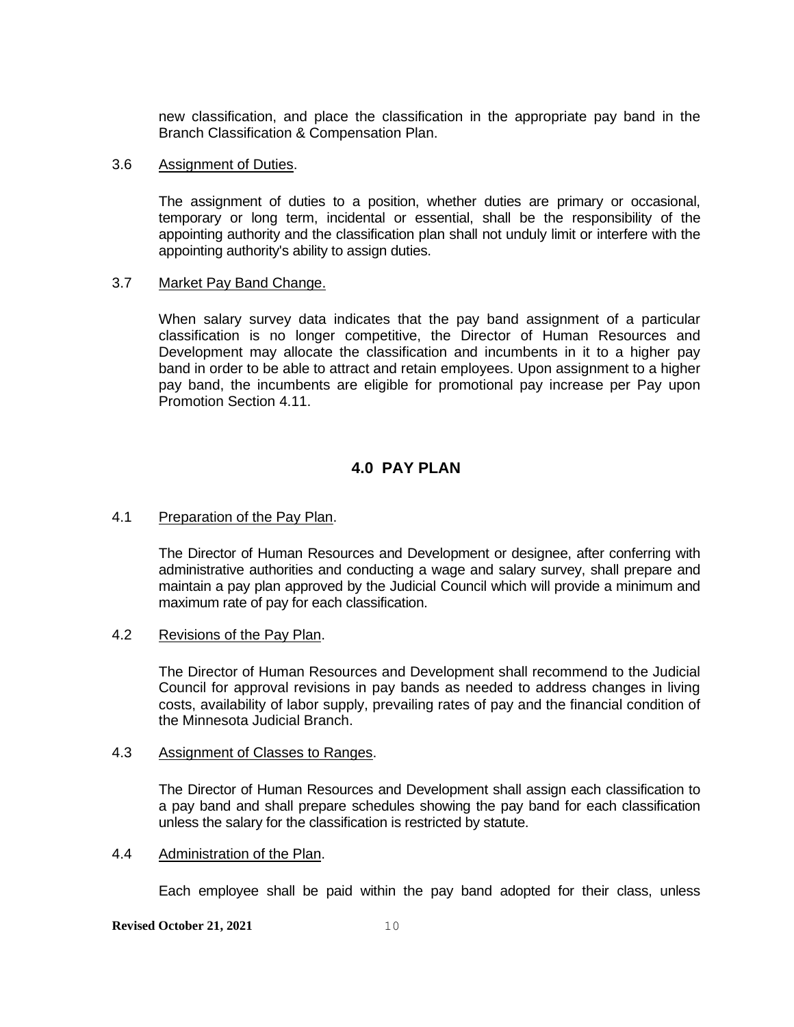new classification, and place the classification in the appropriate pay band in the Branch Classification & Compensation Plan.

3.6 Assignment of Duties.

The assignment of duties to a position, whether duties are primary or occasional, temporary or long term, incidental or essential, shall be the responsibility of the appointing authority and the classification plan shall not unduly limit or interfere with the appointing authority's ability to assign duties.

3.7 Market Pay Band Change.

When salary survey data indicates that the pay band assignment of a particular classification is no longer competitive, the Director of Human Resources and Development may allocate the classification and incumbents in it to a higher pay band in order to be able to attract and retain employees. Upon assignment to a higher pay band, the incumbents are eligible for promotional pay increase per Pay upon Promotion Section 4.11.

## 4.0 PAY PLAN

4.1 Preparation of the Pay Plan.

The Director of Human Resources and Development or designee, after conferring with administrative authorities and conducting a wage and salary survey, shall prepare and maintain a pay plan approved by the Judicial Council which will provide a minimum and maximum rate of pay for each classification.

4.2 Revisions of the Pay Plan.

The Director of Human Resources and Development shall recommend to the Judicial Council for approval revisions in pay bands as needed to address changes in living costs, availability of labor supply, prevailing rates of pay and the financial condition of the Minnesota Judicial Branch.

4.3 Assignment of Classes to Ranges.

The Director of Human Resources and Development shall assign each classification to a pay band and shall prepare schedules showing the pay band for each classification unless the salary for the classification is restricted by statute.

4.4 Administration of the Plan.

Each employee shall be paid within the pay band adopted for their class, unless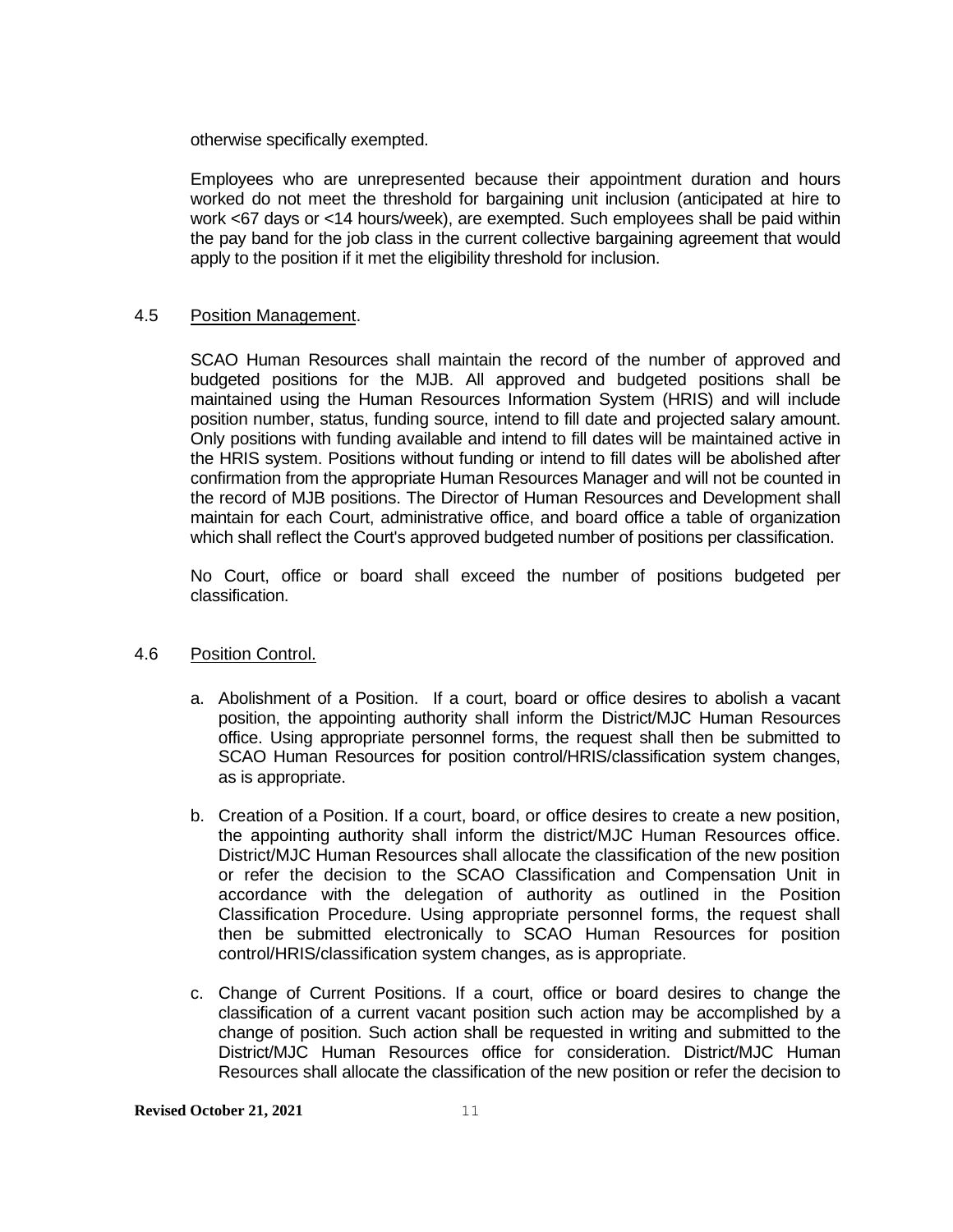otherwise specifically exempted.

Employees who are unrepresented because their appointment duration and hours worked do not meet the threshold for bargaining unit inclusion (anticipated at hire to work <67 days or <14 hours/week), are exempted. Such employees shall be paid within the pay band for the job class in the current collective bargaining agreement that would apply to the position if it met the eligibility threshold for inclusion.

4.5 Position Management.

SCAO Human Resources shall maintain the record of the number of approved and budgeted positions for the MJB. All approved and budgeted positions shall be maintained using the Human Resources Information System (HRIS) and will include position number, status, funding source, intend to fill date and projected salary amount. Only positions with funding available and intend to fill dates will be maintained active in the HRIS system. Positions without funding or intend to fill dates will be abolished after confirmation from the appropriate Human Resources Manager and will not be counted in the record of MJB positions. The Director of Human Resources and Development shall maintain for each Court, administrative office, and board office a table of organization which shall reflect the Court's approved budgeted number of positions per classification.

No Court, office or board shall exceed the number of positions budgeted per classification.

4.6 Position Control.

a. Abolishment of a Position. If a court, board or office desires to abolish a vacant position, the appointing authority shall inform the District/MJC Human Resources office. Using appropriate personnel forms, the request shall then be submitted to SCAO Human Resources for position control/HRIS/classification system changes, as is appropriate.

b. Creation of a Position. If a court, board, or office desires to create a new position, the appointing authority shall inform the district/MJC Human Resources office. District/MJC Human Resources shall allocate the classification of the new position or refer the decision to the SCAO Classification and Compensation Unit in accordance with the delegation of authority as outlined in the Position Classification Procedure. Using appropriate personnel forms, the request shall then be submitted electronically to SCAO Human Resources for position control/HRIS/classification system changes, as is appropriate.

c. Change of Current Positions. If a court, office or board desires to change the classification of a current vacant position such action may be accomplished by a change of position. Such action shall be requested in writing and submitted to the District/MJC Human Resources office for consideration. District/MJC Human Resources shall allocate the classification of the new position or refer the decision to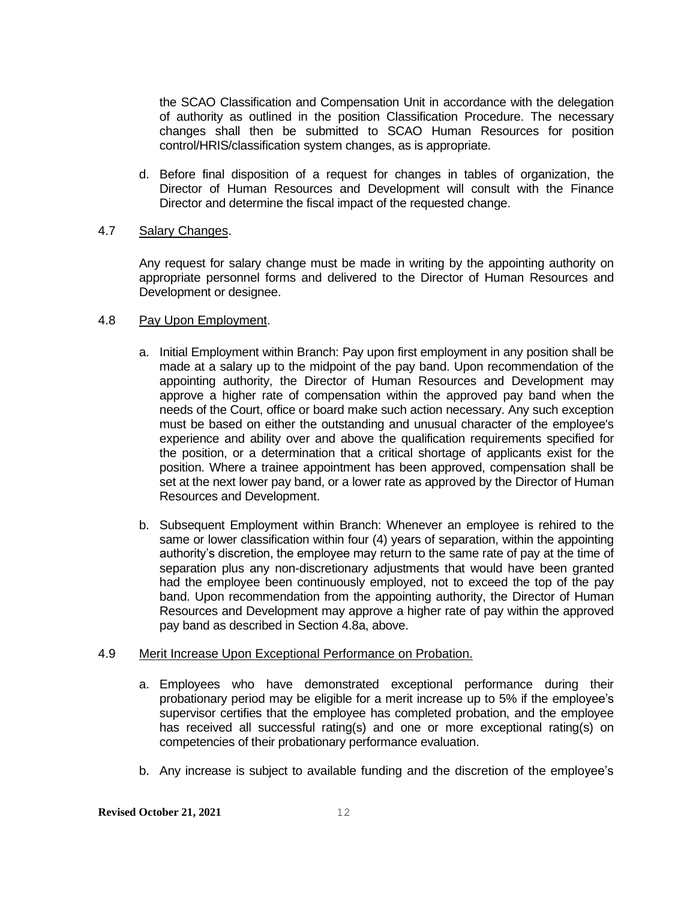the SCAO Classification and Compensation Unit in accordance with the delegation of authority as outlined in the position Classification Procedure. The necessary changes shall then be submitted to SCAO Human Resources for position control/HRIS/classification system changes, as is appropriate.

d. Before final disposition of a request for changes in tables of organization, the Director of Human Resources and Development will consult with the Finance Director and determine the fiscal impact of the requested change.

4.7 Salary Changes.

Any request for salary change must be made in writing by the appointing authority on appropriate personnel forms and delivered to the Director of Human Resources and Development or designee.

4.8 Pay Upon Employment.

a. Initial Employment within Branch: Pay upon first employment in any position shall be made at a salary up to the midpoint of the pay band. Upon recommendation of the appointing authority, the Director of Human Resources and Development may approve a higher rate of compensation within the approved pay band when the needs of the Court, office or board make such action necessary. Any such exception must be based on either the outstanding and unusual character of the employee's experience and ability over and above the qualification requirements specified for the position, or a determination that a critical shortage of applicants exist for the position. Where a trainee appointment has been approved, compensation shall be set at the next lower pay band, or a lower rate as approved by the Director of Human Resources and Development.

b. Subsequent Employment within Branch: Whenever an employee is rehired to the same or lower classification within four (4) years of separation, within the appointing authority's discretion, the employee may return to the same rate of pay at the time of separation plus any non-discretionary adjustments that would have been granted had the employee been continuously employed, not to exceed the top of the pay band. Upon recommendation from the appointing authority, the Director of Human Resources and Development may approve a higher rate of pay within the approved pay band as described in Section 4.8a, above.

4.9 Merit Increase Upon Exceptional Performance on Probation.

a. Employees who have demonstrated exceptional performance during their probationary period may be eligible for a merit increase up to 5% if the employee's supervisor certifies that the employee has completed probation, and the employee has received all successful rating(s) and one or more exceptional rating(s) on competencies of their probationary performance evaluation.

b. Any increase is subject to available funding and the discretion of the employee's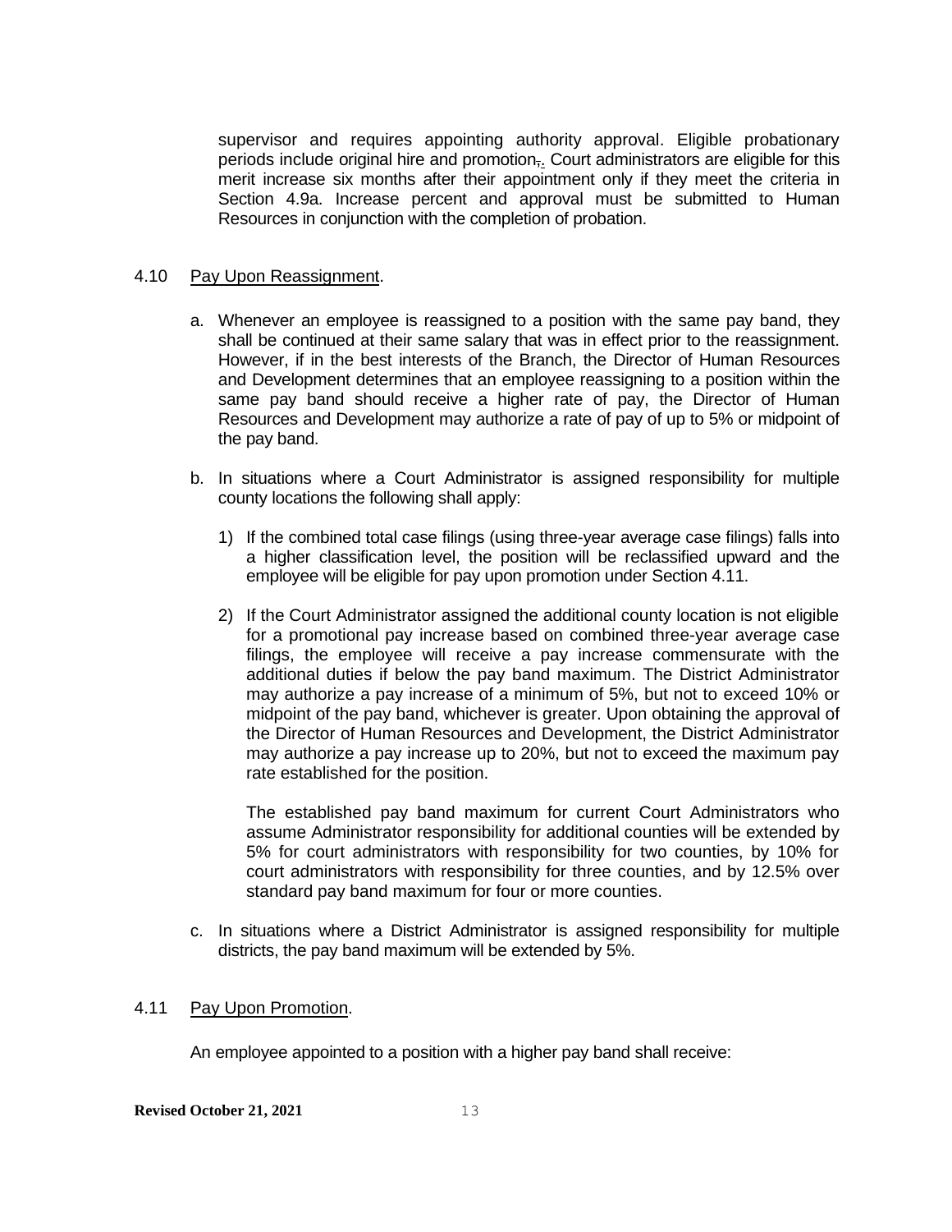supervisor and requires appointing authority approval. Eligible probationary periods include original hire and promotion. Court administrators are eligible for this merit increase six months after their appointment only if they meet the criteria in Section 4.9a. Increase percent and approval must be submitted to Human Resources in conjunction with the completion of probation.

4.10 Pay Upon Reassignment.

a. Whenever an employee is reassigned to a position with the same pay band, they shall be continued at their same salary that was in effect prior to the reassignment. However, if in the best interests of the Branch, the Director of Human Resources and Development determines that an employee reassigning to a position within the same pay band should receive a higher rate of pay, the Director of Human Resources and Development may authorize a rate of pay of up to 5% or midpoint of the pay band.

b. In situations where a Court Administrator is assigned responsibility for multiple county locations the following shall apply:

   1) If the combined total case filings (using three-year average case filings) falls into a higher classification level, the position will be reclassified upward and the employee will be eligible for pay upon promotion under Section 4.11.

   2) If the Court Administrator assigned the additional county location is not eligible for a promotional pay increase based on combined three-year average case filings, the employee will receive a pay increase commensurate with the additional duties if below the pay band maximum. The District Administrator may authorize a pay increase of a minimum of 5%, but not to exceed 10% or midpoint of the pay band, whichever is greater. Upon obtaining the approval of the Director of Human Resources and Development, the District Administrator may authorize a pay increase up to 20%, but not to exceed the maximum pay rate established for the position.

   The established pay band maximum for current Court Administrators who assume Administrator responsibility for additional counties will be extended by 5% for court administrators with responsibility for two counties, by 10% for court administrators with responsibility for three counties, and by 12.5% over standard pay band maximum for four or more counties.

c. In situations where a District Administrator is assigned responsibility for multiple districts, the pay band maximum will be extended by 5%.

4.11 Pay Upon Promotion.

An employee appointed to a position with a higher pay band shall receive: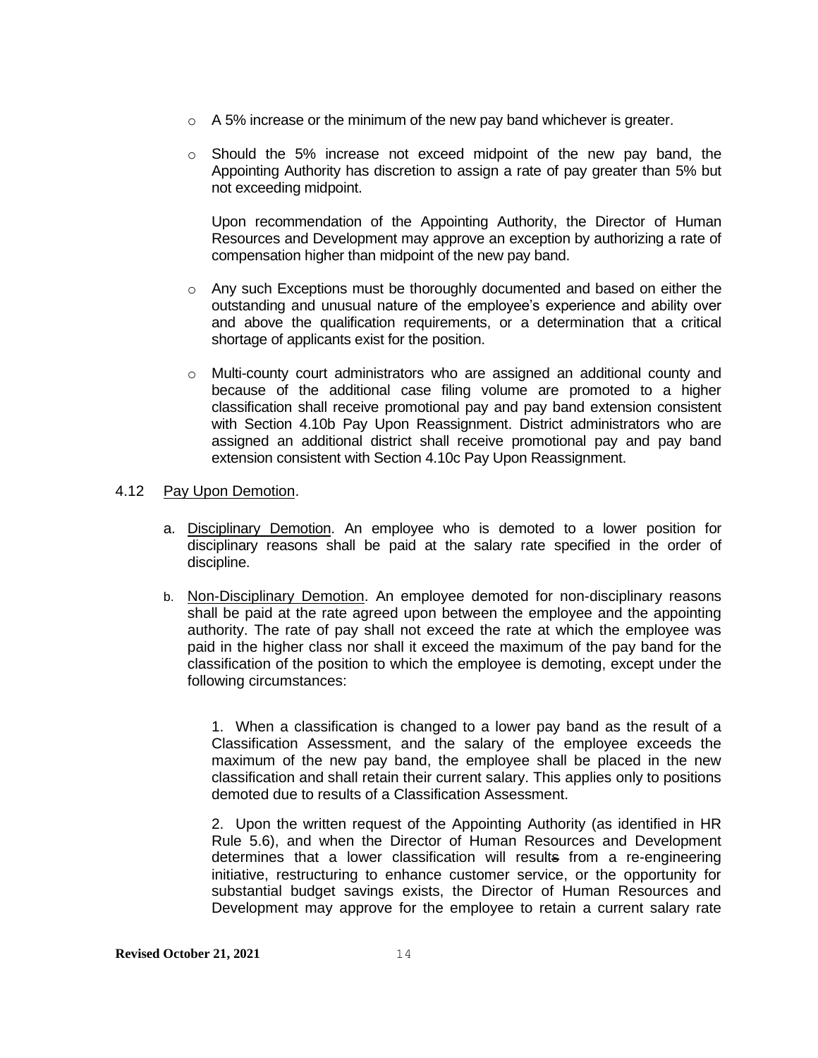- A 5% increase or the minimum of the new pay band whichever is greater.
- Should the 5% increase not exceed midpoint of the new pay band, the Appointing Authority has discretion to assign a rate of pay greater than 5% but not exceeding midpoint.

  Upon recommendation of the Appointing Authority, the Director of Human Resources and Development may approve an exception by authorizing a rate of compensation higher than midpoint of the new pay band.

- Any such Exceptions must be thoroughly documented and based on either the outstanding and unusual nature of the employee's experience and ability over and above the qualification requirements, or a determination that a critical shortage of applicants exist for the position.
- Multi-county court administrators who are assigned an additional county and because of the additional case filing volume are promoted to a higher classification shall receive promotional pay and pay band extension consistent with Section 4.10b Pay Upon Reassignment. District administrators who are assigned an additional district shall receive promotional pay and pay band extension consistent with Section 4.10c Pay Upon Reassignment.

4.12 Pay Upon Demotion.

a. Disciplinary Demotion. An employee who is demoted to a lower position for disciplinary reasons shall be paid at the salary rate specified in the order of discipline.

b. Non-Disciplinary Demotion. An employee demoted for non-disciplinary reasons shall be paid at the rate agreed upon between the employee and the appointing authority. The rate of pay shall not exceed the rate at which the employee was paid in the higher class nor shall it exceed the maximum of the pay band for the classification of the position to which the employee is demoting, except under the following circumstances:

1. When a classification is changed to a lower pay band as the result of a Classification Assessment, and the salary of the employee exceeds the maximum of the new pay band, the employee shall be placed in the new classification and shall retain their current salary. This applies only to positions demoted due to results of a Classification Assessment.

2. Upon the written request of the Appointing Authority (as identified in HR Rule 5.6), and when the Director of Human Resources and Development determines that a lower classification will result~~s~~ from a re-engineering initiative, restructuring to enhance customer service, or the opportunity for substantial budget savings exists, the Director of Human Resources and Development may approve for the employee to retain a current salary rate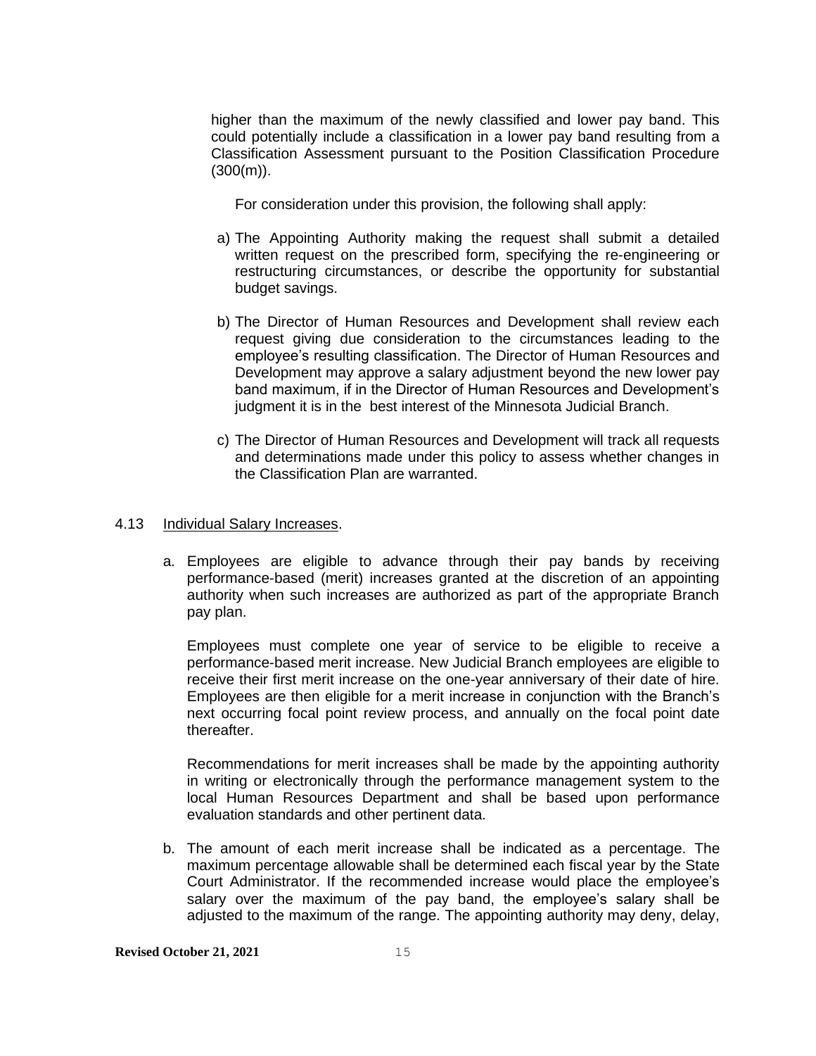higher than the maximum of the newly classified and lower pay band. This could potentially include a classification in a lower pay band resulting from a Classification Assessment pursuant to the Position Classification Procedure (300(m)).

For consideration under this provision, the following shall apply:

a) The Appointing Authority making the request shall submit a detailed written request on the prescribed form, specifying the re-engineering or restructuring circumstances, or describe the opportunity for substantial budget savings.

b) The Director of Human Resources and Development shall review each request giving due consideration to the circumstances leading to the employee's resulting classification. The Director of Human Resources and Development may approve a salary adjustment beyond the new lower pay band maximum, if in the Director of Human Resources and Development's judgment it is in the best interest of the Minnesota Judicial Branch.

c) The Director of Human Resources and Development will track all requests and determinations made under this policy to assess whether changes in the Classification Plan are warranted.

4.13 Individual Salary Increases.

a. Employees are eligible to advance through their pay bands by receiving performance-based (merit) increases granted at the discretion of an appointing authority when such increases are authorized as part of the appropriate Branch pay plan.

Employees must complete one year of service to be eligible to receive a performance-based merit increase. New Judicial Branch employees are eligible to receive their first merit increase on the one-year anniversary of their date of hire. Employees are then eligible for a merit increase in conjunction with the Branch's next occurring focal point review process, and annually on the focal point date thereafter.

Recommendations for merit increases shall be made by the appointing authority in writing or electronically through the performance management system to the local Human Resources Department and shall be based upon performance evaluation standards and other pertinent data.

b. The amount of each merit increase shall be indicated as a percentage. The maximum percentage allowable shall be determined each fiscal year by the State Court Administrator. If the recommended increase would place the employee's salary over the maximum of the pay band, the employee's salary shall be adjusted to the maximum of the range. The appointing authority may deny, delay,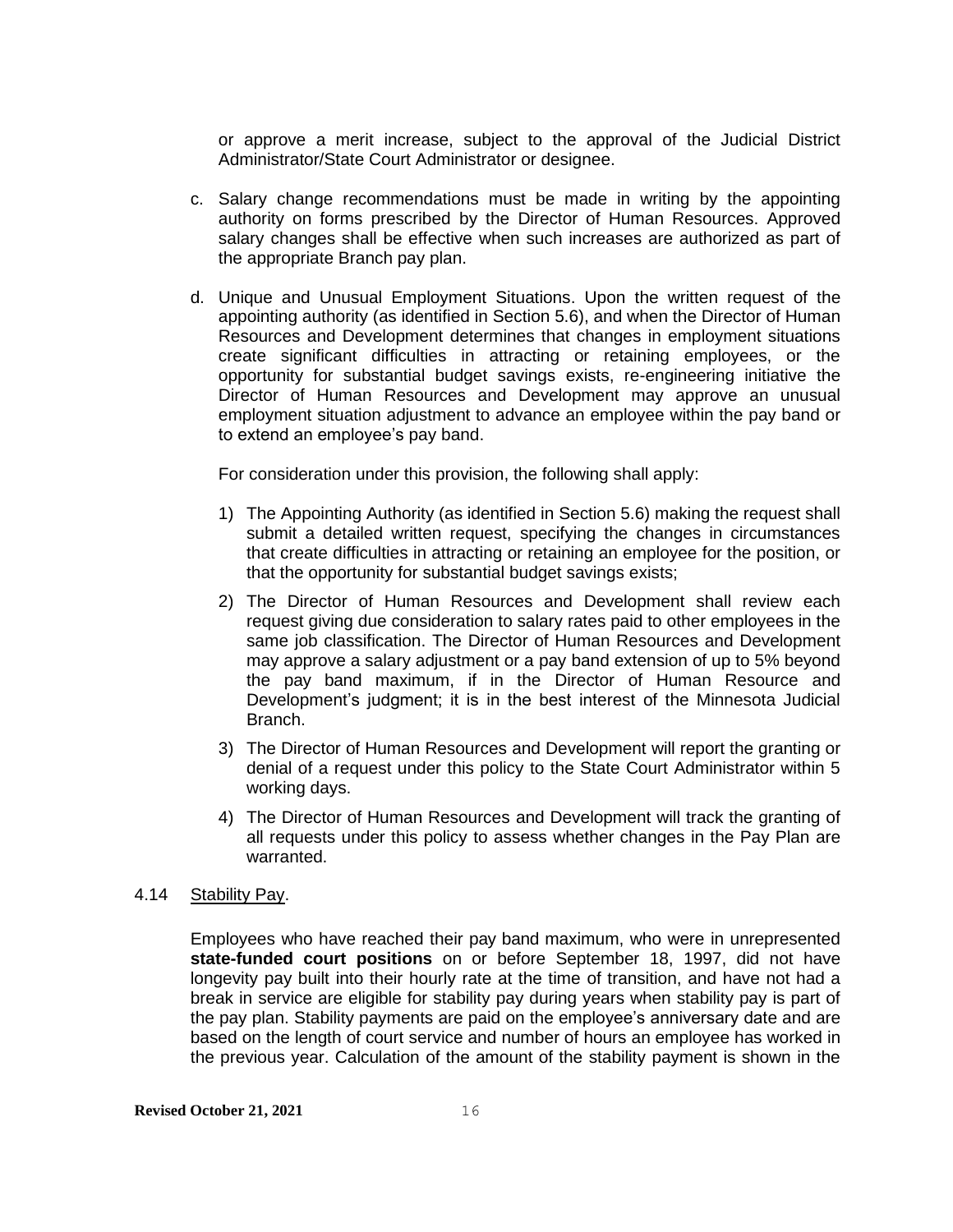or approve a merit increase, subject to the approval of the Judicial District Administrator/State Court Administrator or designee.

c. Salary change recommendations must be made in writing by the appointing authority on forms prescribed by the Director of Human Resources. Approved salary changes shall be effective when such increases are authorized as part of the appropriate Branch pay plan.

d. Unique and Unusual Employment Situations. Upon the written request of the appointing authority (as identified in Section 5.6), and when the Director of Human Resources and Development determines that changes in employment situations create significant difficulties in attracting or retaining employees, or the opportunity for substantial budget savings exists, re-engineering initiative the Director of Human Resources and Development may approve an unusual employment situation adjustment to advance an employee within the pay band or to extend an employee's pay band.

   For consideration under this provision, the following shall apply:

   1) The Appointing Authority (as identified in Section 5.6) making the request shall submit a detailed written request, specifying the changes in circumstances that create difficulties in attracting or retaining an employee for the position, or that the opportunity for substantial budget savings exists;

   2) The Director of Human Resources and Development shall review each request giving due consideration to salary rates paid to other employees in the same job classification. The Director of Human Resources and Development may approve a salary adjustment or a pay band extension of up to 5% beyond the pay band maximum, if in the Director of Human Resource and Development's judgment; it is in the best interest of the Minnesota Judicial Branch.

   3) The Director of Human Resources and Development will report the granting or denial of a request under this policy to the State Court Administrator within 5 working days.

   4) The Director of Human Resources and Development will track the granting of all requests under this policy to assess whether changes in the Pay Plan are warranted.

4.14 Stability Pay.

Employees who have reached their pay band maximum, who were in unrepresented **state-funded court positions** on or before September 18, 1997, did not have longevity pay built into their hourly rate at the time of transition, and have not had a break in service are eligible for stability pay during years when stability pay is part of the pay plan. Stability payments are paid on the employee's anniversary date and are based on the length of court service and number of hours an employee has worked in the previous year. Calculation of the amount of the stability payment is shown in the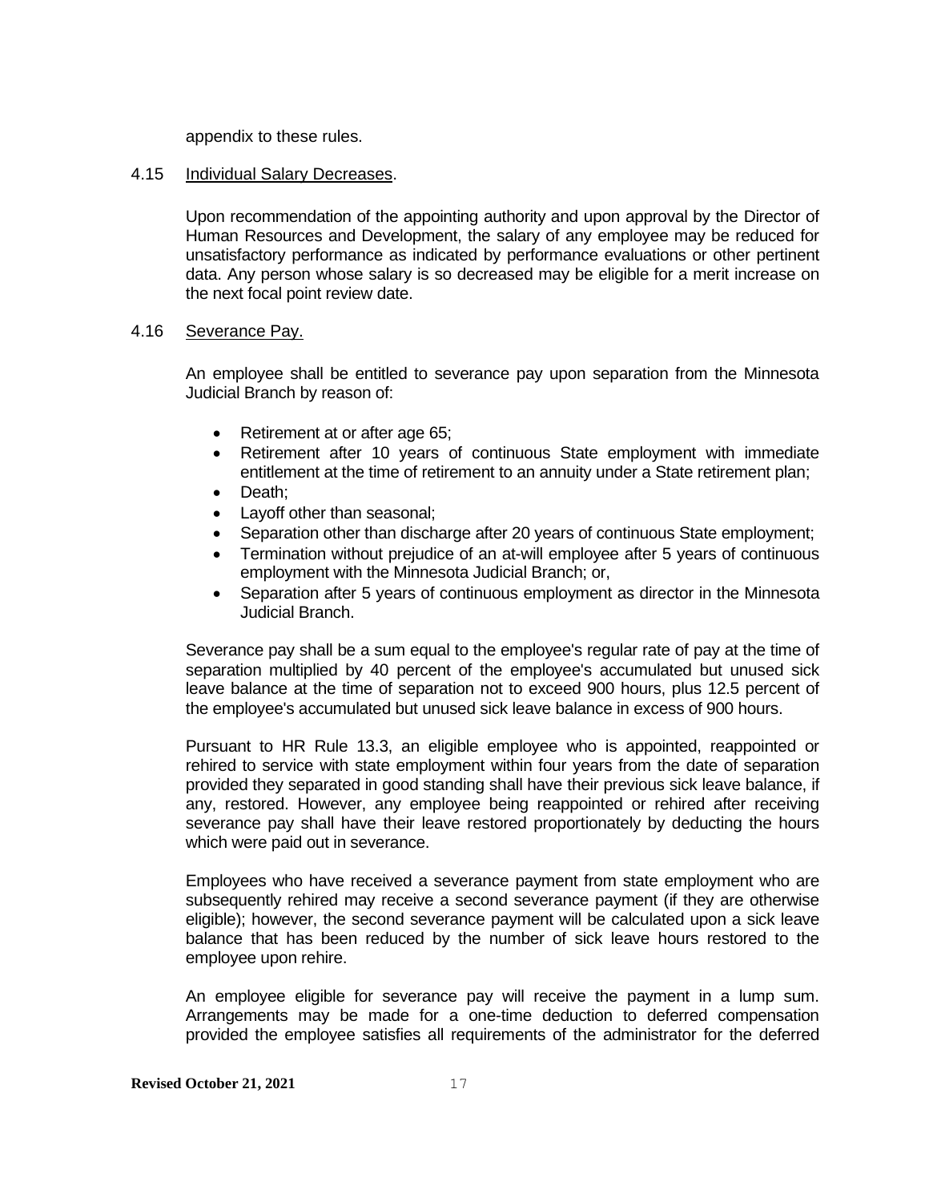appendix to these rules.

4.15 Individual Salary Decreases.

Upon recommendation of the appointing authority and upon approval by the Director of Human Resources and Development, the salary of any employee may be reduced for unsatisfactory performance as indicated by performance evaluations or other pertinent data. Any person whose salary is so decreased may be eligible for a merit increase on the next focal point review date.

4.16 Severance Pay.

An employee shall be entitled to severance pay upon separation from the Minnesota Judicial Branch by reason of:

- Retirement at or after age 65;
- Retirement after 10 years of continuous State employment with immediate entitlement at the time of retirement to an annuity under a State retirement plan;
- Death;
- Layoff other than seasonal;
- Separation other than discharge after 20 years of continuous State employment;
- Termination without prejudice of an at-will employee after 5 years of continuous employment with the Minnesota Judicial Branch; or,
- Separation after 5 years of continuous employment as director in the Minnesota Judicial Branch.

Severance pay shall be a sum equal to the employee's regular rate of pay at the time of separation multiplied by 40 percent of the employee's accumulated but unused sick leave balance at the time of separation not to exceed 900 hours, plus 12.5 percent of the employee's accumulated but unused sick leave balance in excess of 900 hours.

Pursuant to HR Rule 13.3, an eligible employee who is appointed, reappointed or rehired to service with state employment within four years from the date of separation provided they separated in good standing shall have their previous sick leave balance, if any, restored. However, any employee being reappointed or rehired after receiving severance pay shall have their leave restored proportionately by deducting the hours which were paid out in severance.

Employees who have received a severance payment from state employment who are subsequently rehired may receive a second severance payment (if they are otherwise eligible); however, the second severance payment will be calculated upon a sick leave balance that has been reduced by the number of sick leave hours restored to the employee upon rehire.

An employee eligible for severance pay will receive the payment in a lump sum. Arrangements may be made for a one-time deduction to deferred compensation provided the employee satisfies all requirements of the administrator for the deferred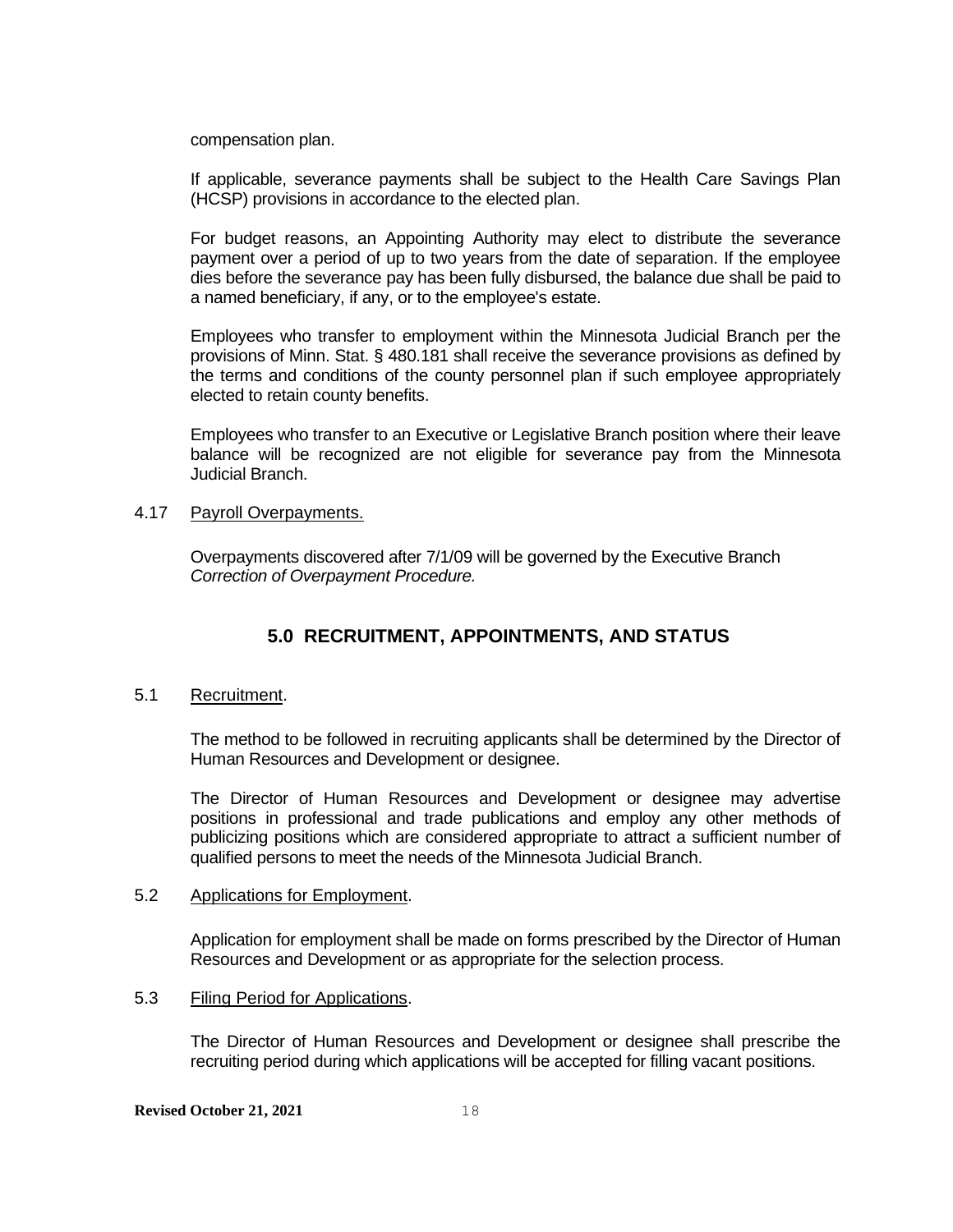compensation plan.

If applicable, severance payments shall be subject to the Health Care Savings Plan (HCSP) provisions in accordance to the elected plan.

For budget reasons, an Appointing Authority may elect to distribute the severance payment over a period of up to two years from the date of separation. If the employee dies before the severance pay has been fully disbursed, the balance due shall be paid to a named beneficiary, if any, or to the employee's estate.

Employees who transfer to employment within the Minnesota Judicial Branch per the provisions of Minn. Stat. § 480.181 shall receive the severance provisions as defined by the terms and conditions of the county personnel plan if such employee appropriately elected to retain county benefits.

Employees who transfer to an Executive or Legislative Branch position where their leave balance will be recognized are not eligible for severance pay from the Minnesota Judicial Branch.

4.17 Payroll Overpayments.

Overpayments discovered after 7/1/09 will be governed by the Executive Branch *Correction of Overpayment Procedure.*

## 5.0 RECRUITMENT, APPOINTMENTS, AND STATUS

5.1 Recruitment.

The method to be followed in recruiting applicants shall be determined by the Director of Human Resources and Development or designee.

The Director of Human Resources and Development or designee may advertise positions in professional and trade publications and employ any other methods of publicizing positions which are considered appropriate to attract a sufficient number of qualified persons to meet the needs of the Minnesota Judicial Branch.

5.2 Applications for Employment.

Application for employment shall be made on forms prescribed by the Director of Human Resources and Development or as appropriate for the selection process.

5.3 Filing Period for Applications.

The Director of Human Resources and Development or designee shall prescribe the recruiting period during which applications will be accepted for filling vacant positions.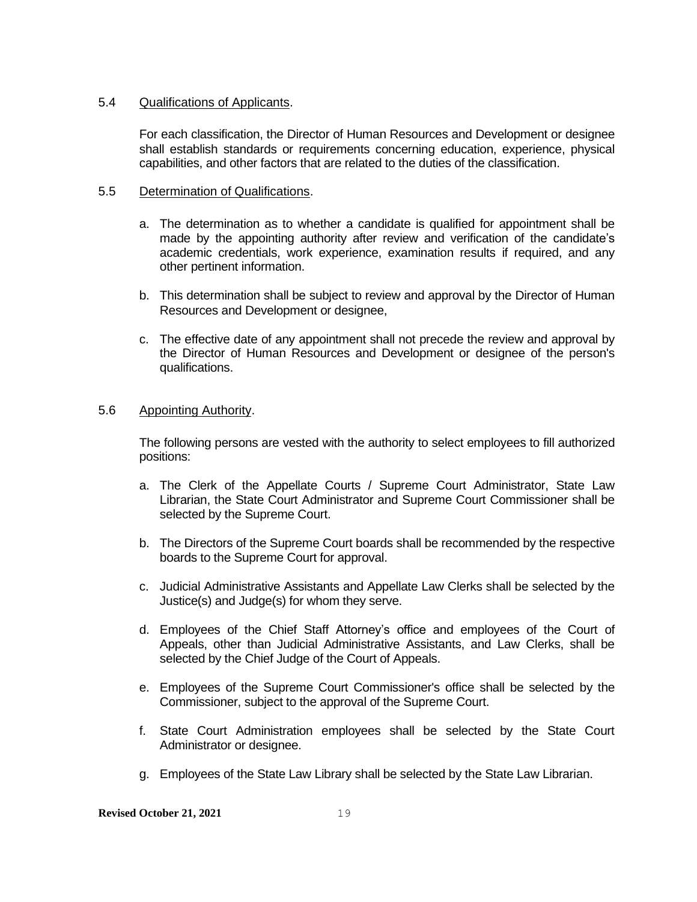5.4 Qualifications of Applicants.

For each classification, the Director of Human Resources and Development or designee shall establish standards or requirements concerning education, experience, physical capabilities, and other factors that are related to the duties of the classification.

5.5 Determination of Qualifications.

a. The determination as to whether a candidate is qualified for appointment shall be made by the appointing authority after review and verification of the candidate's academic credentials, work experience, examination results if required, and any other pertinent information.

b. This determination shall be subject to review and approval by the Director of Human Resources and Development or designee,

c. The effective date of any appointment shall not precede the review and approval by the Director of Human Resources and Development or designee of the person's qualifications.

5.6 Appointing Authority.

The following persons are vested with the authority to select employees to fill authorized positions:

a. The Clerk of the Appellate Courts / Supreme Court Administrator, State Law Librarian, the State Court Administrator and Supreme Court Commissioner shall be selected by the Supreme Court.

b. The Directors of the Supreme Court boards shall be recommended by the respective boards to the Supreme Court for approval.

c. Judicial Administrative Assistants and Appellate Law Clerks shall be selected by the Justice(s) and Judge(s) for whom they serve.

d. Employees of the Chief Staff Attorney's office and employees of the Court of Appeals, other than Judicial Administrative Assistants, and Law Clerks, shall be selected by the Chief Judge of the Court of Appeals.

e. Employees of the Supreme Court Commissioner's office shall be selected by the Commissioner, subject to the approval of the Supreme Court.

f. State Court Administration employees shall be selected by the State Court Administrator or designee.

g. Employees of the State Law Library shall be selected by the State Law Librarian.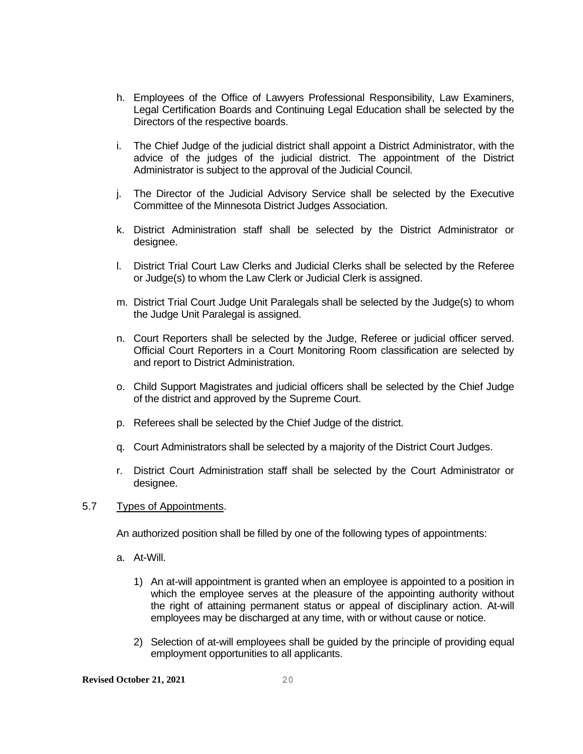h. Employees of the Office of Lawyers Professional Responsibility, Law Examiners, Legal Certification Boards and Continuing Legal Education shall be selected by the Directors of the respective boards.

i. The Chief Judge of the judicial district shall appoint a District Administrator, with the advice of the judges of the judicial district. The appointment of the District Administrator is subject to the approval of the Judicial Council.

j. The Director of the Judicial Advisory Service shall be selected by the Executive Committee of the Minnesota District Judges Association.

k. District Administration staff shall be selected by the District Administrator or designee.

l. District Trial Court Law Clerks and Judicial Clerks shall be selected by the Referee or Judge(s) to whom the Law Clerk or Judicial Clerk is assigned.

m. District Trial Court Judge Unit Paralegals shall be selected by the Judge(s) to whom the Judge Unit Paralegal is assigned.

n. Court Reporters shall be selected by the Judge, Referee or judicial officer served. Official Court Reporters in a Court Monitoring Room classification are selected by and report to District Administration.

o. Child Support Magistrates and judicial officers shall be selected by the Chief Judge of the district and approved by the Supreme Court.

p. Referees shall be selected by the Chief Judge of the district.

q. Court Administrators shall be selected by a majority of the District Court Judges.

r. District Court Administration staff shall be selected by the Court Administrator or designee.

5.7 Types of Appointments.

An authorized position shall be filled by one of the following types of appointments:

a. At-Will.

1) An at-will appointment is granted when an employee is appointed to a position in which the employee serves at the pleasure of the appointing authority without the right of attaining permanent status or appeal of disciplinary action. At-will employees may be discharged at any time, with or without cause or notice.

2) Selection of at-will employees shall be guided by the principle of providing equal employment opportunities to all applicants.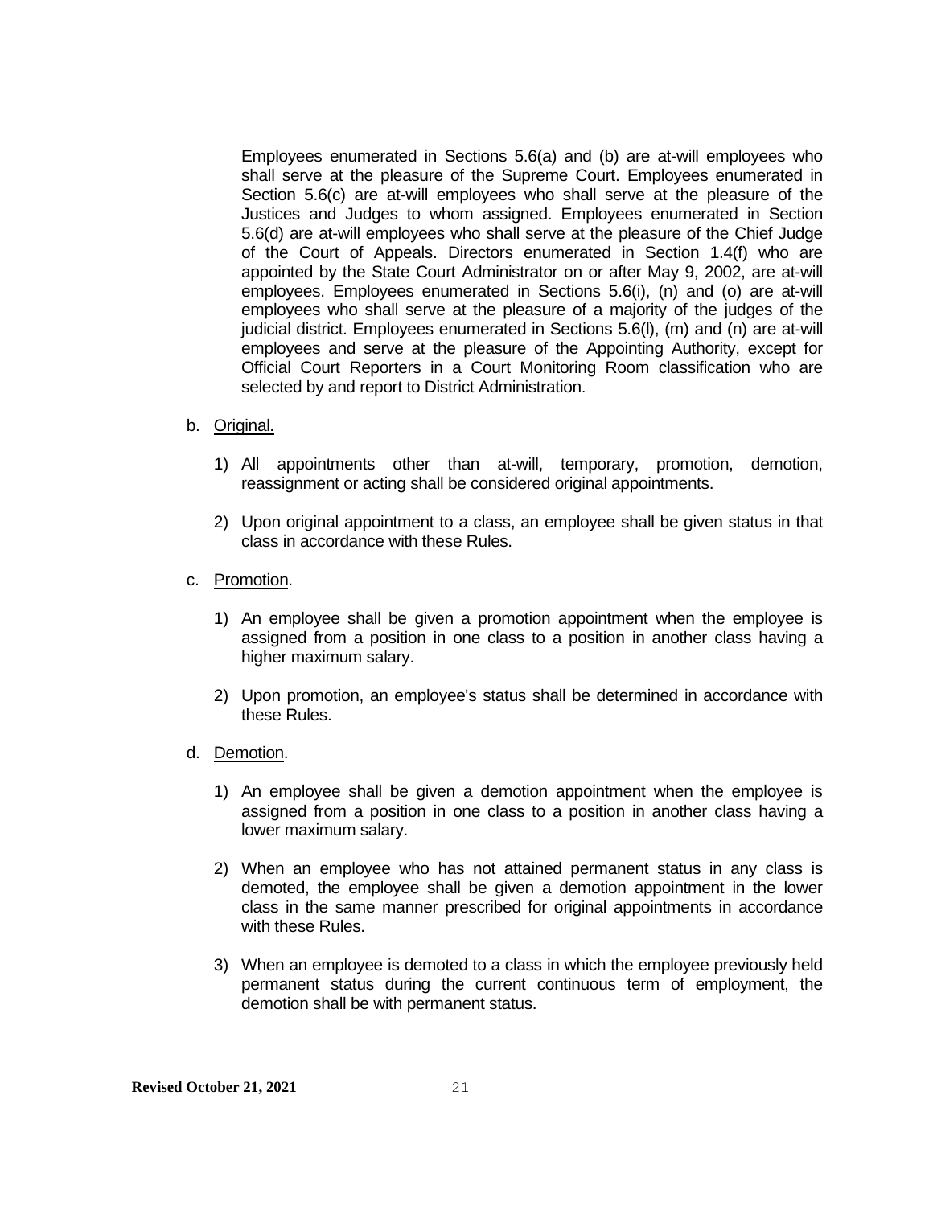Employees enumerated in Sections 5.6(a) and (b) are at-will employees who shall serve at the pleasure of the Supreme Court. Employees enumerated in Section 5.6(c) are at-will employees who shall serve at the pleasure of the Justices and Judges to whom assigned. Employees enumerated in Section 5.6(d) are at-will employees who shall serve at the pleasure of the Chief Judge of the Court of Appeals. Directors enumerated in Section 1.4(f) who are appointed by the State Court Administrator on or after May 9, 2002, are at-will employees. Employees enumerated in Sections 5.6(i), (n) and (o) are at-will employees who shall serve at the pleasure of a majority of the judges of the judicial district. Employees enumerated in Sections 5.6(l), (m) and (n) are at-will employees and serve at the pleasure of the Appointing Authority, except for Official Court Reporters in a Court Monitoring Room classification who are selected by and report to District Administration.

b. Original.

   1) All appointments other than at-will, temporary, promotion, demotion, reassignment or acting shall be considered original appointments.

   2) Upon original appointment to a class, an employee shall be given status in that class in accordance with these Rules.

c. Promotion.

   1) An employee shall be given a promotion appointment when the employee is assigned from a position in one class to a position in another class having a higher maximum salary.

   2) Upon promotion, an employee's status shall be determined in accordance with these Rules.

d. Demotion.

   1) An employee shall be given a demotion appointment when the employee is assigned from a position in one class to a position in another class having a lower maximum salary.

   2) When an employee who has not attained permanent status in any class is demoted, the employee shall be given a demotion appointment in the lower class in the same manner prescribed for original appointments in accordance with these Rules.

   3) When an employee is demoted to a class in which the employee previously held permanent status during the current continuous term of employment, the demotion shall be with permanent status.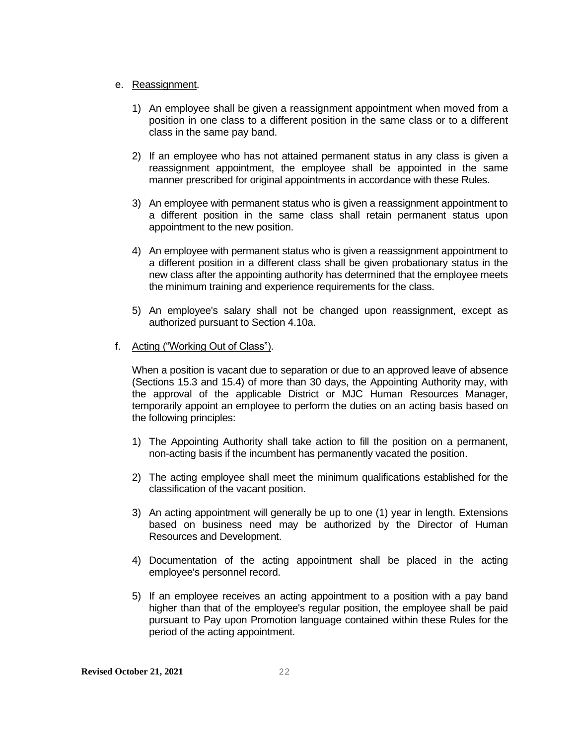e. <u>Reassignment</u>.

1) An employee shall be given a reassignment appointment when moved from a position in one class to a different position in the same class or to a different class in the same pay band.

2) If an employee who has not attained permanent status in any class is given a reassignment appointment, the employee shall be appointed in the same manner prescribed for original appointments in accordance with these Rules.

3) An employee with permanent status who is given a reassignment appointment to a different position in the same class shall retain permanent status upon appointment to the new position.

4) An employee with permanent status who is given a reassignment appointment to a different position in a different class shall be given probationary status in the new class after the appointing authority has determined that the employee meets the minimum training and experience requirements for the class.

5) An employee's salary shall not be changed upon reassignment, except as authorized pursuant to Section 4.10a.

f. <u>Acting ("Working Out of Class")</u>.

When a position is vacant due to separation or due to an approved leave of absence (Sections 15.3 and 15.4) of more than 30 days, the Appointing Authority may, with the approval of the applicable District or MJC Human Resources Manager, temporarily appoint an employee to perform the duties on an acting basis based on the following principles:

1) The Appointing Authority shall take action to fill the position on a permanent, non-acting basis if the incumbent has permanently vacated the position.

2) The acting employee shall meet the minimum qualifications established for the classification of the vacant position.

3) An acting appointment will generally be up to one (1) year in length. Extensions based on business need may be authorized by the Director of Human Resources and Development.

4) Documentation of the acting appointment shall be placed in the acting employee's personnel record.

5) If an employee receives an acting appointment to a position with a pay band higher than that of the employee's regular position, the employee shall be paid pursuant to Pay upon Promotion language contained within these Rules for the period of the acting appointment.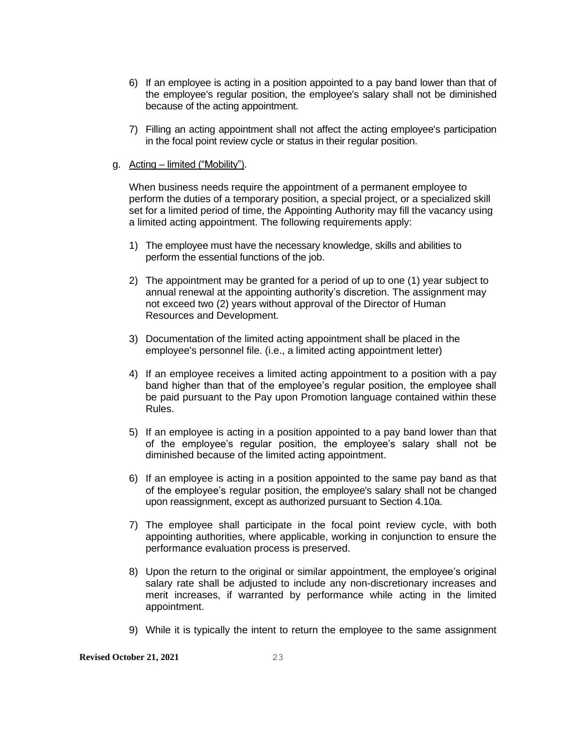6) If an employee is acting in a position appointed to a pay band lower than that of the employee's regular position, the employee's salary shall not be diminished because of the acting appointment.

7) Filling an acting appointment shall not affect the acting employee's participation in the focal point review cycle or status in their regular position.

g. <u>Acting – limited ("Mobility")</u>.

When business needs require the appointment of a permanent employee to perform the duties of a temporary position, a special project, or a specialized skill set for a limited period of time, the Appointing Authority may fill the vacancy using a limited acting appointment. The following requirements apply:

1) The employee must have the necessary knowledge, skills and abilities to perform the essential functions of the job.

2) The appointment may be granted for a period of up to one (1) year subject to annual renewal at the appointing authority's discretion. The assignment may not exceed two (2) years without approval of the Director of Human Resources and Development.

3) Documentation of the limited acting appointment shall be placed in the employee's personnel file. (i.e., a limited acting appointment letter)

4) If an employee receives a limited acting appointment to a position with a pay band higher than that of the employee's regular position, the employee shall be paid pursuant to the Pay upon Promotion language contained within these Rules.

5) If an employee is acting in a position appointed to a pay band lower than that of the employee's regular position, the employee's salary shall not be diminished because of the limited acting appointment.

6) If an employee is acting in a position appointed to the same pay band as that of the employee's regular position, the employee's salary shall not be changed upon reassignment, except as authorized pursuant to Section 4.10a.

7) The employee shall participate in the focal point review cycle, with both appointing authorities, where applicable, working in conjunction to ensure the performance evaluation process is preserved.

8) Upon the return to the original or similar appointment, the employee's original salary rate shall be adjusted to include any non-discretionary increases and merit increases, if warranted by performance while acting in the limited appointment.

9) While it is typically the intent to return the employee to the same assignment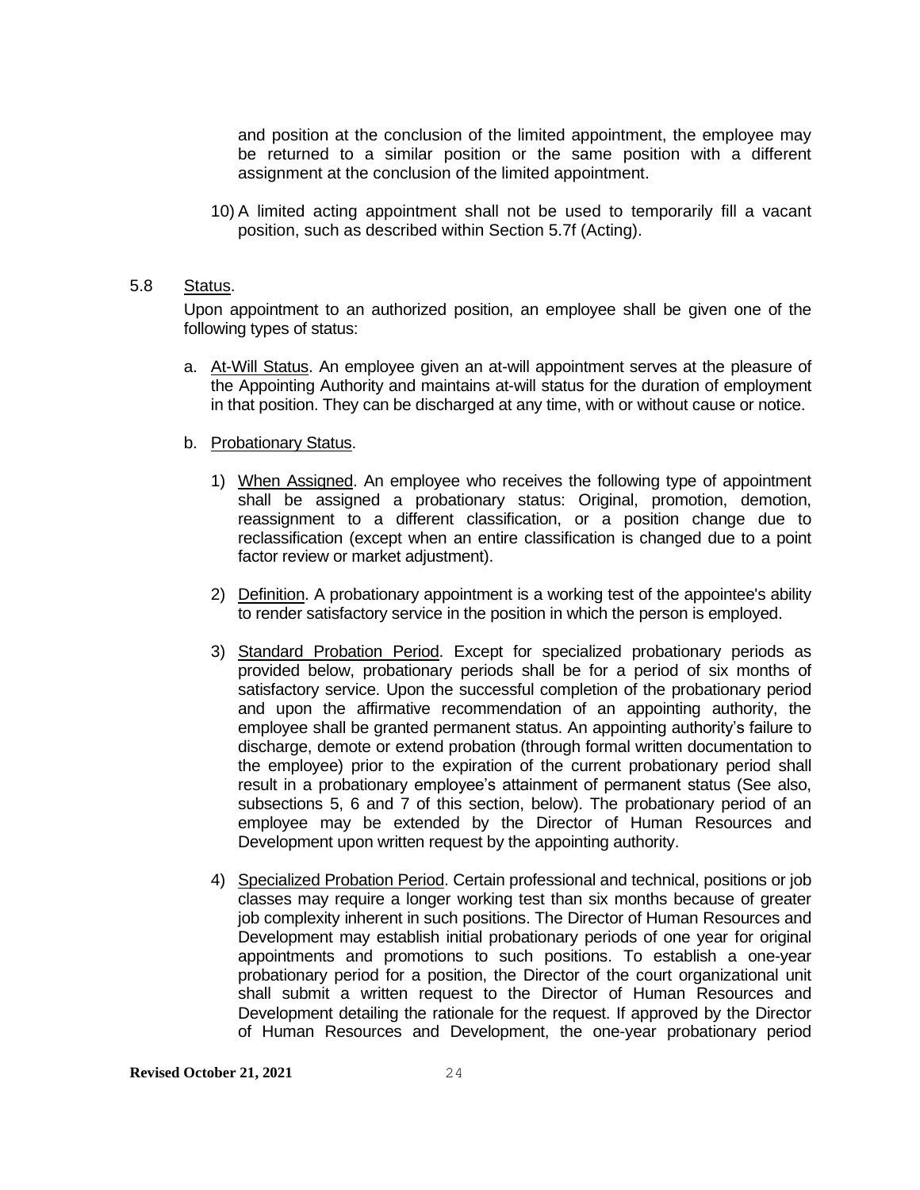and position at the conclusion of the limited appointment, the employee may be returned to a similar position or the same position with a different assignment at the conclusion of the limited appointment.

10) A limited acting appointment shall not be used to temporarily fill a vacant position, such as described within Section 5.7f (Acting).

## 5.8 Status.

Upon appointment to an authorized position, an employee shall be given one of the following types of status:

a. At-Will Status. An employee given an at-will appointment serves at the pleasure of the Appointing Authority and maintains at-will status for the duration of employment in that position. They can be discharged at any time, with or without cause or notice.

b. Probationary Status.

1) When Assigned. An employee who receives the following type of appointment shall be assigned a probationary status: Original, promotion, demotion, reassignment to a different classification, or a position change due to reclassification (except when an entire classification is changed due to a point factor review or market adjustment).

2) Definition. A probationary appointment is a working test of the appointee's ability to render satisfactory service in the position in which the person is employed.

3) Standard Probation Period. Except for specialized probationary periods as provided below, probationary periods shall be for a period of six months of satisfactory service. Upon the successful completion of the probationary period and upon the affirmative recommendation of an appointing authority, the employee shall be granted permanent status. An appointing authority's failure to discharge, demote or extend probation (through formal written documentation to the employee) prior to the expiration of the current probationary period shall result in a probationary employee's attainment of permanent status (See also, subsections 5, 6 and 7 of this section, below). The probationary period of an employee may be extended by the Director of Human Resources and Development upon written request by the appointing authority.

4) Specialized Probation Period. Certain professional and technical, positions or job classes may require a longer working test than six months because of greater job complexity inherent in such positions. The Director of Human Resources and Development may establish initial probationary periods of one year for original appointments and promotions to such positions. To establish a one-year probationary period for a position, the Director of the court organizational unit shall submit a written request to the Director of Human Resources and Development detailing the rationale for the request. If approved by the Director of Human Resources and Development, the one-year probationary period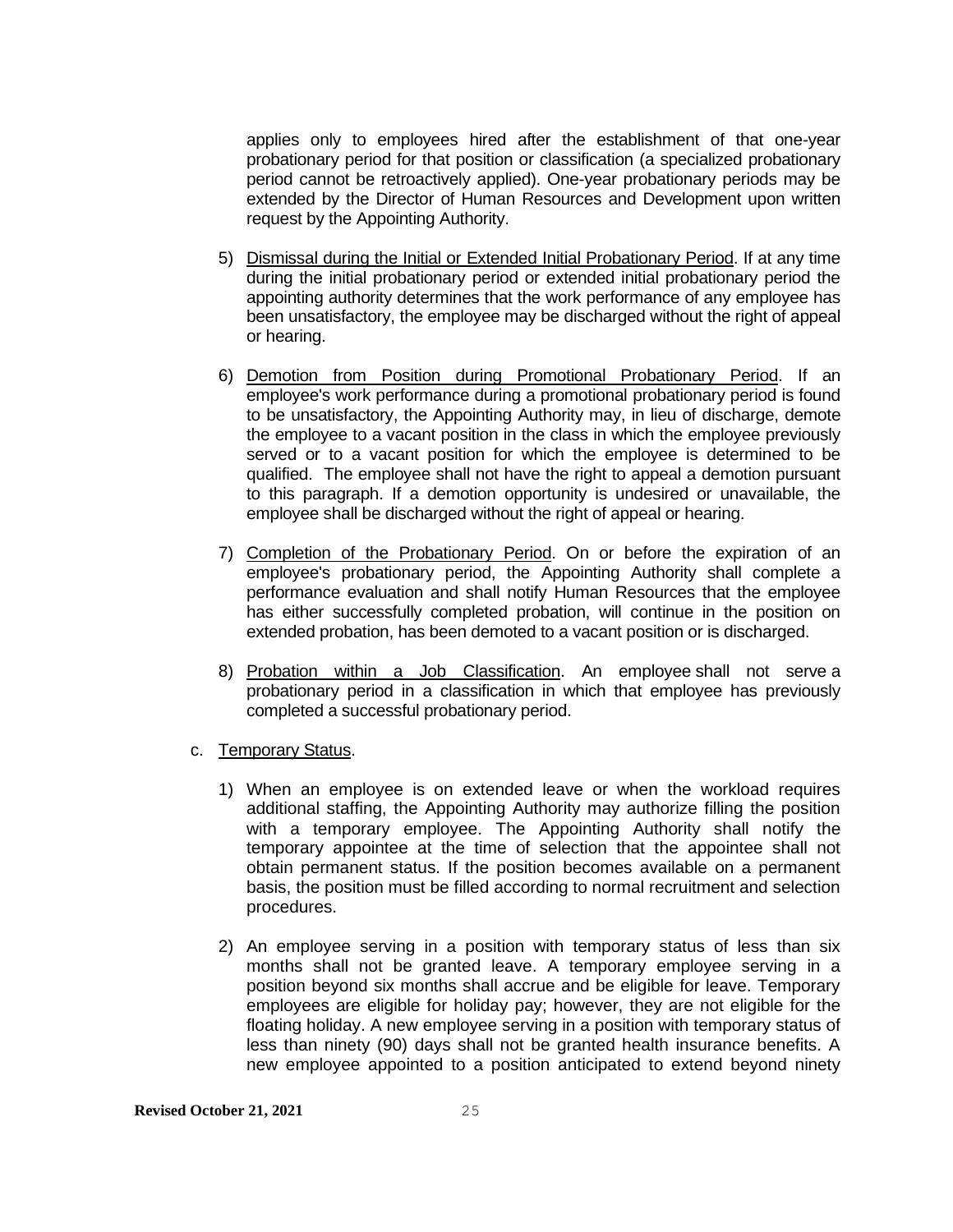applies only to employees hired after the establishment of that one-year probationary period for that position or classification (a specialized probationary period cannot be retroactively applied). One-year probationary periods may be extended by the Director of Human Resources and Development upon written request by the Appointing Authority.

5) Dismissal during the Initial or Extended Initial Probationary Period. If at any time during the initial probationary period or extended initial probationary period the appointing authority determines that the work performance of any employee has been unsatisfactory, the employee may be discharged without the right of appeal or hearing.

6) Demotion from Position during Promotional Probationary Period. If an employee's work performance during a promotional probationary period is found to be unsatisfactory, the Appointing Authority may, in lieu of discharge, demote the employee to a vacant position in the class in which the employee previously served or to a vacant position for which the employee is determined to be qualified. The employee shall not have the right to appeal a demotion pursuant to this paragraph. If a demotion opportunity is undesired or unavailable, the employee shall be discharged without the right of appeal or hearing.

7) Completion of the Probationary Period. On or before the expiration of an employee's probationary period, the Appointing Authority shall complete a performance evaluation and shall notify Human Resources that the employee has either successfully completed probation, will continue in the position on extended probation, has been demoted to a vacant position or is discharged.

8) Probation within a Job Classification. An employee shall not serve a probationary period in a classification in which that employee has previously completed a successful probationary period.

c. Temporary Status.

1) When an employee is on extended leave or when the workload requires additional staffing, the Appointing Authority may authorize filling the position with a temporary employee. The Appointing Authority shall notify the temporary appointee at the time of selection that the appointee shall not obtain permanent status. If the position becomes available on a permanent basis, the position must be filled according to normal recruitment and selection procedures.

2) An employee serving in a position with temporary status of less than six months shall not be granted leave. A temporary employee serving in a position beyond six months shall accrue and be eligible for leave. Temporary employees are eligible for holiday pay; however, they are not eligible for the floating holiday. A new employee serving in a position with temporary status of less than ninety (90) days shall not be granted health insurance benefits. A new employee appointed to a position anticipated to extend beyond ninety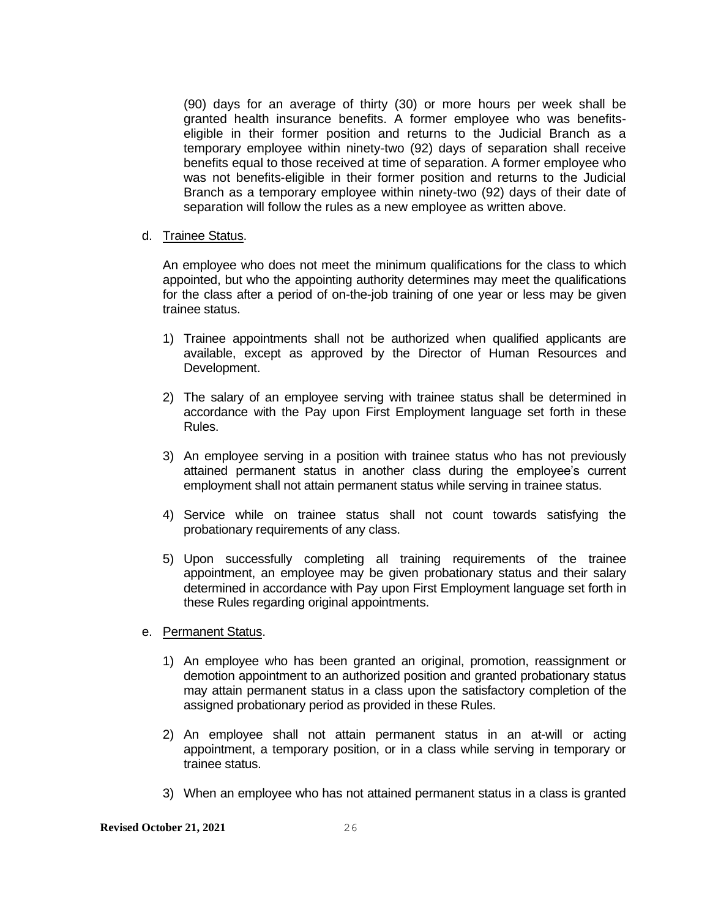(90) days for an average of thirty (30) or more hours per week shall be granted health insurance benefits. A former employee who was benefits-eligible in their former position and returns to the Judicial Branch as a temporary employee within ninety-two (92) days of separation shall receive benefits equal to those received at time of separation. A former employee who was not benefits-eligible in their former position and returns to the Judicial Branch as a temporary employee within ninety-two (92) days of their date of separation will follow the rules as a new employee as written above.

d. Trainee Status.

An employee who does not meet the minimum qualifications for the class to which appointed, but who the appointing authority determines may meet the qualifications for the class after a period of on-the-job training of one year or less may be given trainee status.

1) Trainee appointments shall not be authorized when qualified applicants are available, except as approved by the Director of Human Resources and Development.

2) The salary of an employee serving with trainee status shall be determined in accordance with the Pay upon First Employment language set forth in these Rules.

3) An employee serving in a position with trainee status who has not previously attained permanent status in another class during the employee's current employment shall not attain permanent status while serving in trainee status.

4) Service while on trainee status shall not count towards satisfying the probationary requirements of any class.

5) Upon successfully completing all training requirements of the trainee appointment, an employee may be given probationary status and their salary determined in accordance with Pay upon First Employment language set forth in these Rules regarding original appointments.

e. Permanent Status.

1) An employee who has been granted an original, promotion, reassignment or demotion appointment to an authorized position and granted probationary status may attain permanent status in a class upon the satisfactory completion of the assigned probationary period as provided in these Rules.

2) An employee shall not attain permanent status in an at-will or acting appointment, a temporary position, or in a class while serving in temporary or trainee status.

3) When an employee who has not attained permanent status in a class is granted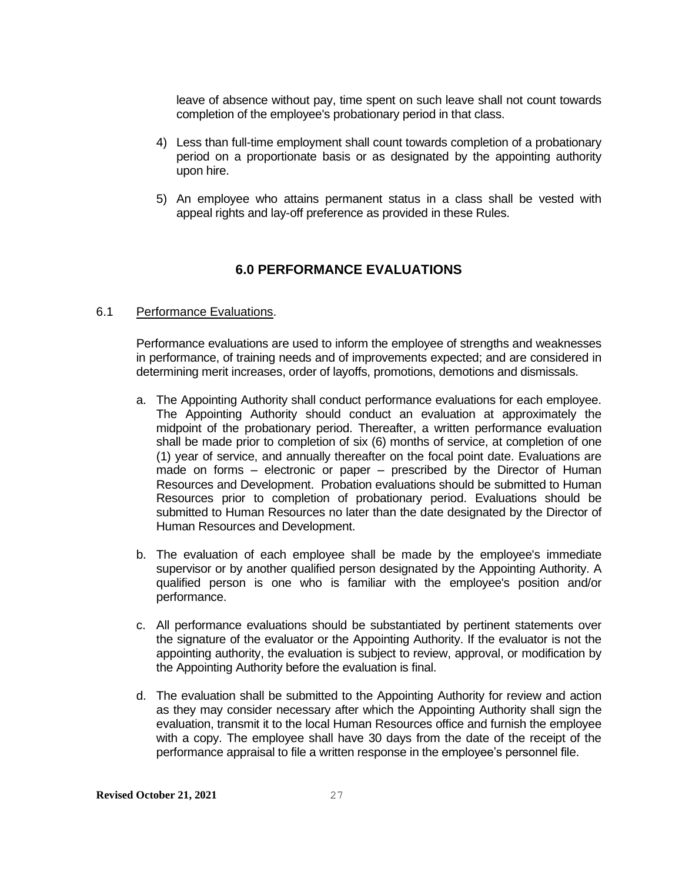leave of absence without pay, time spent on such leave shall not count towards completion of the employee's probationary period in that class.

4) Less than full-time employment shall count towards completion of a probationary period on a proportionate basis or as designated by the appointing authority upon hire.

5) An employee who attains permanent status in a class shall be vested with appeal rights and lay-off preference as provided in these Rules.

## 6.0 PERFORMANCE EVALUATIONS

6.1 Performance Evaluations.

Performance evaluations are used to inform the employee of strengths and weaknesses in performance, of training needs and of improvements expected; and are considered in determining merit increases, order of layoffs, promotions, demotions and dismissals.

a. The Appointing Authority shall conduct performance evaluations for each employee. The Appointing Authority should conduct an evaluation at approximately the midpoint of the probationary period. Thereafter, a written performance evaluation shall be made prior to completion of six (6) months of service, at completion of one (1) year of service, and annually thereafter on the focal point date. Evaluations are made on forms – electronic or paper – prescribed by the Director of Human Resources and Development. Probation evaluations should be submitted to Human Resources prior to completion of probationary period. Evaluations should be submitted to Human Resources no later than the date designated by the Director of Human Resources and Development.

b. The evaluation of each employee shall be made by the employee's immediate supervisor or by another qualified person designated by the Appointing Authority. A qualified person is one who is familiar with the employee's position and/or performance.

c. All performance evaluations should be substantiated by pertinent statements over the signature of the evaluator or the Appointing Authority. If the evaluator is not the appointing authority, the evaluation is subject to review, approval, or modification by the Appointing Authority before the evaluation is final.

d. The evaluation shall be submitted to the Appointing Authority for review and action as they may consider necessary after which the Appointing Authority shall sign the evaluation, transmit it to the local Human Resources office and furnish the employee with a copy. The employee shall have 30 days from the date of the receipt of the performance appraisal to file a written response in the employee's personnel file.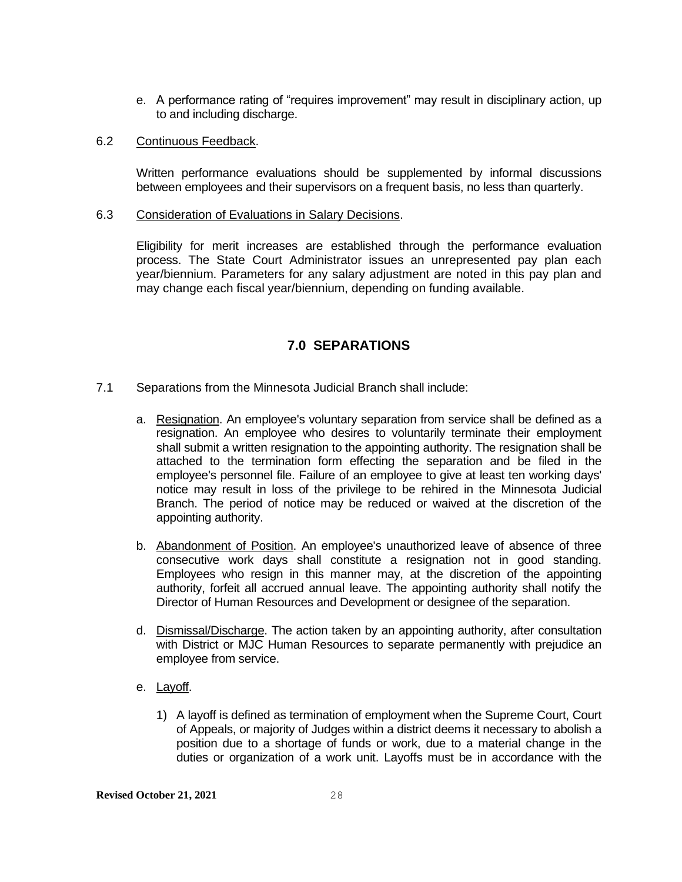e. A performance rating of "requires improvement" may result in disciplinary action, up to and including discharge.

6.2 Continuous Feedback.

Written performance evaluations should be supplemented by informal discussions between employees and their supervisors on a frequent basis, no less than quarterly.

6.3 Consideration of Evaluations in Salary Decisions.

Eligibility for merit increases are established through the performance evaluation process. The State Court Administrator issues an unrepresented pay plan each year/biennium. Parameters for any salary adjustment are noted in this pay plan and may change each fiscal year/biennium, depending on funding available.

## 7.0 SEPARATIONS

7.1 Separations from the Minnesota Judicial Branch shall include:

a. Resignation. An employee's voluntary separation from service shall be defined as a resignation. An employee who desires to voluntarily terminate their employment shall submit a written resignation to the appointing authority. The resignation shall be attached to the termination form effecting the separation and be filed in the employee's personnel file. Failure of an employee to give at least ten working days' notice may result in loss of the privilege to be rehired in the Minnesota Judicial Branch. The period of notice may be reduced or waived at the discretion of the appointing authority.

b. Abandonment of Position. An employee's unauthorized leave of absence of three consecutive work days shall constitute a resignation not in good standing. Employees who resign in this manner may, at the discretion of the appointing authority, forfeit all accrued annual leave. The appointing authority shall notify the Director of Human Resources and Development or designee of the separation.

d. Dismissal/Discharge. The action taken by an appointing authority, after consultation with District or MJC Human Resources to separate permanently with prejudice an employee from service.

e. Layoff.

1) A layoff is defined as termination of employment when the Supreme Court, Court of Appeals, or majority of Judges within a district deems it necessary to abolish a position due to a shortage of funds or work, due to a material change in the duties or organization of a work unit. Layoffs must be in accordance with the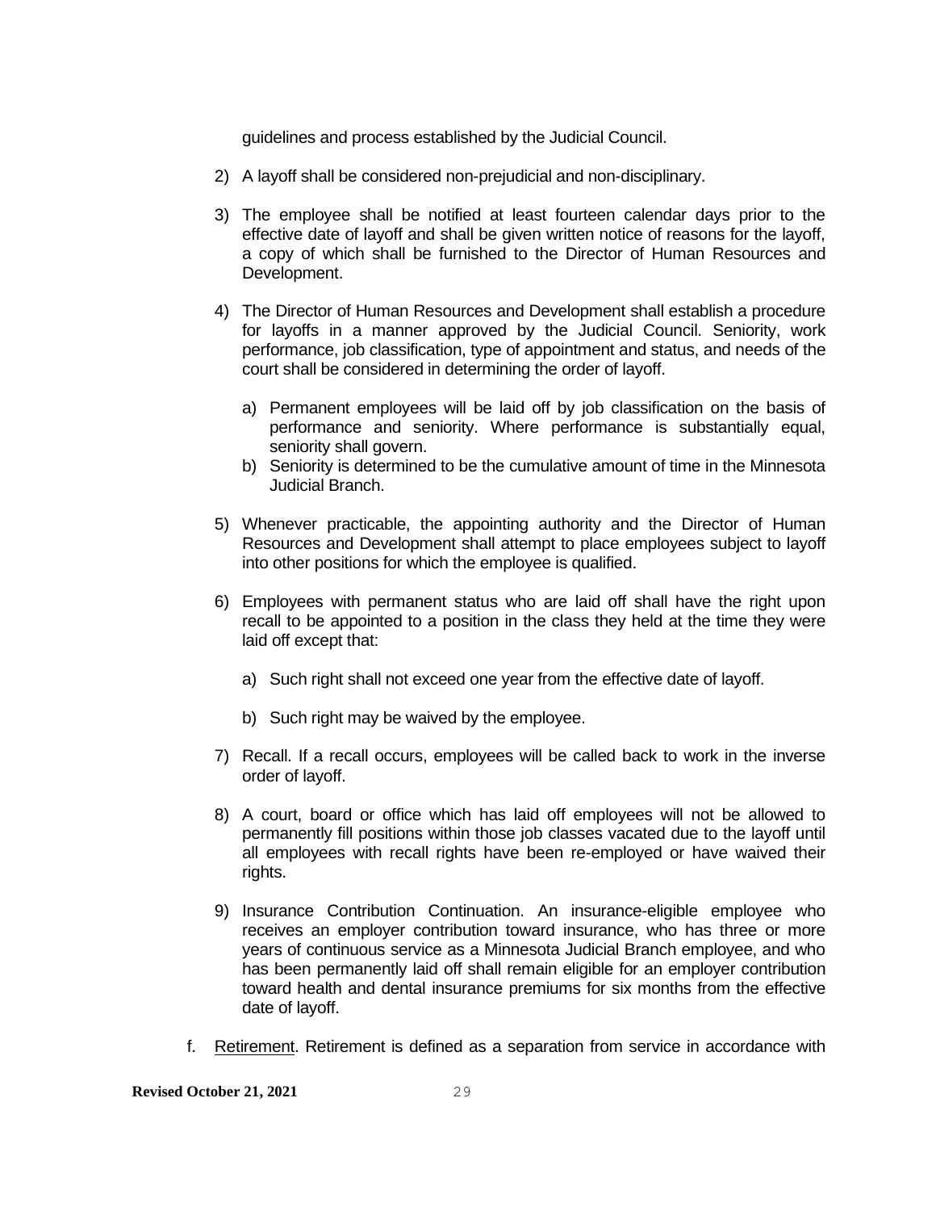guidelines and process established by the Judicial Council.

2) A layoff shall be considered non-prejudicial and non-disciplinary.

3) The employee shall be notified at least fourteen calendar days prior to the effective date of layoff and shall be given written notice of reasons for the layoff, a copy of which shall be furnished to the Director of Human Resources and Development.

4) The Director of Human Resources and Development shall establish a procedure for layoffs in a manner approved by the Judicial Council. Seniority, work performance, job classification, type of appointment and status, and needs of the court shall be considered in determining the order of layoff.

   a) Permanent employees will be laid off by job classification on the basis of performance and seniority. Where performance is substantially equal, seniority shall govern.
   b) Seniority is determined to be the cumulative amount of time in the Minnesota Judicial Branch.

5) Whenever practicable, the appointing authority and the Director of Human Resources and Development shall attempt to place employees subject to layoff into other positions for which the employee is qualified.

6) Employees with permanent status who are laid off shall have the right upon recall to be appointed to a position in the class they held at the time they were laid off except that:

   a) Such right shall not exceed one year from the effective date of layoff.

   b) Such right may be waived by the employee.

7) Recall. If a recall occurs, employees will be called back to work in the inverse order of layoff.

8) A court, board or office which has laid off employees will not be allowed to permanently fill positions within those job classes vacated due to the layoff until all employees with recall rights have been re-employed or have waived their rights.

9) Insurance Contribution Continuation. An insurance-eligible employee who receives an employer contribution toward insurance, who has three or more years of continuous service as a Minnesota Judicial Branch employee, and who has been permanently laid off shall remain eligible for an employer contribution toward health and dental insurance premiums for six months from the effective date of layoff.

f. Retirement. Retirement is defined as a separation from service in accordance with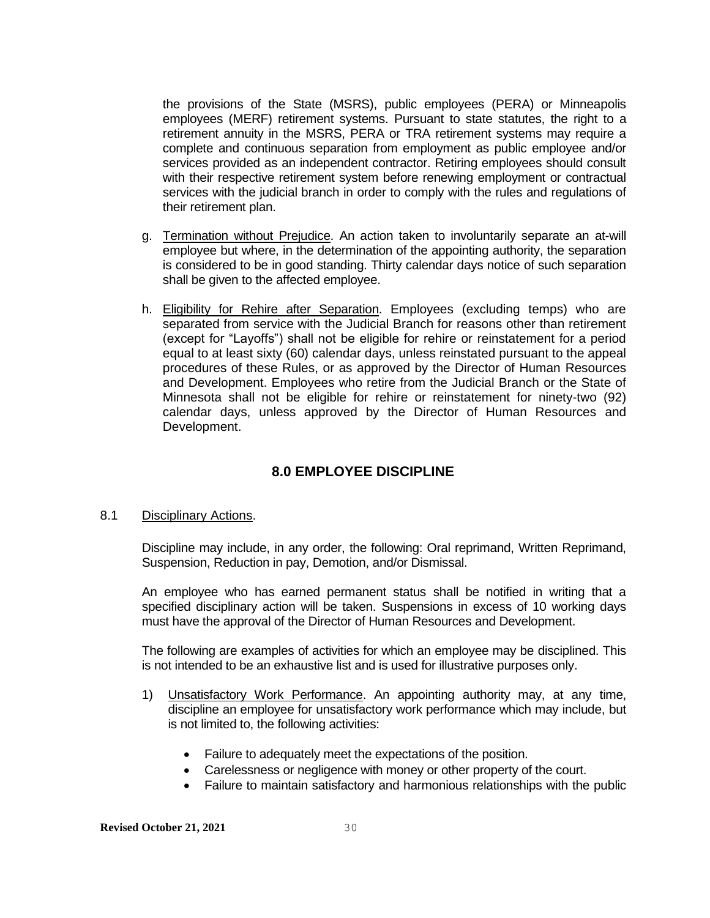the provisions of the State (MSRS), public employees (PERA) or Minneapolis employees (MERF) retirement systems. Pursuant to state statutes, the right to a retirement annuity in the MSRS, PERA or TRA retirement systems may require a complete and continuous separation from employment as public employee and/or services provided as an independent contractor. Retiring employees should consult with their respective retirement system before renewing employment or contractual services with the judicial branch in order to comply with the rules and regulations of their retirement plan.

g. Termination without Prejudice. An action taken to involuntarily separate an at-will employee but where, in the determination of the appointing authority, the separation is considered to be in good standing. Thirty calendar days notice of such separation shall be given to the affected employee.

h. Eligibility for Rehire after Separation. Employees (excluding temps) who are separated from service with the Judicial Branch for reasons other than retirement (except for "Layoffs") shall not be eligible for rehire or reinstatement for a period equal to at least sixty (60) calendar days, unless reinstated pursuant to the appeal procedures of these Rules, or as approved by the Director of Human Resources and Development. Employees who retire from the Judicial Branch or the State of Minnesota shall not be eligible for rehire or reinstatement for ninety-two (92) calendar days, unless approved by the Director of Human Resources and Development.

## 8.0 EMPLOYEE DISCIPLINE

8.1 Disciplinary Actions.

Discipline may include, in any order, the following: Oral reprimand, Written Reprimand, Suspension, Reduction in pay, Demotion, and/or Dismissal.

An employee who has earned permanent status shall be notified in writing that a specified disciplinary action will be taken. Suspensions in excess of 10 working days must have the approval of the Director of Human Resources and Development.

The following are examples of activities for which an employee may be disciplined. This is not intended to be an exhaustive list and is used for illustrative purposes only.

1) Unsatisfactory Work Performance. An appointing authority may, at any time, discipline an employee for unsatisfactory work performance which may include, but is not limited to, the following activities:

   - Failure to adequately meet the expectations of the position.
   - Carelessness or negligence with money or other property of the court.
   - Failure to maintain satisfactory and harmonious relationships with the public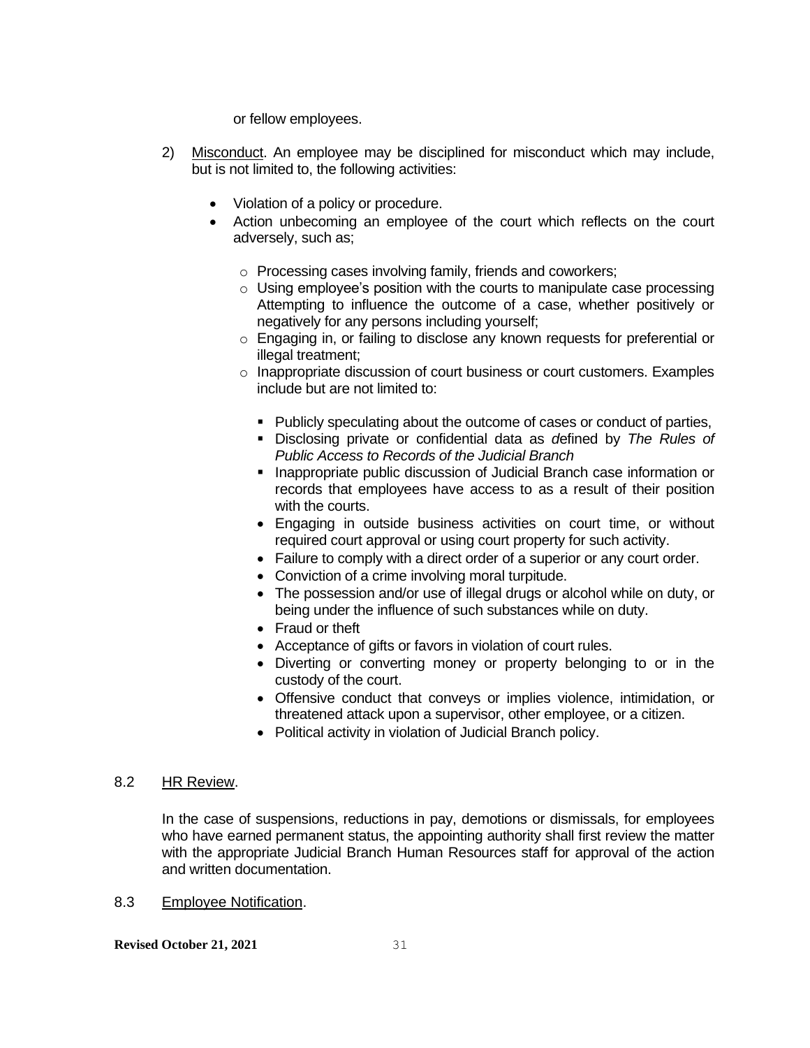or fellow employees.

2) Misconduct. An employee may be disciplined for misconduct which may include, but is not limited to, the following activities:

- Violation of a policy or procedure.
- Action unbecoming an employee of the court which reflects on the court adversely, such as;
  - Processing cases involving family, friends and coworkers;
  - Using employee's position with the courts to manipulate case processing Attempting to influence the outcome of a case, whether positively or negatively for any persons including yourself;
  - Engaging in, or failing to disclose any known requests for preferential or illegal treatment;
  - Inappropriate discussion of court business or court customers. Examples include but are not limited to:
    - Publicly speculating about the outcome of cases or conduct of parties,
    - Disclosing private or confidential data as defined by *The Rules of Public Access to Records of the Judicial Branch*
    - Inappropriate public discussion of Judicial Branch case information or records that employees have access to as a result of their position with the courts.
- Engaging in outside business activities on court time, or without required court approval or using court property for such activity.
- Failure to comply with a direct order of a superior or any court order.
- Conviction of a crime involving moral turpitude.
- The possession and/or use of illegal drugs or alcohol while on duty, or being under the influence of such substances while on duty.
- Fraud or theft
- Acceptance of gifts or favors in violation of court rules.
- Diverting or converting money or property belonging to or in the custody of the court.
- Offensive conduct that conveys or implies violence, intimidation, or threatened attack upon a supervisor, other employee, or a citizen.
- Political activity in violation of Judicial Branch policy.

8.2 HR Review.

In the case of suspensions, reductions in pay, demotions or dismissals, for employees who have earned permanent status, the appointing authority shall first review the matter with the appropriate Judicial Branch Human Resources staff for approval of the action and written documentation.

8.3 Employee Notification.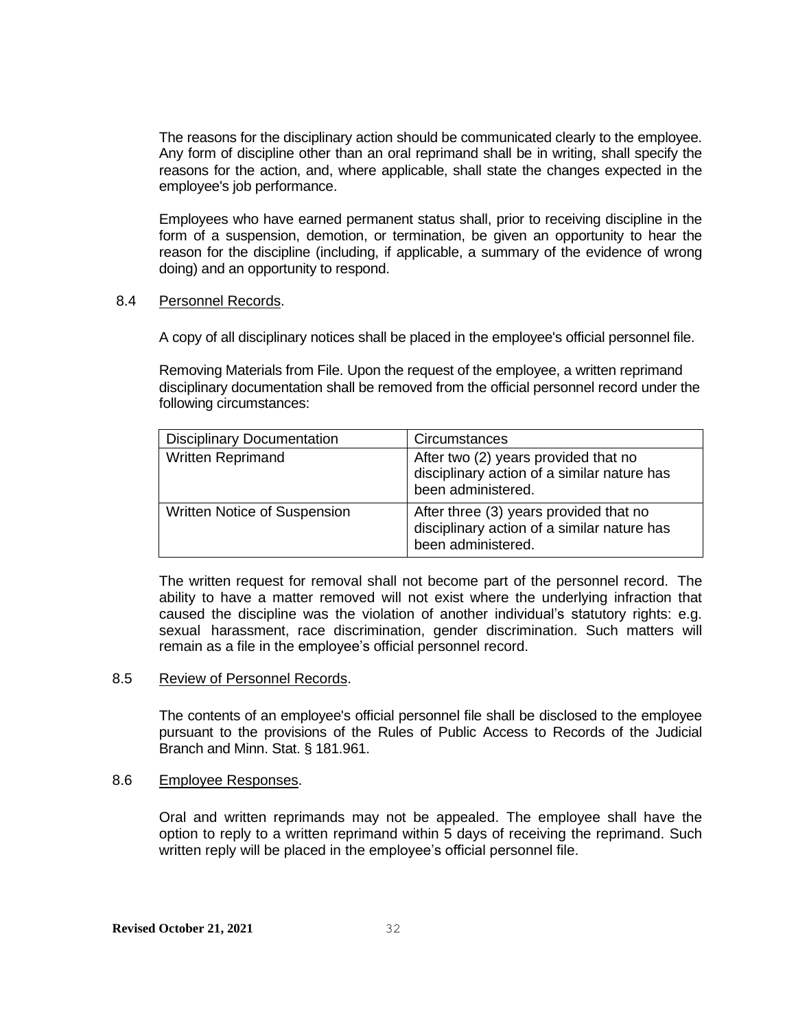The reasons for the disciplinary action should be communicated clearly to the employee. Any form of discipline other than an oral reprimand shall be in writing, shall specify the reasons for the action, and, where applicable, shall state the changes expected in the employee's job performance.

Employees who have earned permanent status shall, prior to receiving discipline in the form of a suspension, demotion, or termination, be given an opportunity to hear the reason for the discipline (including, if applicable, a summary of the evidence of wrong doing) and an opportunity to respond.

8.4 Personnel Records.

A copy of all disciplinary notices shall be placed in the employee's official personnel file.

Removing Materials from File. Upon the request of the employee, a written reprimand disciplinary documentation shall be removed from the official personnel record under the following circumstances:

| Disciplinary Documentation | Circumstances |
|---|---|
| Written Reprimand | After two (2) years provided that no disciplinary action of a similar nature has been administered. |
| Written Notice of Suspension | After three (3) years provided that no disciplinary action of a similar nature has been administered. |

The written request for removal shall not become part of the personnel record. The ability to have a matter removed will not exist where the underlying infraction that caused the discipline was the violation of another individual's statutory rights: e.g. sexual harassment, race discrimination, gender discrimination. Such matters will remain as a file in the employee's official personnel record.

8.5 Review of Personnel Records.

The contents of an employee's official personnel file shall be disclosed to the employee pursuant to the provisions of the Rules of Public Access to Records of the Judicial Branch and Minn. Stat. § 181.961.

8.6 Employee Responses.

Oral and written reprimands may not be appealed. The employee shall have the option to reply to a written reprimand within 5 days of receiving the reprimand. Such written reply will be placed in the employee's official personnel file.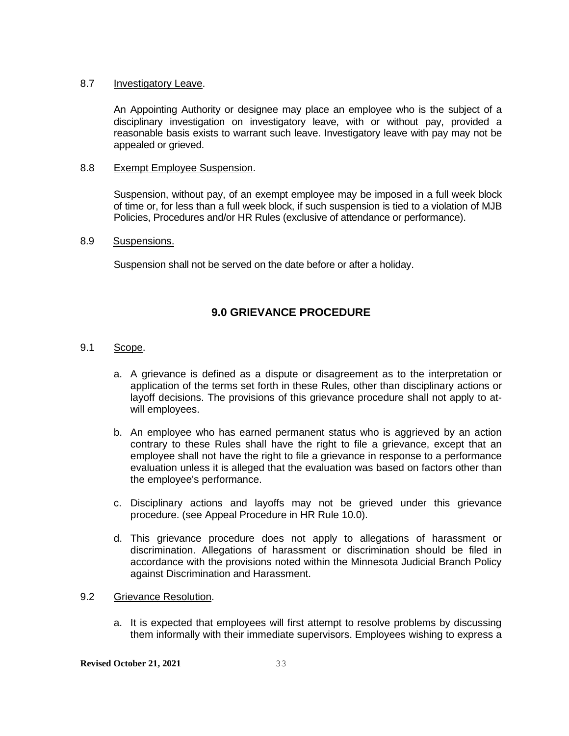8.7 Investigatory Leave.

An Appointing Authority or designee may place an employee who is the subject of a disciplinary investigation on investigatory leave, with or without pay, provided a reasonable basis exists to warrant such leave. Investigatory leave with pay may not be appealed or grieved.

8.8 Exempt Employee Suspension.

Suspension, without pay, of an exempt employee may be imposed in a full week block of time or, for less than a full week block, if such suspension is tied to a violation of MJB Policies, Procedures and/or HR Rules (exclusive of attendance or performance).

8.9 Suspensions.

Suspension shall not be served on the date before or after a holiday.

## 9.0 GRIEVANCE PROCEDURE

9.1 Scope.

a. A grievance is defined as a dispute or disagreement as to the interpretation or application of the terms set forth in these Rules, other than disciplinary actions or layoff decisions. The provisions of this grievance procedure shall not apply to at-will employees.

b. An employee who has earned permanent status who is aggrieved by an action contrary to these Rules shall have the right to file a grievance, except that an employee shall not have the right to file a grievance in response to a performance evaluation unless it is alleged that the evaluation was based on factors other than the employee's performance.

c. Disciplinary actions and layoffs may not be grieved under this grievance procedure. (see Appeal Procedure in HR Rule 10.0).

d. This grievance procedure does not apply to allegations of harassment or discrimination. Allegations of harassment or discrimination should be filed in accordance with the provisions noted within the Minnesota Judicial Branch Policy against Discrimination and Harassment.

9.2 Grievance Resolution.

a. It is expected that employees will first attempt to resolve problems by discussing them informally with their immediate supervisors. Employees wishing to express a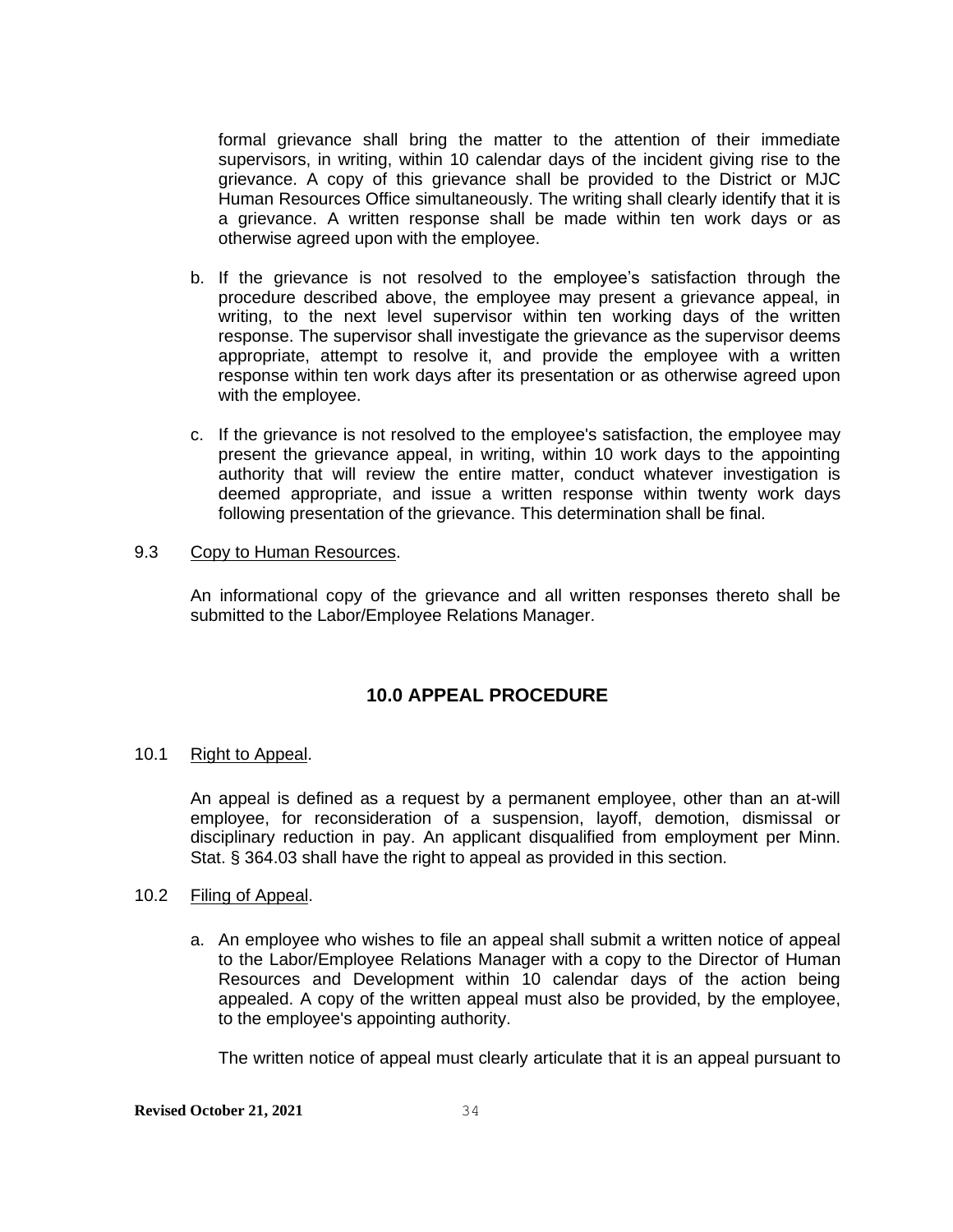formal grievance shall bring the matter to the attention of their immediate supervisors, in writing, within 10 calendar days of the incident giving rise to the grievance. A copy of this grievance shall be provided to the District or MJC Human Resources Office simultaneously. The writing shall clearly identify that it is a grievance. A written response shall be made within ten work days or as otherwise agreed upon with the employee.

b. If the grievance is not resolved to the employee's satisfaction through the procedure described above, the employee may present a grievance appeal, in writing, to the next level supervisor within ten working days of the written response. The supervisor shall investigate the grievance as the supervisor deems appropriate, attempt to resolve it, and provide the employee with a written response within ten work days after its presentation or as otherwise agreed upon with the employee.

c. If the grievance is not resolved to the employee's satisfaction, the employee may present the grievance appeal, in writing, within 10 work days to the appointing authority that will review the entire matter, conduct whatever investigation is deemed appropriate, and issue a written response within twenty work days following presentation of the grievance. This determination shall be final.

9.3 Copy to Human Resources.

An informational copy of the grievance and all written responses thereto shall be submitted to the Labor/Employee Relations Manager.

## 10.0 APPEAL PROCEDURE

10.1 Right to Appeal.

An appeal is defined as a request by a permanent employee, other than an at-will employee, for reconsideration of a suspension, layoff, demotion, dismissal or disciplinary reduction in pay. An applicant disqualified from employment per Minn. Stat. § 364.03 shall have the right to appeal as provided in this section.

10.2 Filing of Appeal.

a. An employee who wishes to file an appeal shall submit a written notice of appeal to the Labor/Employee Relations Manager with a copy to the Director of Human Resources and Development within 10 calendar days of the action being appealed. A copy of the written appeal must also be provided, by the employee, to the employee's appointing authority.

The written notice of appeal must clearly articulate that it is an appeal pursuant to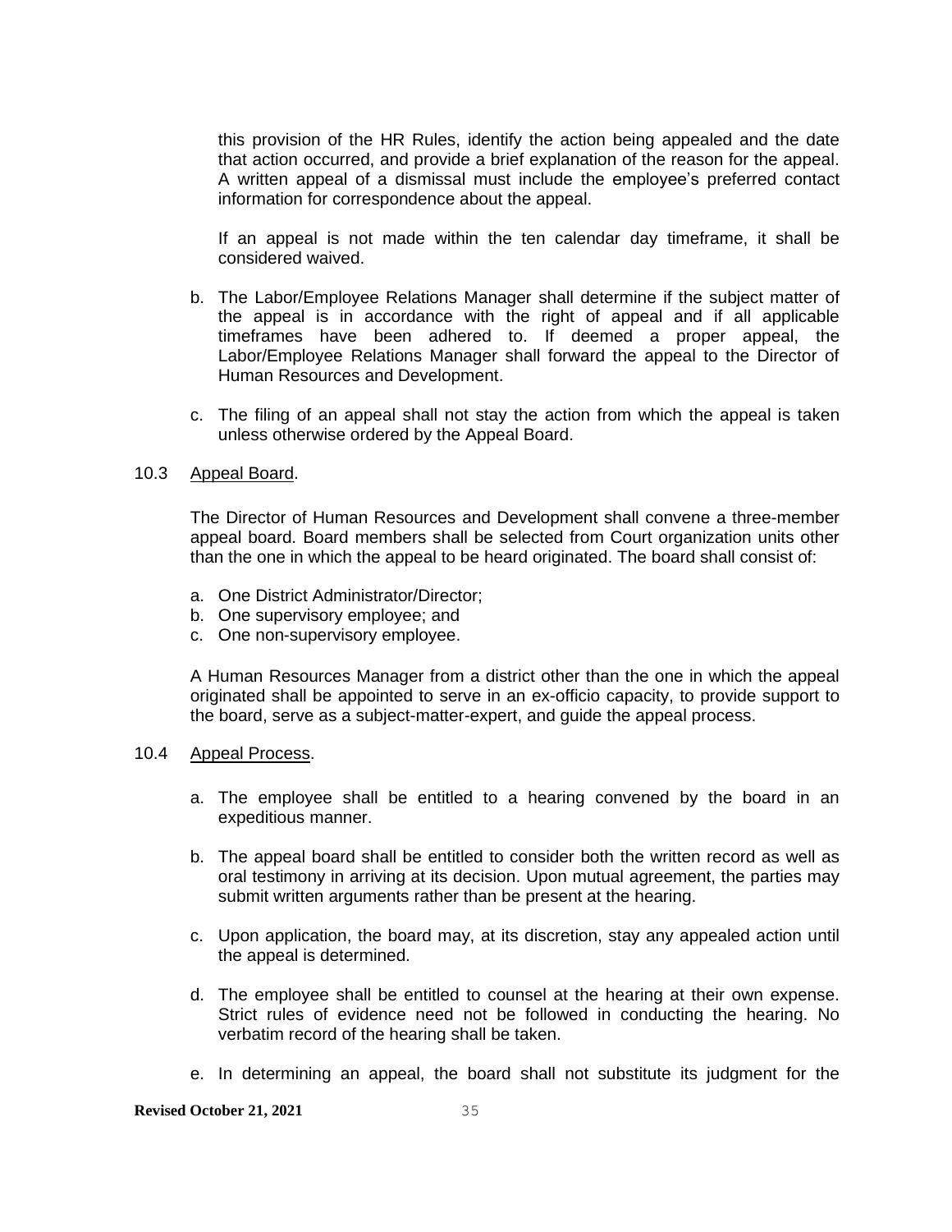this provision of the HR Rules, identify the action being appealed and the date that action occurred, and provide a brief explanation of the reason for the appeal. A written appeal of a dismissal must include the employee's preferred contact information for correspondence about the appeal.

If an appeal is not made within the ten calendar day timeframe, it shall be considered waived.

b. The Labor/Employee Relations Manager shall determine if the subject matter of the appeal is in accordance with the right of appeal and if all applicable timeframes have been adhered to. If deemed a proper appeal, the Labor/Employee Relations Manager shall forward the appeal to the Director of Human Resources and Development.

c. The filing of an appeal shall not stay the action from which the appeal is taken unless otherwise ordered by the Appeal Board.

10.3 Appeal Board.

The Director of Human Resources and Development shall convene a three-member appeal board. Board members shall be selected from Court organization units other than the one in which the appeal to be heard originated. The board shall consist of:

a. One District Administrator/Director;
b. One supervisory employee; and
c. One non-supervisory employee.

A Human Resources Manager from a district other than the one in which the appeal originated shall be appointed to serve in an ex-officio capacity, to provide support to the board, serve as a subject-matter-expert, and guide the appeal process.

10.4 Appeal Process.

a. The employee shall be entitled to a hearing convened by the board in an expeditious manner.

b. The appeal board shall be entitled to consider both the written record as well as oral testimony in arriving at its decision. Upon mutual agreement, the parties may submit written arguments rather than be present at the hearing.

c. Upon application, the board may, at its discretion, stay any appealed action until the appeal is determined.

d. The employee shall be entitled to counsel at the hearing at their own expense. Strict rules of evidence need not be followed in conducting the hearing. No verbatim record of the hearing shall be taken.

e. In determining an appeal, the board shall not substitute its judgment for the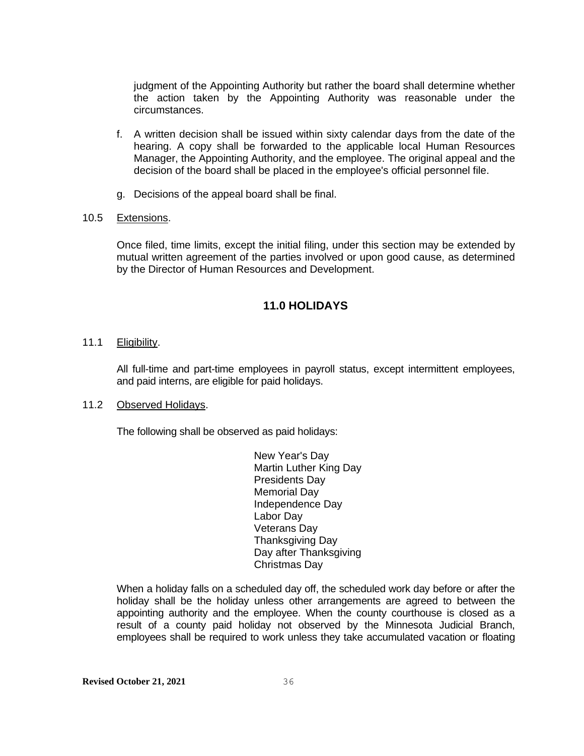judgment of the Appointing Authority but rather the board shall determine whether the action taken by the Appointing Authority was reasonable under the circumstances.

f. A written decision shall be issued within sixty calendar days from the date of the hearing. A copy shall be forwarded to the applicable local Human Resources Manager, the Appointing Authority, and the employee. The original appeal and the decision of the board shall be placed in the employee's official personnel file.

g. Decisions of the appeal board shall be final.

10.5 Extensions.

Once filed, time limits, except the initial filing, under this section may be extended by mutual written agreement of the parties involved or upon good cause, as determined by the Director of Human Resources and Development.

## 11.0 HOLIDAYS

11.1 Eligibility.

All full-time and part-time employees in payroll status, except intermittent employees, and paid interns, are eligible for paid holidays.

11.2 Observed Holidays.

The following shall be observed as paid holidays:

New Year's Day
Martin Luther King Day
Presidents Day
Memorial Day
Independence Day
Labor Day
Veterans Day
Thanksgiving Day
Day after Thanksgiving
Christmas Day

When a holiday falls on a scheduled day off, the scheduled work day before or after the holiday shall be the holiday unless other arrangements are agreed to between the appointing authority and the employee. When the county courthouse is closed as a result of a county paid holiday not observed by the Minnesota Judicial Branch, employees shall be required to work unless they take accumulated vacation or floating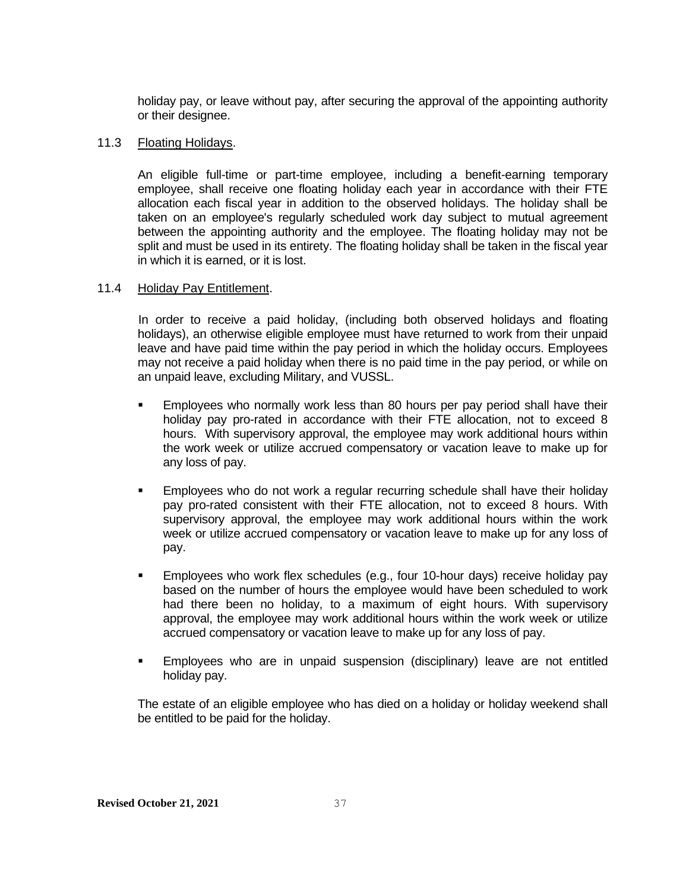holiday pay, or leave without pay, after securing the approval of the appointing authority or their designee.

11.3 Floating Holidays.

An eligible full-time or part-time employee, including a benefit-earning temporary employee, shall receive one floating holiday each year in accordance with their FTE allocation each fiscal year in addition to the observed holidays. The holiday shall be taken on an employee's regularly scheduled work day subject to mutual agreement between the appointing authority and the employee. The floating holiday may not be split and must be used in its entirety. The floating holiday shall be taken in the fiscal year in which it is earned, or it is lost.

11.4 Holiday Pay Entitlement.

In order to receive a paid holiday, (including both observed holidays and floating holidays), an otherwise eligible employee must have returned to work from their unpaid leave and have paid time within the pay period in which the holiday occurs. Employees may not receive a paid holiday when there is no paid time in the pay period, or while on an unpaid leave, excluding Military, and VUSSL.

- Employees who normally work less than 80 hours per pay period shall have their holiday pay pro-rated in accordance with their FTE allocation, not to exceed 8 hours. With supervisory approval, the employee may work additional hours within the work week or utilize accrued compensatory or vacation leave to make up for any loss of pay.

- Employees who do not work a regular recurring schedule shall have their holiday pay pro-rated consistent with their FTE allocation, not to exceed 8 hours. With supervisory approval, the employee may work additional hours within the work week or utilize accrued compensatory or vacation leave to make up for any loss of pay.

- Employees who work flex schedules (e.g., four 10-hour days) receive holiday pay based on the number of hours the employee would have been scheduled to work had there been no holiday, to a maximum of eight hours. With supervisory approval, the employee may work additional hours within the work week or utilize accrued compensatory or vacation leave to make up for any loss of pay.

- Employees who are in unpaid suspension (disciplinary) leave are not entitled holiday pay.

The estate of an eligible employee who has died on a holiday or holiday weekend shall be entitled to be paid for the holiday.

**Revised October 21, 2021**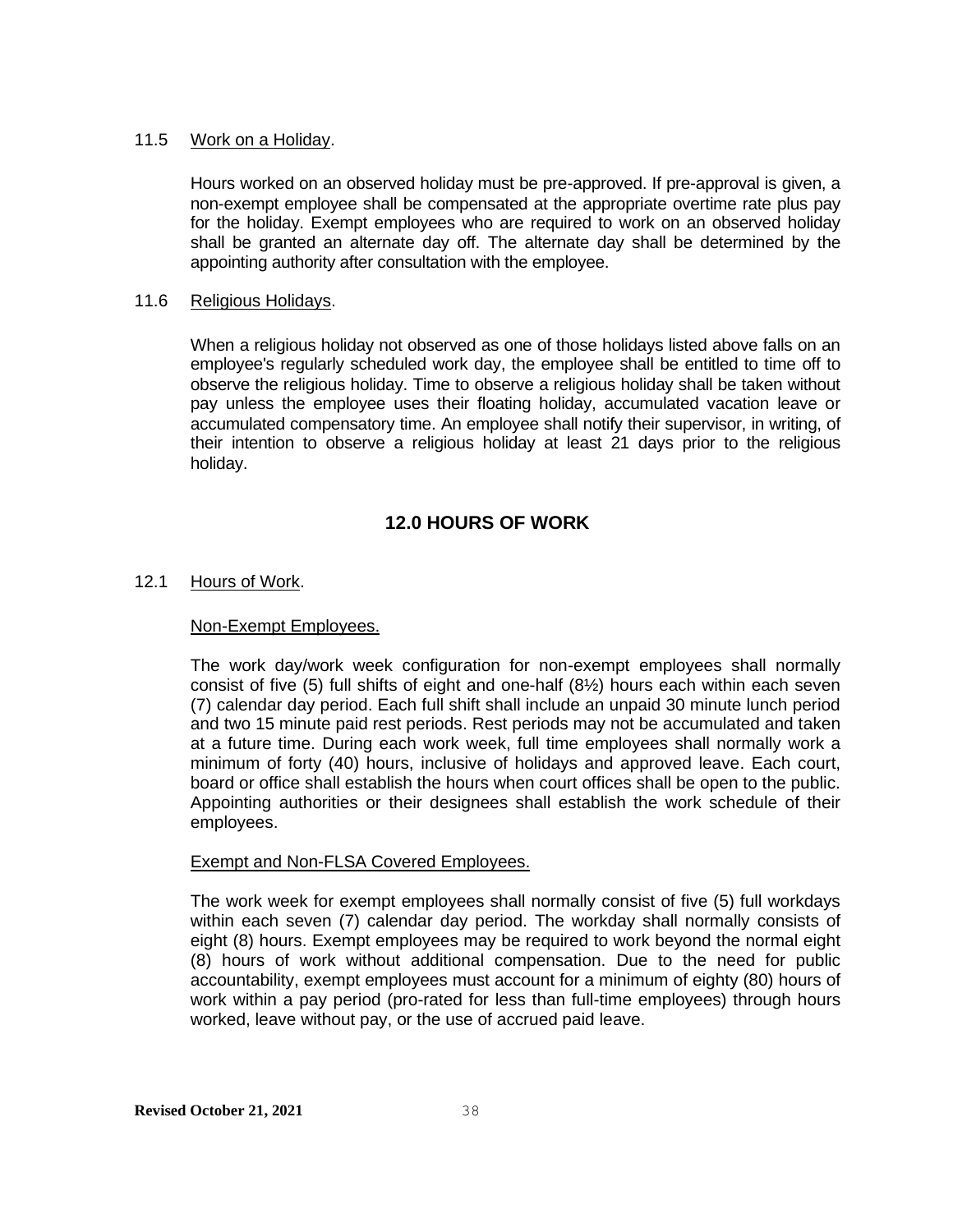11.5 Work on a Holiday.

Hours worked on an observed holiday must be pre-approved. If pre-approval is given, a non-exempt employee shall be compensated at the appropriate overtime rate plus pay for the holiday. Exempt employees who are required to work on an observed holiday shall be granted an alternate day off. The alternate day shall be determined by the appointing authority after consultation with the employee.

11.6 Religious Holidays.

When a religious holiday not observed as one of those holidays listed above falls on an employee's regularly scheduled work day, the employee shall be entitled to time off to observe the religious holiday. Time to observe a religious holiday shall be taken without pay unless the employee uses their floating holiday, accumulated vacation leave or accumulated compensatory time. An employee shall notify their supervisor, in writing, of their intention to observe a religious holiday at least 21 days prior to the religious holiday.

## 12.0 HOURS OF WORK

12.1 Hours of Work.

Non-Exempt Employees.

The work day/work week configuration for non-exempt employees shall normally consist of five (5) full shifts of eight and one-half (8½) hours each within each seven (7) calendar day period. Each full shift shall include an unpaid 30 minute lunch period and two 15 minute paid rest periods. Rest periods may not be accumulated and taken at a future time. During each work week, full time employees shall normally work a minimum of forty (40) hours, inclusive of holidays and approved leave. Each court, board or office shall establish the hours when court offices shall be open to the public. Appointing authorities or their designees shall establish the work schedule of their employees.

Exempt and Non-FLSA Covered Employees.

The work week for exempt employees shall normally consist of five (5) full workdays within each seven (7) calendar day period. The workday shall normally consists of eight (8) hours. Exempt employees may be required to work beyond the normal eight (8) hours of work without additional compensation. Due to the need for public accountability, exempt employees must account for a minimum of eighty (80) hours of work within a pay period (pro-rated for less than full-time employees) through hours worked, leave without pay, or the use of accrued paid leave.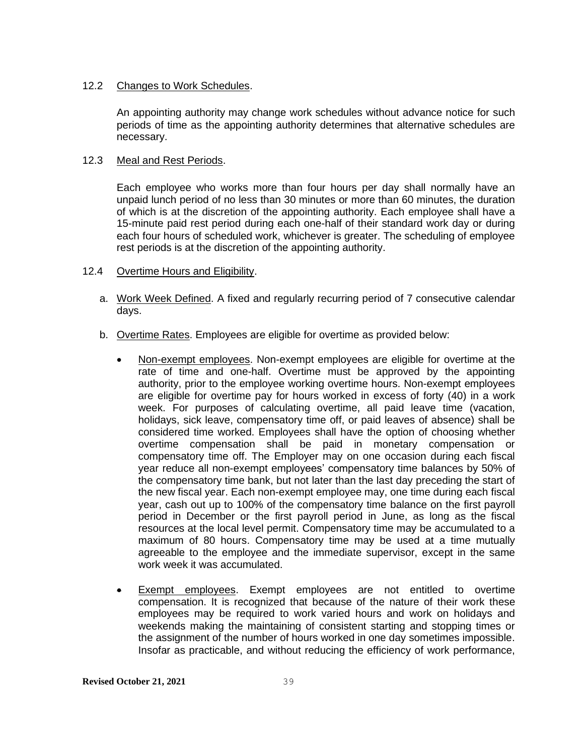12.2 Changes to Work Schedules.

An appointing authority may change work schedules without advance notice for such periods of time as the appointing authority determines that alternative schedules are necessary.

12.3 Meal and Rest Periods.

Each employee who works more than four hours per day shall normally have an unpaid lunch period of no less than 30 minutes or more than 60 minutes, the duration of which is at the discretion of the appointing authority. Each employee shall have a 15-minute paid rest period during each one-half of their standard work day or during each four hours of scheduled work, whichever is greater. The scheduling of employee rest periods is at the discretion of the appointing authority.

12.4 Overtime Hours and Eligibility.

a. Work Week Defined. A fixed and regularly recurring period of 7 consecutive calendar days.

b. Overtime Rates. Employees are eligible for overtime as provided below:

- Non-exempt employees. Non-exempt employees are eligible for overtime at the rate of time and one-half. Overtime must be approved by the appointing authority, prior to the employee working overtime hours. Non-exempt employees are eligible for overtime pay for hours worked in excess of forty (40) in a work week. For purposes of calculating overtime, all paid leave time (vacation, holidays, sick leave, compensatory time off, or paid leaves of absence) shall be considered time worked. Employees shall have the option of choosing whether overtime compensation shall be paid in monetary compensation or compensatory time off. The Employer may on one occasion during each fiscal year reduce all non-exempt employees' compensatory time balances by 50% of the compensatory time bank, but not later than the last day preceding the start of the new fiscal year. Each non-exempt employee may, one time during each fiscal year, cash out up to 100% of the compensatory time balance on the first payroll period in December or the first payroll period in June, as long as the fiscal resources at the local level permit. Compensatory time may be accumulated to a maximum of 80 hours. Compensatory time may be used at a time mutually agreeable to the employee and the immediate supervisor, except in the same work week it was accumulated.

- Exempt employees. Exempt employees are not entitled to overtime compensation. It is recognized that because of the nature of their work these employees may be required to work varied hours and work on holidays and weekends making the maintaining of consistent starting and stopping times or the assignment of the number of hours worked in one day sometimes impossible. Insofar as practicable, and without reducing the efficiency of work performance,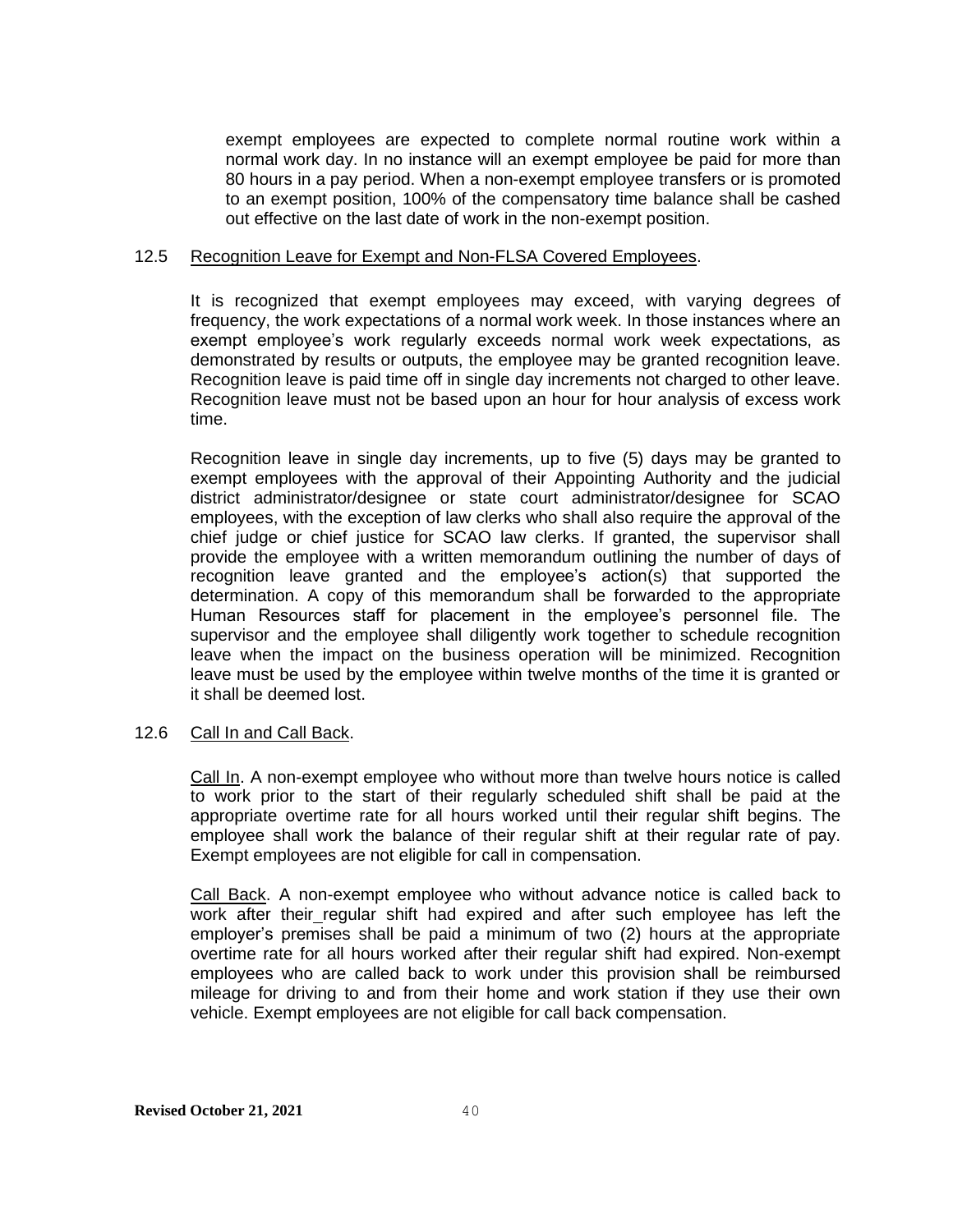exempt employees are expected to complete normal routine work within a normal work day. In no instance will an exempt employee be paid for more than 80 hours in a pay period. When a non-exempt employee transfers or is promoted to an exempt position, 100% of the compensatory time balance shall be cashed out effective on the last date of work in the non-exempt position.

12.5 Recognition Leave for Exempt and Non-FLSA Covered Employees.

It is recognized that exempt employees may exceed, with varying degrees of frequency, the work expectations of a normal work week. In those instances where an exempt employee's work regularly exceeds normal work week expectations, as demonstrated by results or outputs, the employee may be granted recognition leave. Recognition leave is paid time off in single day increments not charged to other leave. Recognition leave must not be based upon an hour for hour analysis of excess work time.

Recognition leave in single day increments, up to five (5) days may be granted to exempt employees with the approval of their Appointing Authority and the judicial district administrator/designee or state court administrator/designee for SCAO employees, with the exception of law clerks who shall also require the approval of the chief judge or chief justice for SCAO law clerks. If granted, the supervisor shall provide the employee with a written memorandum outlining the number of days of recognition leave granted and the employee's action(s) that supported the determination. A copy of this memorandum shall be forwarded to the appropriate Human Resources staff for placement in the employee's personnel file. The supervisor and the employee shall diligently work together to schedule recognition leave when the impact on the business operation will be minimized. Recognition leave must be used by the employee within twelve months of the time it is granted or it shall be deemed lost.

12.6 Call In and Call Back.

Call In. A non-exempt employee who without more than twelve hours notice is called to work prior to the start of their regularly scheduled shift shall be paid at the appropriate overtime rate for all hours worked until their regular shift begins. The employee shall work the balance of their regular shift at their regular rate of pay. Exempt employees are not eligible for call in compensation.

Call Back. A non-exempt employee who without advance notice is called back to work after their regular shift had expired and after such employee has left the employer's premises shall be paid a minimum of two (2) hours at the appropriate overtime rate for all hours worked after their regular shift had expired. Non-exempt employees who are called back to work under this provision shall be reimbursed mileage for driving to and from their home and work station if they use their own vehicle. Exempt employees are not eligible for call back compensation.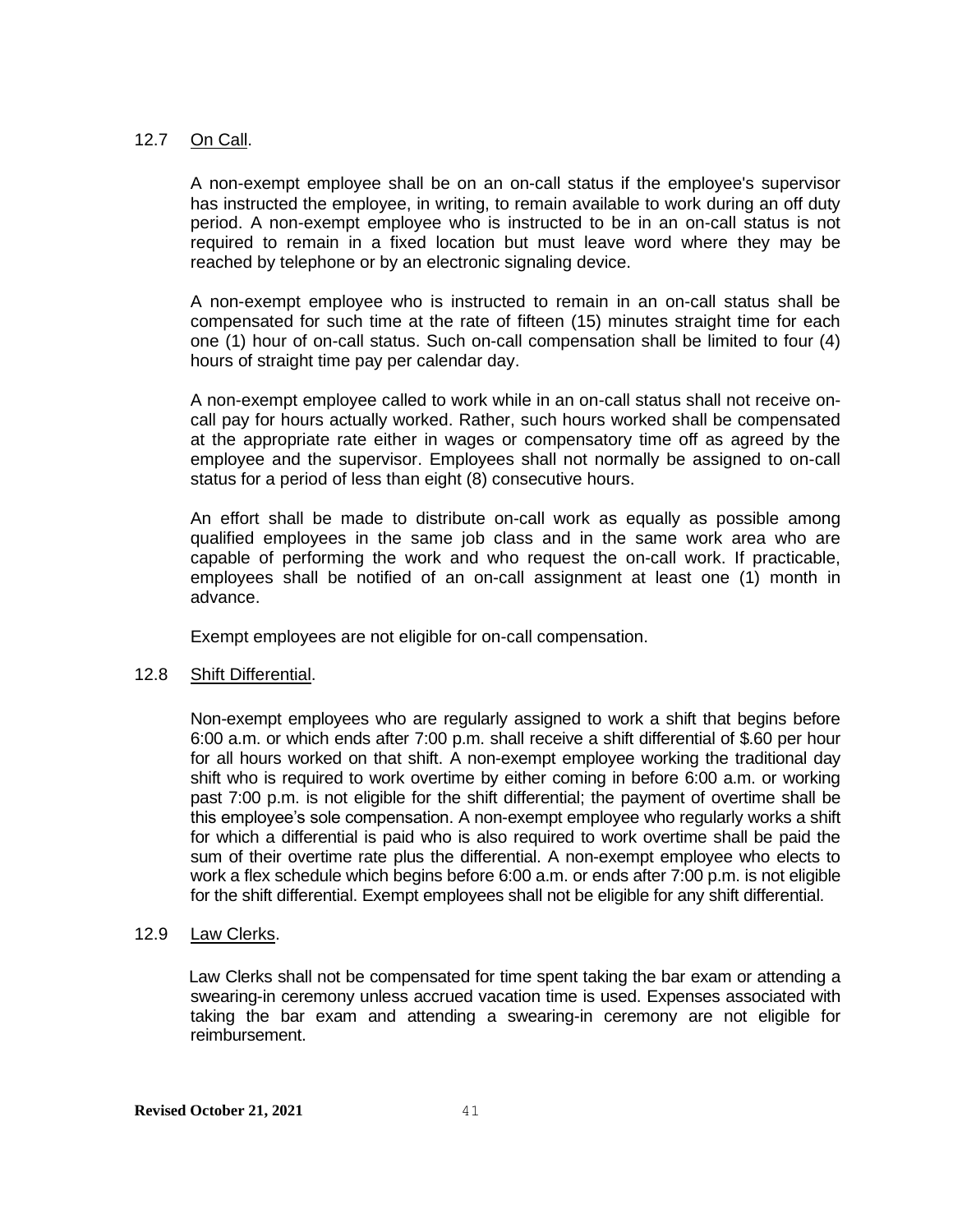12.7 On Call.

A non-exempt employee shall be on an on-call status if the employee's supervisor has instructed the employee, in writing, to remain available to work during an off duty period. A non-exempt employee who is instructed to be in an on-call status is not required to remain in a fixed location but must leave word where they may be reached by telephone or by an electronic signaling device.

A non-exempt employee who is instructed to remain in an on-call status shall be compensated for such time at the rate of fifteen (15) minutes straight time for each one (1) hour of on-call status. Such on-call compensation shall be limited to four (4) hours of straight time pay per calendar day.

A non-exempt employee called to work while in an on-call status shall not receive on-call pay for hours actually worked. Rather, such hours worked shall be compensated at the appropriate rate either in wages or compensatory time off as agreed by the employee and the supervisor. Employees shall not normally be assigned to on-call status for a period of less than eight (8) consecutive hours.

An effort shall be made to distribute on-call work as equally as possible among qualified employees in the same job class and in the same work area who are capable of performing the work and who request the on-call work. If practicable, employees shall be notified of an on-call assignment at least one (1) month in advance.

Exempt employees are not eligible for on-call compensation.

12.8 Shift Differential.

Non-exempt employees who are regularly assigned to work a shift that begins before 6:00 a.m. or which ends after 7:00 p.m. shall receive a shift differential of $.60 per hour for all hours worked on that shift. A non-exempt employee working the traditional day shift who is required to work overtime by either coming in before 6:00 a.m. or working past 7:00 p.m. is not eligible for the shift differential; the payment of overtime shall be this employee's sole compensation. A non-exempt employee who regularly works a shift for which a differential is paid who is also required to work overtime shall be paid the sum of their overtime rate plus the differential. A non-exempt employee who elects to work a flex schedule which begins before 6:00 a.m. or ends after 7:00 p.m. is not eligible for the shift differential. Exempt employees shall not be eligible for any shift differential.

12.9 Law Clerks.

Law Clerks shall not be compensated for time spent taking the bar exam or attending a swearing-in ceremony unless accrued vacation time is used. Expenses associated with taking the bar exam and attending a swearing-in ceremony are not eligible for reimbursement.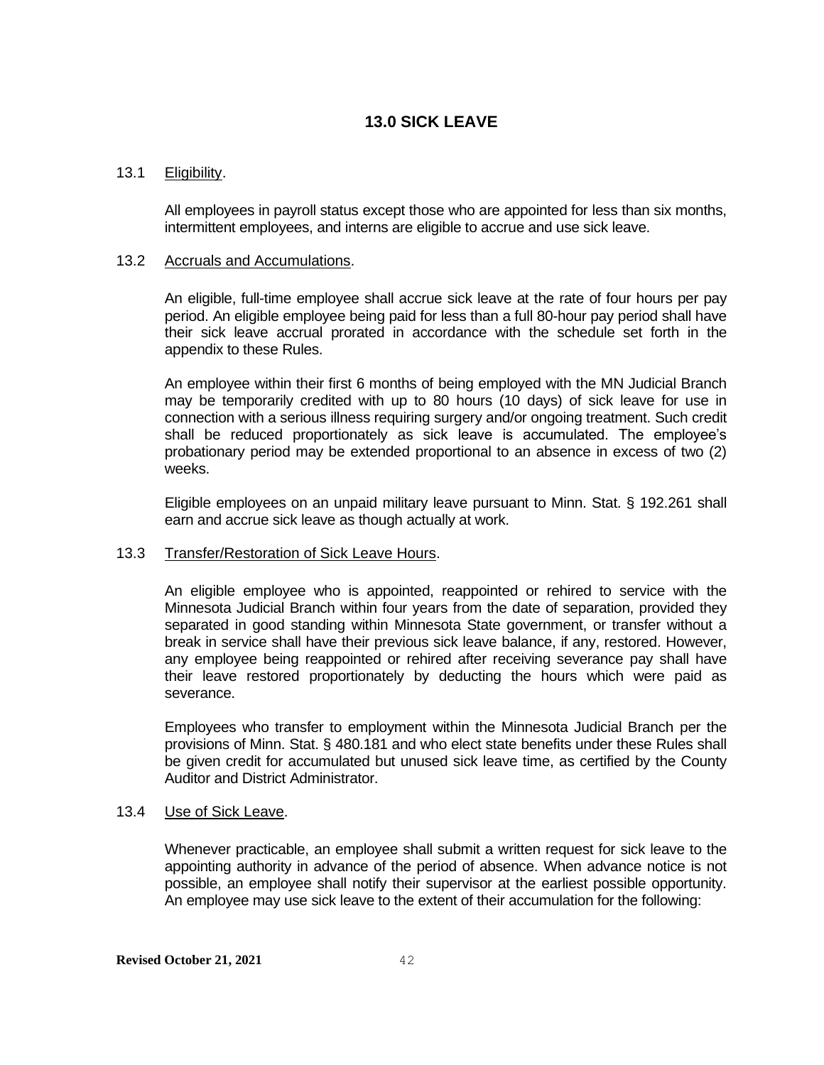## 13.0 SICK LEAVE

13.1 Eligibility.

All employees in payroll status except those who are appointed for less than six months, intermittent employees, and interns are eligible to accrue and use sick leave.

13.2 Accruals and Accumulations.

An eligible, full-time employee shall accrue sick leave at the rate of four hours per pay period. An eligible employee being paid for less than a full 80-hour pay period shall have their sick leave accrual prorated in accordance with the schedule set forth in the appendix to these Rules.

An employee within their first 6 months of being employed with the MN Judicial Branch may be temporarily credited with up to 80 hours (10 days) of sick leave for use in connection with a serious illness requiring surgery and/or ongoing treatment. Such credit shall be reduced proportionately as sick leave is accumulated. The employee's probationary period may be extended proportional to an absence in excess of two (2) weeks.

Eligible employees on an unpaid military leave pursuant to Minn. Stat. § 192.261 shall earn and accrue sick leave as though actually at work.

13.3 Transfer/Restoration of Sick Leave Hours.

An eligible employee who is appointed, reappointed or rehired to service with the Minnesota Judicial Branch within four years from the date of separation, provided they separated in good standing within Minnesota State government, or transfer without a break in service shall have their previous sick leave balance, if any, restored. However, any employee being reappointed or rehired after receiving severance pay shall have their leave restored proportionately by deducting the hours which were paid as severance.

Employees who transfer to employment within the Minnesota Judicial Branch per the provisions of Minn. Stat. § 480.181 and who elect state benefits under these Rules shall be given credit for accumulated but unused sick leave time, as certified by the County Auditor and District Administrator.

13.4 Use of Sick Leave.

Whenever practicable, an employee shall submit a written request for sick leave to the appointing authority in advance of the period of absence. When advance notice is not possible, an employee shall notify their supervisor at the earliest possible opportunity. An employee may use sick leave to the extent of their accumulation for the following: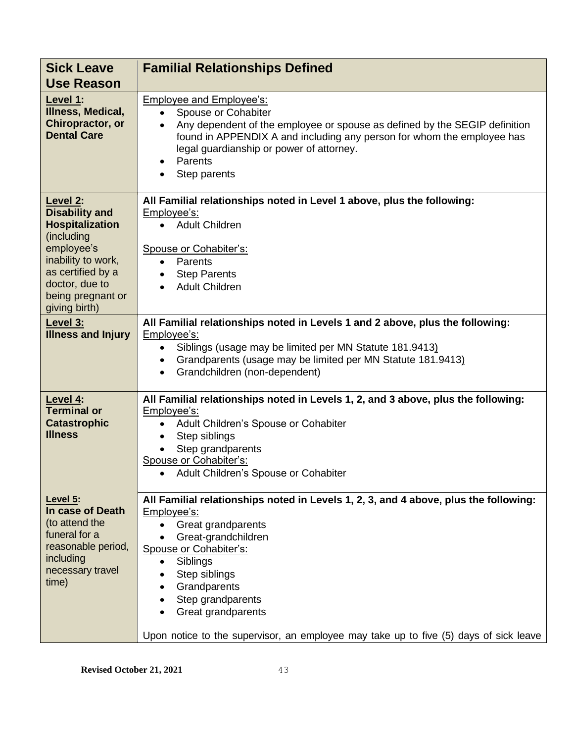| Sick Leave Use Reason | Familial Relationships Defined |
|---|---|
| **Level 1: Illness, Medical, Chiropractor, or Dental Care** | Employee and Employee's:<br>• Spouse or Cohabiter<br>• Any dependent of the employee or spouse as defined by the SEGIP definition found in APPENDIX A and including any person for whom the employee has legal guardianship or power of attorney.<br>• Parents<br>• Step parents |
| **Level 2: Disability and Hospitalization** (including employee's inability to work, as certified by a doctor, due to being pregnant or giving birth) | **All Familial relationships noted in Level 1 above, plus the following:**<br>Employee's:<br>• Adult Children<br><br>Spouse or Cohabiter's:<br>• Parents<br>• Step Parents<br>• Adult Children |
| **Level 3: Illness and Injury** | **All Familial relationships noted in Levels 1 and 2 above, plus the following:**<br>Employee's:<br>• Siblings (usage may be limited per MN Statute 181.9413)<br>• Grandparents (usage may be limited per MN Statute 181.9413)<br>• Grandchildren (non-dependent) |
| **Level 4: Terminal or Catastrophic Illness** | **All Familial relationships noted in Levels 1, 2, and 3 above, plus the following:**<br>Employee's:<br>• Adult Children's Spouse or Cohabiter<br>• Step siblings<br>• Step grandparents<br>Spouse or Cohabiter's:<br>• Adult Children's Spouse or Cohabiter |
| **Level 5: In case of Death** (to attend the funeral for a reasonable period, including necessary travel time) | **All Familial relationships noted in Levels 1, 2, 3, and 4 above, plus the following:**<br>Employee's:<br>• Great grandparents<br>• Great-grandchildren<br>Spouse or Cohabiter's:<br>• Siblings<br>• Step siblings<br>• Grandparents<br>• Step grandparents<br>• Great grandparents<br><br>Upon notice to the supervisor, an employee may take up to five (5) days of sick leave |

Revised October 21, 2021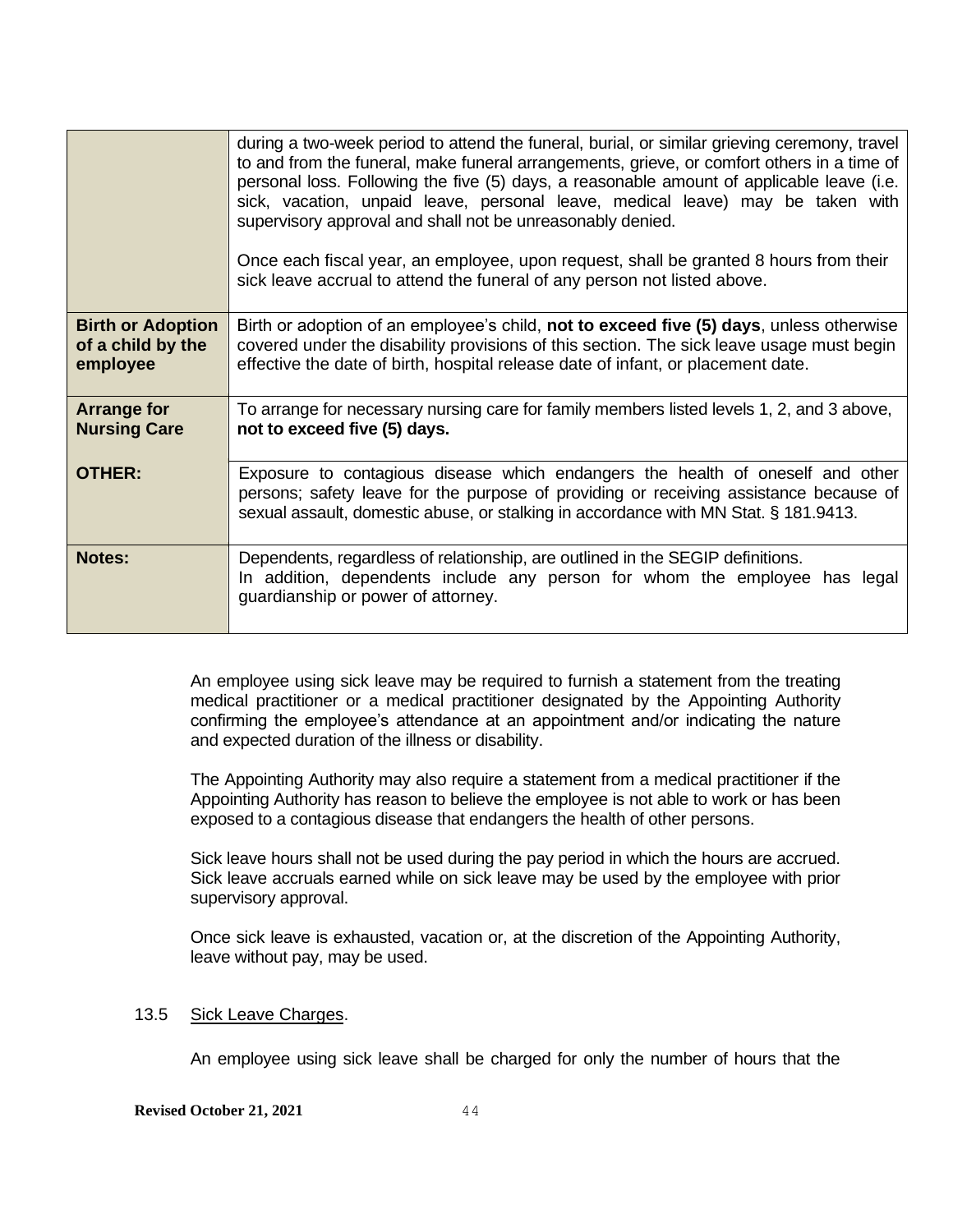| | |
|---|---|
| | during a two-week period to attend the funeral, burial, or similar grieving ceremony, travel to and from the funeral, make funeral arrangements, grieve, or comfort others in a time of personal loss. Following the five (5) days, a reasonable amount of applicable leave (i.e. sick, vacation, unpaid leave, personal leave, medical leave) may be taken with supervisory approval and shall not be unreasonably denied.<br><br>Once each fiscal year, an employee, upon request, shall be granted 8 hours from their sick leave accrual to attend the funeral of any person not listed above. |
| **Birth or Adoption of a child by the employee** | Birth or adoption of an employee's child, **not to exceed five (5) days**, unless otherwise covered under the disability provisions of this section. The sick leave usage must begin effective the date of birth, hospital release date of infant, or placement date. |
| **Arrange for Nursing Care** | To arrange for necessary nursing care for family members listed levels 1, 2, and 3 above, **not to exceed five (5) days.** |
| **OTHER:** | Exposure to contagious disease which endangers the health of oneself and other persons; safety leave for the purpose of providing or receiving assistance because of sexual assault, domestic abuse, or stalking in accordance with MN Stat. § 181.9413. |
| **Notes:** | Dependents, regardless of relationship, are outlined in the SEGIP definitions.<br>In addition, dependents include any person for whom the employee has legal guardianship or power of attorney. |

An employee using sick leave may be required to furnish a statement from the treating medical practitioner or a medical practitioner designated by the Appointing Authority confirming the employee's attendance at an appointment and/or indicating the nature and expected duration of the illness or disability.

The Appointing Authority may also require a statement from a medical practitioner if the Appointing Authority has reason to believe the employee is not able to work or has been exposed to a contagious disease that endangers the health of other persons.

Sick leave hours shall not be used during the pay period in which the hours are accrued. Sick leave accruals earned while on sick leave may be used by the employee with prior supervisory approval.

Once sick leave is exhausted, vacation or, at the discretion of the Appointing Authority, leave without pay, may be used.

13.5 Sick Leave Charges.

An employee using sick leave shall be charged for only the number of hours that the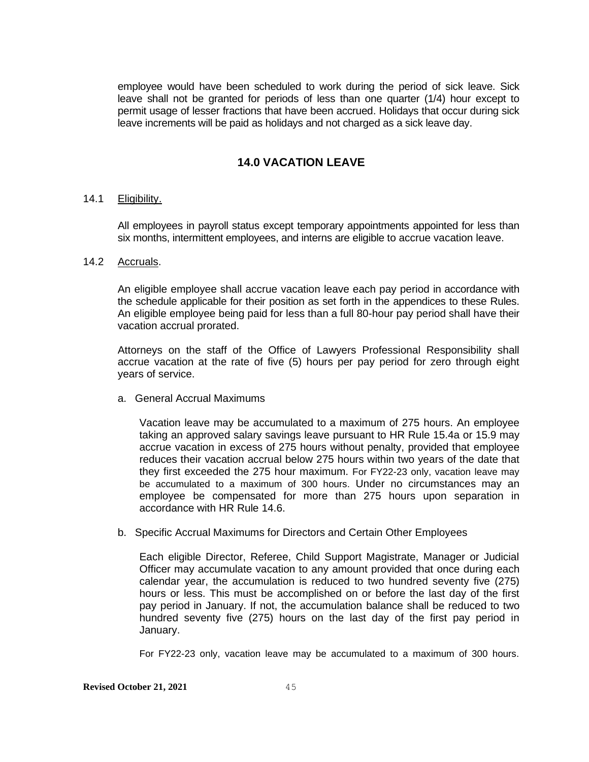employee would have been scheduled to work during the period of sick leave. Sick leave shall not be granted for periods of less than one quarter (1/4) hour except to permit usage of lesser fractions that have been accrued. Holidays that occur during sick leave increments will be paid as holidays and not charged as a sick leave day.

## 14.0 VACATION LEAVE

14.1 Eligibility.

All employees in payroll status except temporary appointments appointed for less than six months, intermittent employees, and interns are eligible to accrue vacation leave.

14.2 Accruals.

An eligible employee shall accrue vacation leave each pay period in accordance with the schedule applicable for their position as set forth in the appendices to these Rules. An eligible employee being paid for less than a full 80-hour pay period shall have their vacation accrual prorated.

Attorneys on the staff of the Office of Lawyers Professional Responsibility shall accrue vacation at the rate of five (5) hours per pay period for zero through eight years of service.

a. General Accrual Maximums

Vacation leave may be accumulated to a maximum of 275 hours. An employee taking an approved salary savings leave pursuant to HR Rule 15.4a or 15.9 may accrue vacation in excess of 275 hours without penalty, provided that employee reduces their vacation accrual below 275 hours within two years of the date that they first exceeded the 275 hour maximum. For FY22-23 only, vacation leave may be accumulated to a maximum of 300 hours. Under no circumstances may an employee be compensated for more than 275 hours upon separation in accordance with HR Rule 14.6.

b. Specific Accrual Maximums for Directors and Certain Other Employees

Each eligible Director, Referee, Child Support Magistrate, Manager or Judicial Officer may accumulate vacation to any amount provided that once during each calendar year, the accumulation is reduced to two hundred seventy five (275) hours or less. This must be accomplished on or before the last day of the first pay period in January. If not, the accumulation balance shall be reduced to two hundred seventy five (275) hours on the last day of the first pay period in January.

For FY22-23 only, vacation leave may be accumulated to a maximum of 300 hours.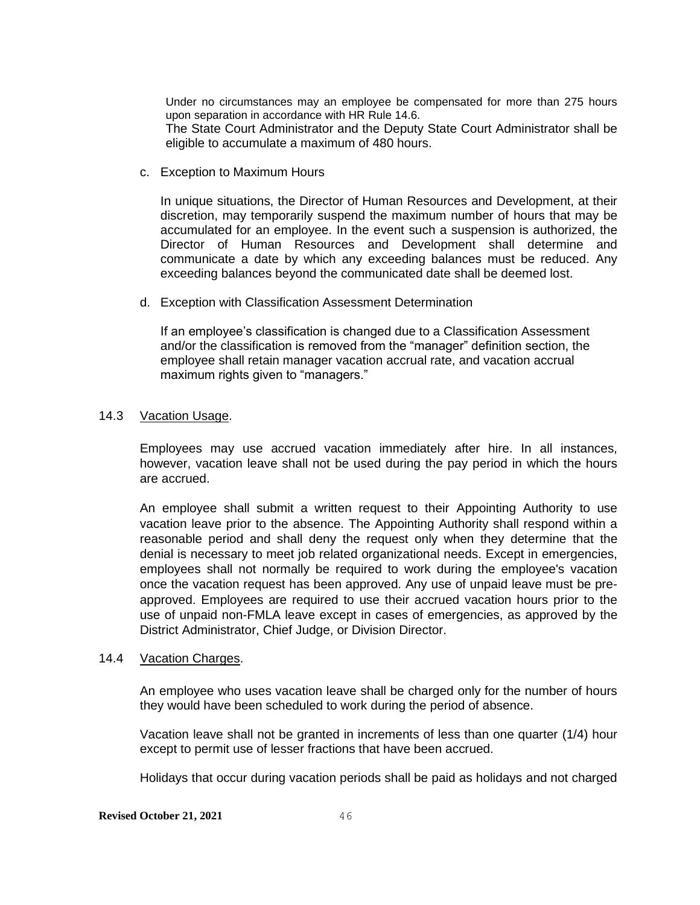Under no circumstances may an employee be compensated for more than 275 hours upon separation in accordance with HR Rule 14.6.

The State Court Administrator and the Deputy State Court Administrator shall be eligible to accumulate a maximum of 480 hours.

c. Exception to Maximum Hours

In unique situations, the Director of Human Resources and Development, at their discretion, may temporarily suspend the maximum number of hours that may be accumulated for an employee. In the event such a suspension is authorized, the Director of Human Resources and Development shall determine and communicate a date by which any exceeding balances must be reduced. Any exceeding balances beyond the communicated date shall be deemed lost.

d. Exception with Classification Assessment Determination

If an employee's classification is changed due to a Classification Assessment and/or the classification is removed from the "manager" definition section, the employee shall retain manager vacation accrual rate, and vacation accrual maximum rights given to "managers."

14.3 Vacation Usage.

Employees may use accrued vacation immediately after hire. In all instances, however, vacation leave shall not be used during the pay period in which the hours are accrued.

An employee shall submit a written request to their Appointing Authority to use vacation leave prior to the absence. The Appointing Authority shall respond within a reasonable period and shall deny the request only when they determine that the denial is necessary to meet job related organizational needs. Except in emergencies, employees shall not normally be required to work during the employee's vacation once the vacation request has been approved. Any use of unpaid leave must be pre-approved. Employees are required to use their accrued vacation hours prior to the use of unpaid non-FMLA leave except in cases of emergencies, as approved by the District Administrator, Chief Judge, or Division Director.

14.4 Vacation Charges.

An employee who uses vacation leave shall be charged only for the number of hours they would have been scheduled to work during the period of absence.

Vacation leave shall not be granted in increments of less than one quarter (1/4) hour except to permit use of lesser fractions that have been accrued.

Holidays that occur during vacation periods shall be paid as holidays and not charged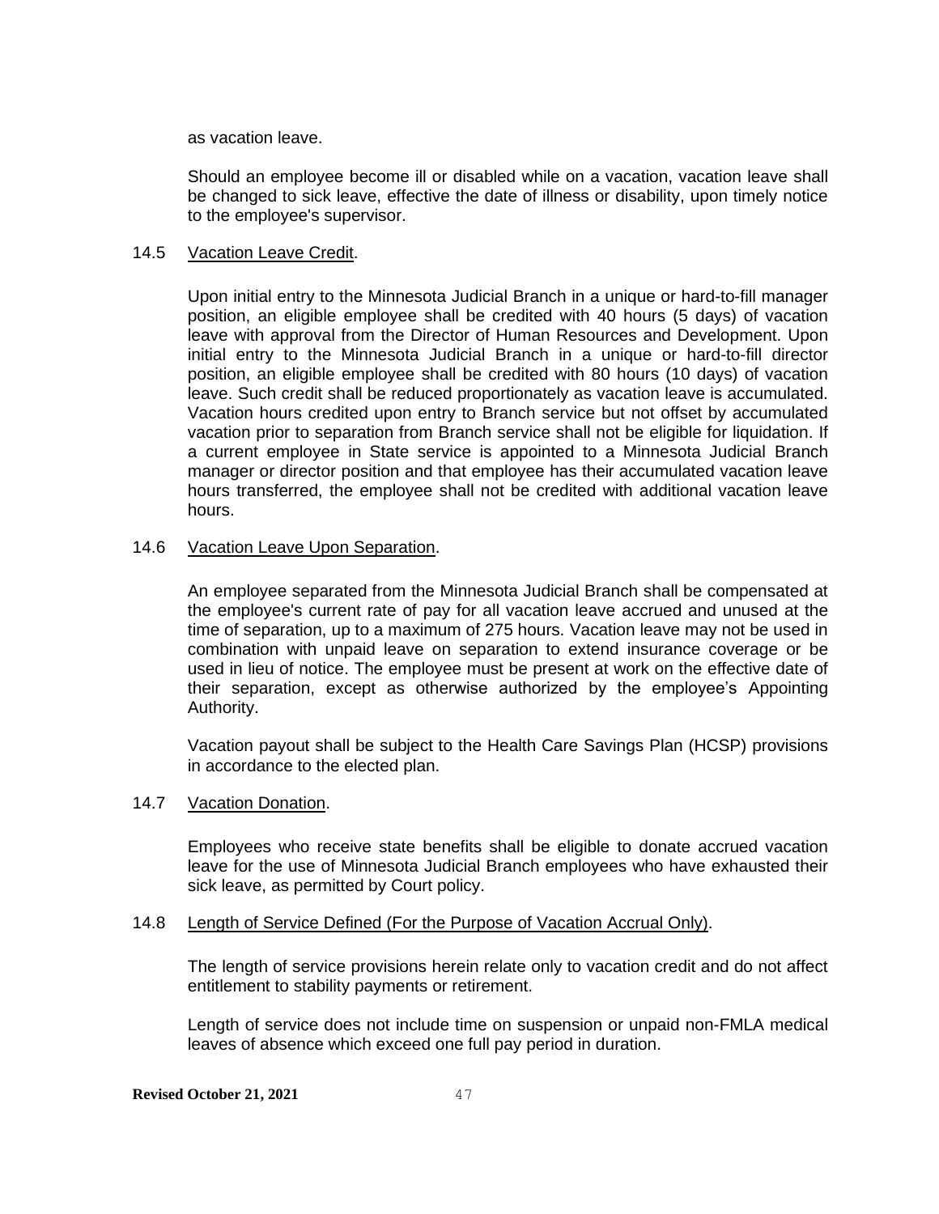as vacation leave.

Should an employee become ill or disabled while on a vacation, vacation leave shall be changed to sick leave, effective the date of illness or disability, upon timely notice to the employee's supervisor.

14.5 Vacation Leave Credit.

Upon initial entry to the Minnesota Judicial Branch in a unique or hard-to-fill manager position, an eligible employee shall be credited with 40 hours (5 days) of vacation leave with approval from the Director of Human Resources and Development. Upon initial entry to the Minnesota Judicial Branch in a unique or hard-to-fill director position, an eligible employee shall be credited with 80 hours (10 days) of vacation leave. Such credit shall be reduced proportionately as vacation leave is accumulated. Vacation hours credited upon entry to Branch service but not offset by accumulated vacation prior to separation from Branch service shall not be eligible for liquidation. If a current employee in State service is appointed to a Minnesota Judicial Branch manager or director position and that employee has their accumulated vacation leave hours transferred, the employee shall not be credited with additional vacation leave hours.

14.6 Vacation Leave Upon Separation.

An employee separated from the Minnesota Judicial Branch shall be compensated at the employee's current rate of pay for all vacation leave accrued and unused at the time of separation, up to a maximum of 275 hours. Vacation leave may not be used in combination with unpaid leave on separation to extend insurance coverage or be used in lieu of notice. The employee must be present at work on the effective date of their separation, except as otherwise authorized by the employee's Appointing Authority.

Vacation payout shall be subject to the Health Care Savings Plan (HCSP) provisions in accordance to the elected plan.

14.7 Vacation Donation.

Employees who receive state benefits shall be eligible to donate accrued vacation leave for the use of Minnesota Judicial Branch employees who have exhausted their sick leave, as permitted by Court policy.

14.8 Length of Service Defined (For the Purpose of Vacation Accrual Only).

The length of service provisions herein relate only to vacation credit and do not affect entitlement to stability payments or retirement.

Length of service does not include time on suspension or unpaid non-FMLA medical leaves of absence which exceed one full pay period in duration.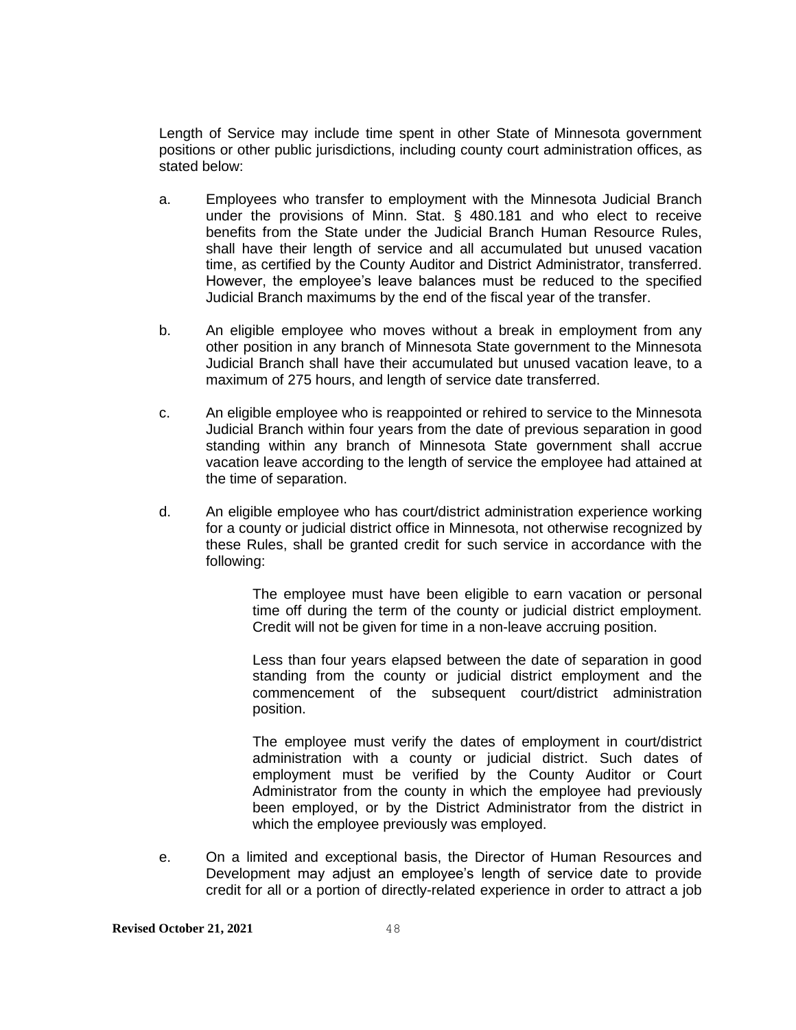Length of Service may include time spent in other State of Minnesota government positions or other public jurisdictions, including county court administration offices, as stated below:

a. Employees who transfer to employment with the Minnesota Judicial Branch under the provisions of Minn. Stat. § 480.181 and who elect to receive benefits from the State under the Judicial Branch Human Resource Rules, shall have their length of service and all accumulated but unused vacation time, as certified by the County Auditor and District Administrator, transferred. However, the employee's leave balances must be reduced to the specified Judicial Branch maximums by the end of the fiscal year of the transfer.

b. An eligible employee who moves without a break in employment from any other position in any branch of Minnesota State government to the Minnesota Judicial Branch shall have their accumulated but unused vacation leave, to a maximum of 275 hours, and length of service date transferred.

c. An eligible employee who is reappointed or rehired to service to the Minnesota Judicial Branch within four years from the date of previous separation in good standing within any branch of Minnesota State government shall accrue vacation leave according to the length of service the employee had attained at the time of separation.

d. An eligible employee who has court/district administration experience working for a county or judicial district office in Minnesota, not otherwise recognized by these Rules, shall be granted credit for such service in accordance with the following:

   The employee must have been eligible to earn vacation or personal time off during the term of the county or judicial district employment. Credit will not be given for time in a non-leave accruing position.

   Less than four years elapsed between the date of separation in good standing from the county or judicial district employment and the commencement of the subsequent court/district administration position.

   The employee must verify the dates of employment in court/district administration with a county or judicial district. Such dates of employment must be verified by the County Auditor or Court Administrator from the county in which the employee had previously been employed, or by the District Administrator from the district in which the employee previously was employed.

e. On a limited and exceptional basis, the Director of Human Resources and Development may adjust an employee's length of service date to provide credit for all or a portion of directly-related experience in order to attract a job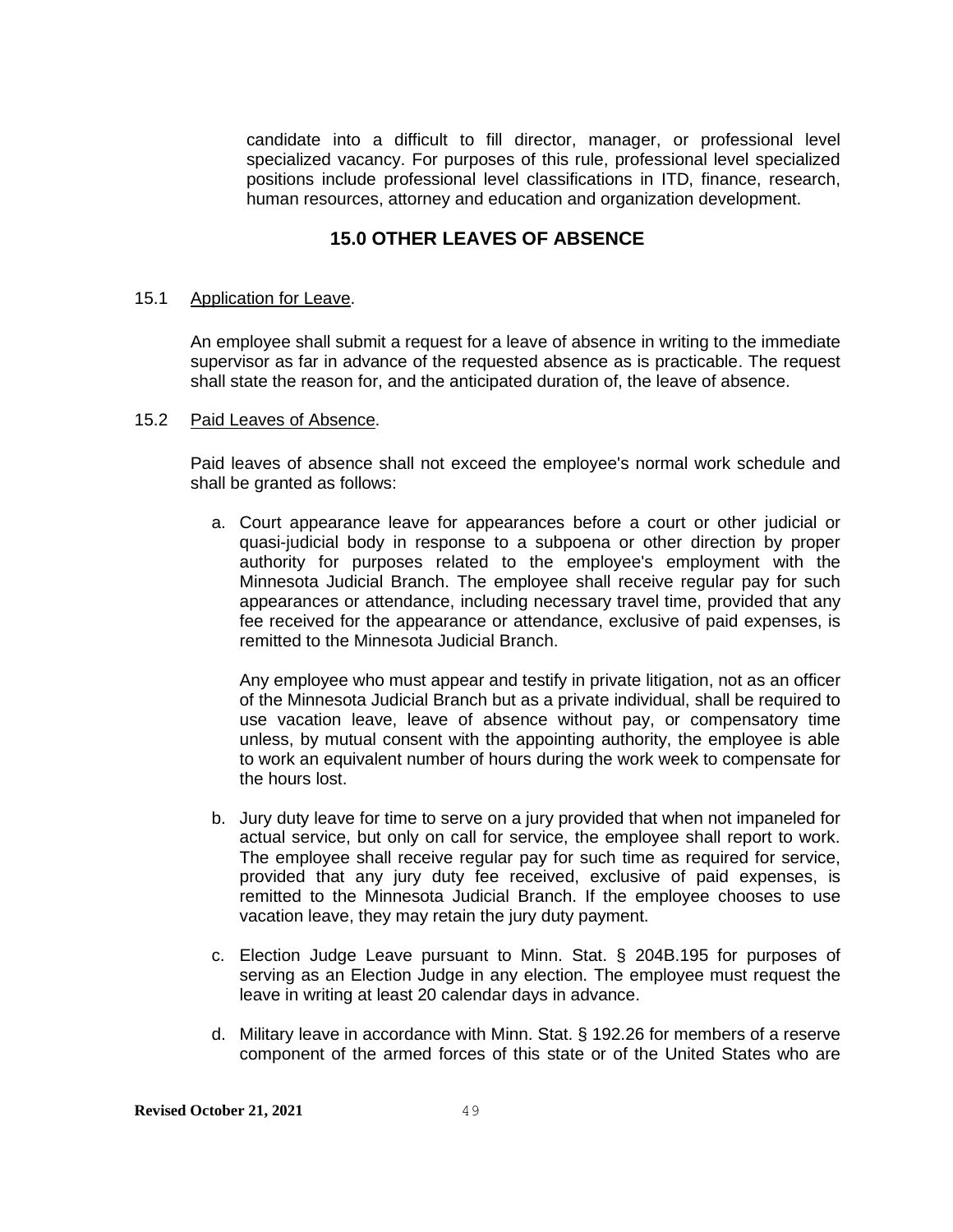candidate into a difficult to fill director, manager, or professional level specialized vacancy. For purposes of this rule, professional level specialized positions include professional level classifications in ITD, finance, research, human resources, attorney and education and organization development.

## 15.0 OTHER LEAVES OF ABSENCE

15.1 Application for Leave.

An employee shall submit a request for a leave of absence in writing to the immediate supervisor as far in advance of the requested absence as is practicable. The request shall state the reason for, and the anticipated duration of, the leave of absence.

15.2 Paid Leaves of Absence.

Paid leaves of absence shall not exceed the employee's normal work schedule and shall be granted as follows:

a. Court appearance leave for appearances before a court or other judicial or quasi-judicial body in response to a subpoena or other direction by proper authority for purposes related to the employee's employment with the Minnesota Judicial Branch. The employee shall receive regular pay for such appearances or attendance, including necessary travel time, provided that any fee received for the appearance or attendance, exclusive of paid expenses, is remitted to the Minnesota Judicial Branch.

   Any employee who must appear and testify in private litigation, not as an officer of the Minnesota Judicial Branch but as a private individual, shall be required to use vacation leave, leave of absence without pay, or compensatory time unless, by mutual consent with the appointing authority, the employee is able to work an equivalent number of hours during the work week to compensate for the hours lost.

b. Jury duty leave for time to serve on a jury provided that when not impaneled for actual service, but only on call for service, the employee shall report to work. The employee shall receive regular pay for such time as required for service, provided that any jury duty fee received, exclusive of paid expenses, is remitted to the Minnesota Judicial Branch. If the employee chooses to use vacation leave, they may retain the jury duty payment.

c. Election Judge Leave pursuant to Minn. Stat. § 204B.195 for purposes of serving as an Election Judge in any election. The employee must request the leave in writing at least 20 calendar days in advance.

d. Military leave in accordance with Minn. Stat. § 192.26 for members of a reserve component of the armed forces of this state or of the United States who are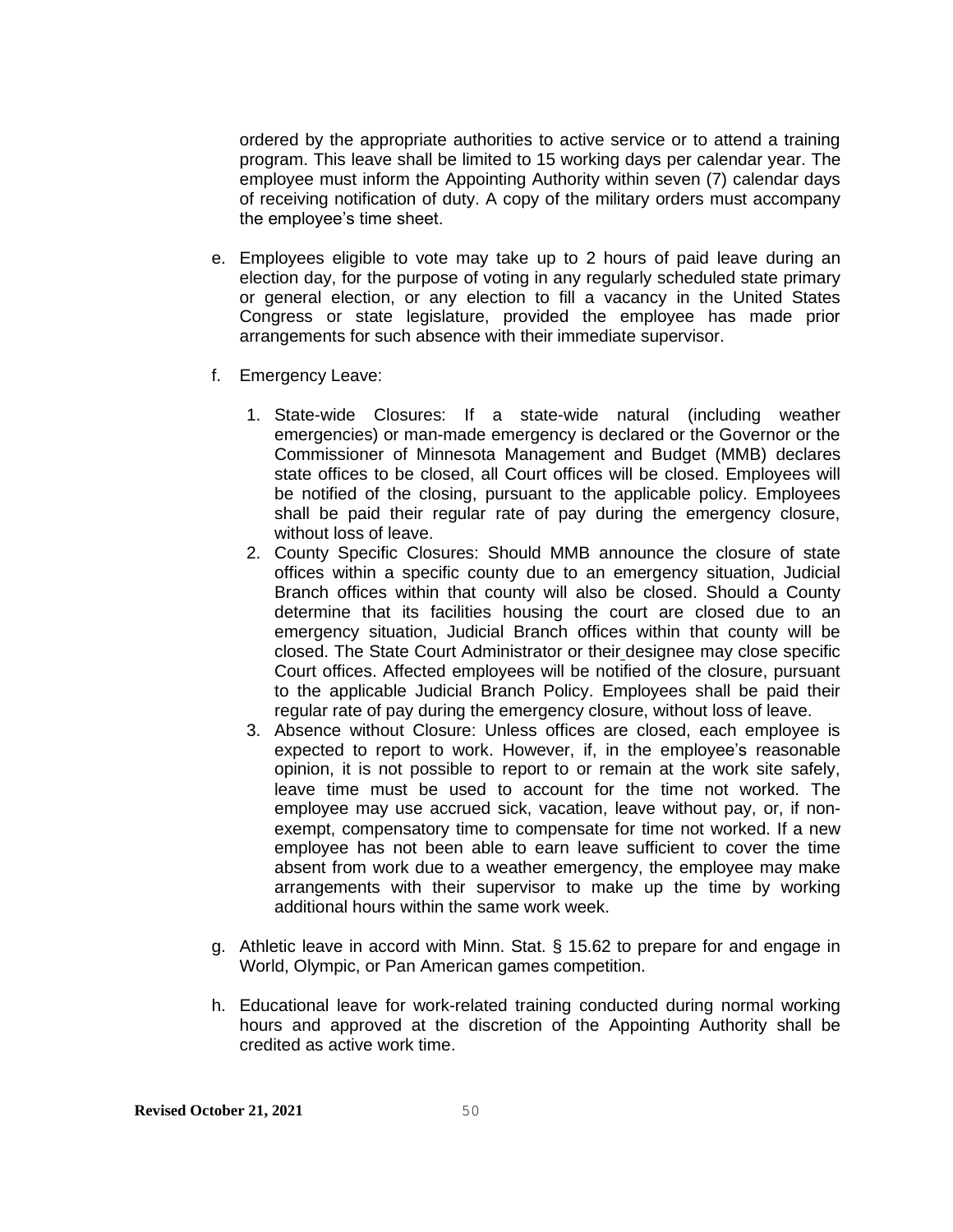ordered by the appropriate authorities to active service or to attend a training program. This leave shall be limited to 15 working days per calendar year. The employee must inform the Appointing Authority within seven (7) calendar days of receiving notification of duty. A copy of the military orders must accompany the employee's time sheet.

e. Employees eligible to vote may take up to 2 hours of paid leave during an election day, for the purpose of voting in any regularly scheduled state primary or general election, or any election to fill a vacancy in the United States Congress or state legislature, provided the employee has made prior arrangements for such absence with their immediate supervisor.

f. Emergency Leave:

   1. State-wide Closures: If a state-wide natural (including weather emergencies) or man-made emergency is declared or the Governor or the Commissioner of Minnesota Management and Budget (MMB) declares state offices to be closed, all Court offices will be closed. Employees will be notified of the closing, pursuant to the applicable policy. Employees shall be paid their regular rate of pay during the emergency closure, without loss of leave.
   2. County Specific Closures: Should MMB announce the closure of state offices within a specific county due to an emergency situation, Judicial Branch offices within that county will also be closed. Should a County determine that its facilities housing the court are closed due to an emergency situation, Judicial Branch offices within that county will be closed. The State Court Administrator or their designee may close specific Court offices. Affected employees will be notified of the closure, pursuant to the applicable Judicial Branch Policy. Employees shall be paid their regular rate of pay during the emergency closure, without loss of leave.
   3. Absence without Closure: Unless offices are closed, each employee is expected to report to work. However, if, in the employee's reasonable opinion, it is not possible to report to or remain at the work site safely, leave time must be used to account for the time not worked. The employee may use accrued sick, vacation, leave without pay, or, if non-exempt, compensatory time to compensate for time not worked. If a new employee has not been able to earn leave sufficient to cover the time absent from work due to a weather emergency, the employee may make arrangements with their supervisor to make up the time by working additional hours within the same work week.

g. Athletic leave in accord with Minn. Stat. § 15.62 to prepare for and engage in World, Olympic, or Pan American games competition.

h. Educational leave for work-related training conducted during normal working hours and approved at the discretion of the Appointing Authority shall be credited as active work time.

**Revised October 21, 2021**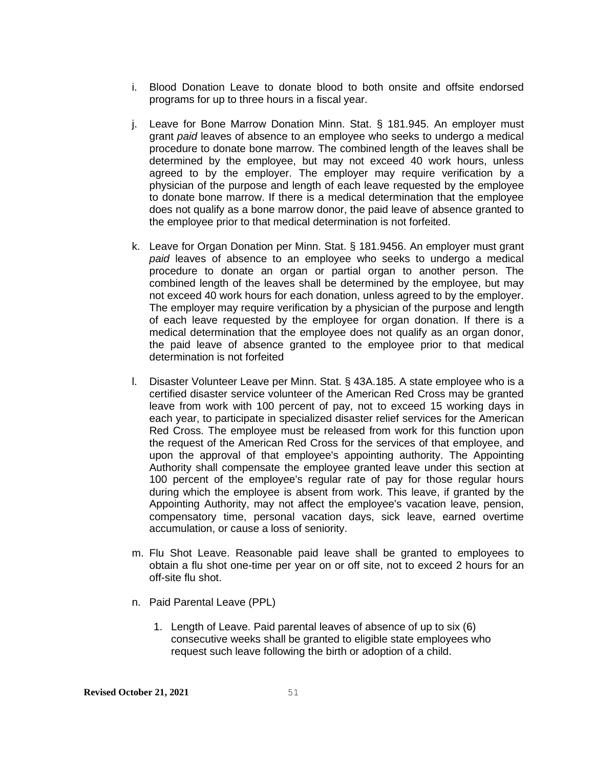i. Blood Donation Leave to donate blood to both onsite and offsite endorsed programs for up to three hours in a fiscal year.

j. Leave for Bone Marrow Donation Minn. Stat. § 181.945. An employer must grant *paid* leaves of absence to an employee who seeks to undergo a medical procedure to donate bone marrow. The combined length of the leaves shall be determined by the employee, but may not exceed 40 work hours, unless agreed to by the employer. The employer may require verification by a physician of the purpose and length of each leave requested by the employee to donate bone marrow. If there is a medical determination that the employee does not qualify as a bone marrow donor, the paid leave of absence granted to the employee prior to that medical determination is not forfeited.

k. Leave for Organ Donation per Minn. Stat. § 181.9456. An employer must grant *paid* leaves of absence to an employee who seeks to undergo a medical procedure to donate an organ or partial organ to another person. The combined length of the leaves shall be determined by the employee, but may not exceed 40 work hours for each donation, unless agreed to by the employer. The employer may require verification by a physician of the purpose and length of each leave requested by the employee for organ donation. If there is a medical determination that the employee does not qualify as an organ donor, the paid leave of absence granted to the employee prior to that medical determination is not forfeited

l. Disaster Volunteer Leave per Minn. Stat. § 43A.185. A state employee who is a certified disaster service volunteer of the American Red Cross may be granted leave from work with 100 percent of pay, not to exceed 15 working days in each year, to participate in specialized disaster relief services for the American Red Cross. The employee must be released from work for this function upon the request of the American Red Cross for the services of that employee, and upon the approval of that employee's appointing authority. The Appointing Authority shall compensate the employee granted leave under this section at 100 percent of the employee's regular rate of pay for those regular hours during which the employee is absent from work. This leave, if granted by the Appointing Authority, may not affect the employee's vacation leave, pension, compensatory time, personal vacation days, sick leave, earned overtime accumulation, or cause a loss of seniority.

m. Flu Shot Leave. Reasonable paid leave shall be granted to employees to obtain a flu shot one-time per year on or off site, not to exceed 2 hours for an off-site flu shot.

n. Paid Parental Leave (PPL)

   1. Length of Leave. Paid parental leaves of absence of up to six (6) consecutive weeks shall be granted to eligible state employees who request such leave following the birth or adoption of a child.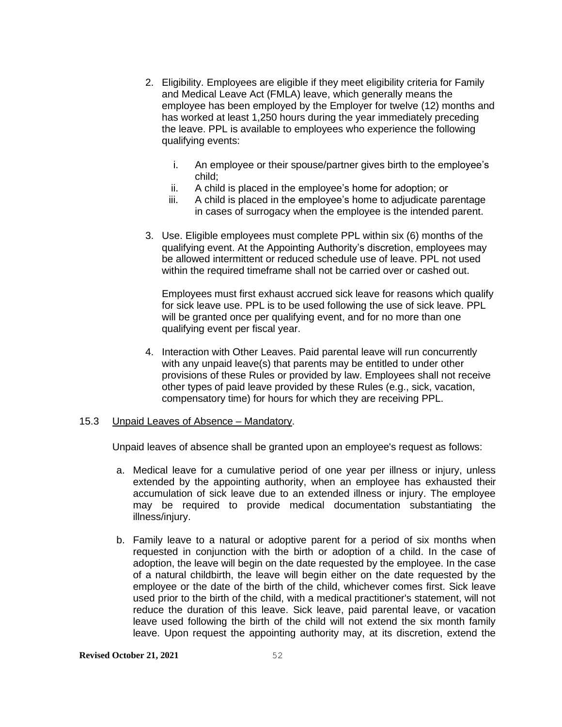2. Eligibility. Employees are eligible if they meet eligibility criteria for Family and Medical Leave Act (FMLA) leave, which generally means the employee has been employed by the Employer for twelve (12) months and has worked at least 1,250 hours during the year immediately preceding the leave. PPL is available to employees who experience the following qualifying events:

   i. An employee or their spouse/partner gives birth to the employee's child;
   ii. A child is placed in the employee's home for adoption; or
   iii. A child is placed in the employee's home to adjudicate parentage in cases of surrogacy when the employee is the intended parent.

3. Use. Eligible employees must complete PPL within six (6) months of the qualifying event. At the Appointing Authority's discretion, employees may be allowed intermittent or reduced schedule use of leave. PPL not used within the required timeframe shall not be carried over or cashed out.

   Employees must first exhaust accrued sick leave for reasons which qualify for sick leave use. PPL is to be used following the use of sick leave. PPL will be granted once per qualifying event, and for no more than one qualifying event per fiscal year.

4. Interaction with Other Leaves. Paid parental leave will run concurrently with any unpaid leave(s) that parents may be entitled to under other provisions of these Rules or provided by law. Employees shall not receive other types of paid leave provided by these Rules (e.g., sick, vacation, compensatory time) for hours for which they are receiving PPL.

### 15.3 Unpaid Leaves of Absence – Mandatory.

Unpaid leaves of absence shall be granted upon an employee's request as follows:

a. Medical leave for a cumulative period of one year per illness or injury, unless extended by the appointing authority, when an employee has exhausted their accumulation of sick leave due to an extended illness or injury. The employee may be required to provide medical documentation substantiating the illness/injury.

b. Family leave to a natural or adoptive parent for a period of six months when requested in conjunction with the birth or adoption of a child. In the case of adoption, the leave will begin on the date requested by the employee. In the case of a natural childbirth, the leave will begin either on the date requested by the employee or the date of the birth of the child, whichever comes first. Sick leave used prior to the birth of the child, with a medical practitioner's statement, will not reduce the duration of this leave. Sick leave, paid parental leave, or vacation leave used following the birth of the child will not extend the six month family leave. Upon request the appointing authority may, at its discretion, extend the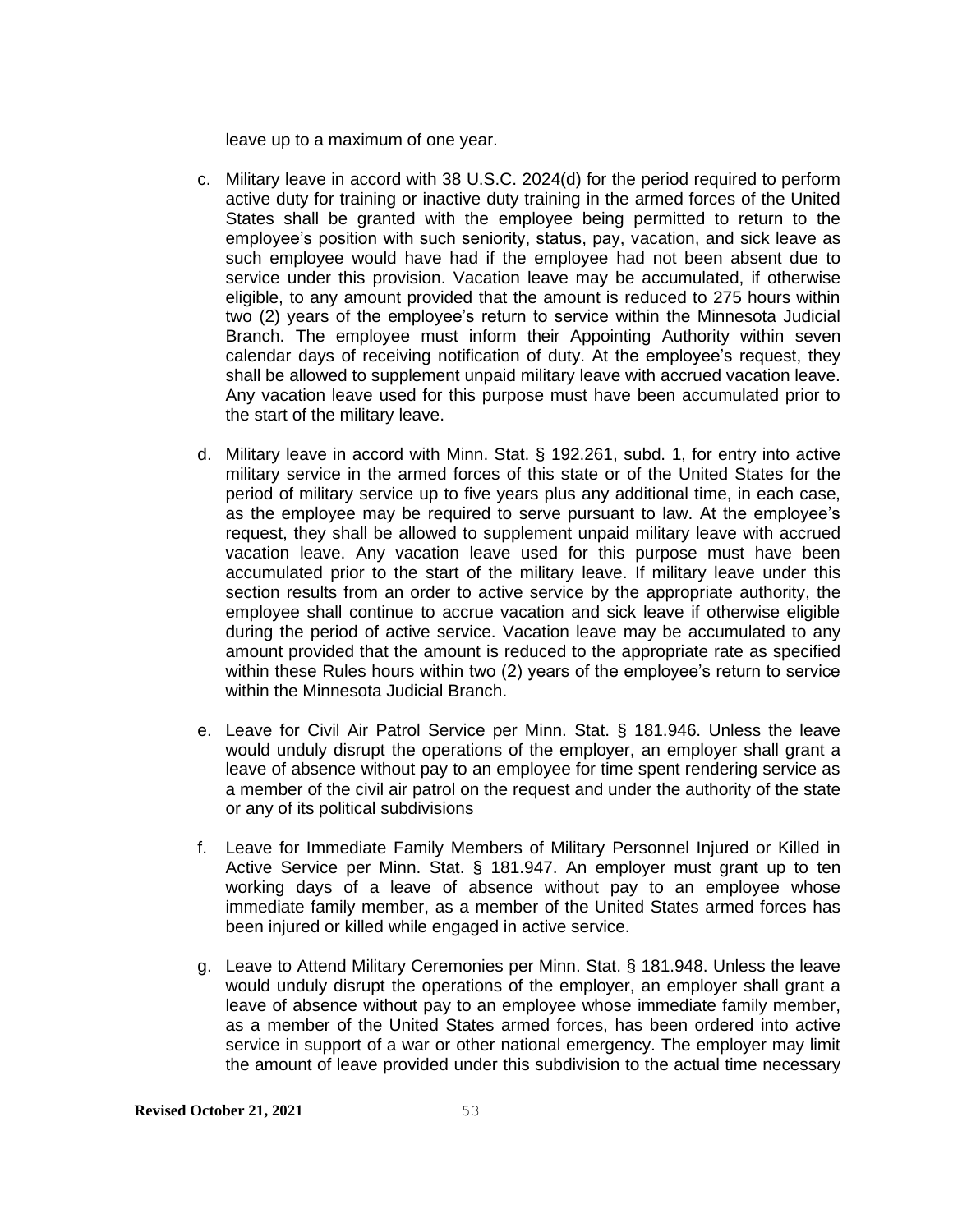leave up to a maximum of one year.

c. Military leave in accord with 38 U.S.C. 2024(d) for the period required to perform active duty for training or inactive duty training in the armed forces of the United States shall be granted with the employee being permitted to return to the employee's position with such seniority, status, pay, vacation, and sick leave as such employee would have had if the employee had not been absent due to service under this provision. Vacation leave may be accumulated, if otherwise eligible, to any amount provided that the amount is reduced to 275 hours within two (2) years of the employee's return to service within the Minnesota Judicial Branch. The employee must inform their Appointing Authority within seven calendar days of receiving notification of duty. At the employee's request, they shall be allowed to supplement unpaid military leave with accrued vacation leave. Any vacation leave used for this purpose must have been accumulated prior to the start of the military leave.

d. Military leave in accord with Minn. Stat. § 192.261, subd. 1, for entry into active military service in the armed forces of this state or of the United States for the period of military service up to five years plus any additional time, in each case, as the employee may be required to serve pursuant to law. At the employee's request, they shall be allowed to supplement unpaid military leave with accrued vacation leave. Any vacation leave used for this purpose must have been accumulated prior to the start of the military leave. If military leave under this section results from an order to active service by the appropriate authority, the employee shall continue to accrue vacation and sick leave if otherwise eligible during the period of active service. Vacation leave may be accumulated to any amount provided that the amount is reduced to the appropriate rate as specified within these Rules hours within two (2) years of the employee's return to service within the Minnesota Judicial Branch.

e. Leave for Civil Air Patrol Service per Minn. Stat. § 181.946. Unless the leave would unduly disrupt the operations of the employer, an employer shall grant a leave of absence without pay to an employee for time spent rendering service as a member of the civil air patrol on the request and under the authority of the state or any of its political subdivisions

f. Leave for Immediate Family Members of Military Personnel Injured or Killed in Active Service per Minn. Stat. § 181.947. An employer must grant up to ten working days of a leave of absence without pay to an employee whose immediate family member, as a member of the United States armed forces has been injured or killed while engaged in active service.

g. Leave to Attend Military Ceremonies per Minn. Stat. § 181.948. Unless the leave would unduly disrupt the operations of the employer, an employer shall grant a leave of absence without pay to an employee whose immediate family member, as a member of the United States armed forces, has been ordered into active service in support of a war or other national emergency. The employer may limit the amount of leave provided under this subdivision to the actual time necessary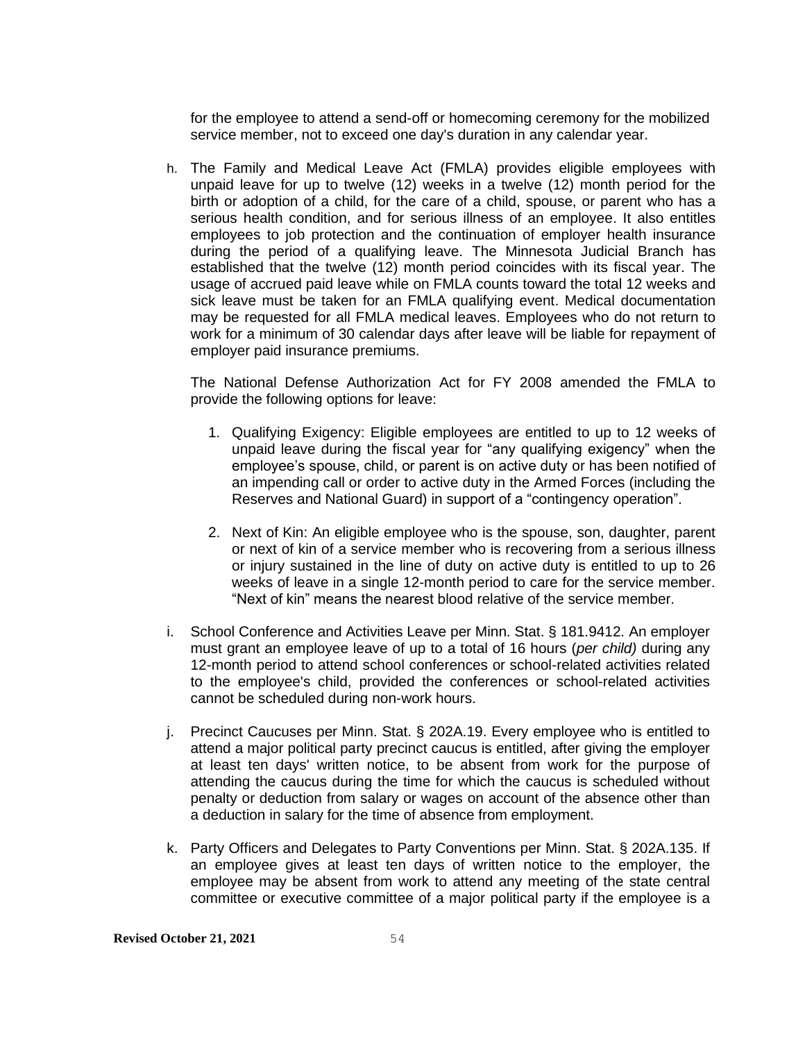for the employee to attend a send-off or homecoming ceremony for the mobilized service member, not to exceed one day's duration in any calendar year.

h. The Family and Medical Leave Act (FMLA) provides eligible employees with unpaid leave for up to twelve (12) weeks in a twelve (12) month period for the birth or adoption of a child, for the care of a child, spouse, or parent who has a serious health condition, and for serious illness of an employee. It also entitles employees to job protection and the continuation of employer health insurance during the period of a qualifying leave. The Minnesota Judicial Branch has established that the twelve (12) month period coincides with its fiscal year. The usage of accrued paid leave while on FMLA counts toward the total 12 weeks and sick leave must be taken for an FMLA qualifying event. Medical documentation may be requested for all FMLA medical leaves. Employees who do not return to work for a minimum of 30 calendar days after leave will be liable for repayment of employer paid insurance premiums.

   The National Defense Authorization Act for FY 2008 amended the FMLA to provide the following options for leave:

   1. Qualifying Exigency: Eligible employees are entitled to up to 12 weeks of unpaid leave during the fiscal year for "any qualifying exigency" when the employee's spouse, child, or parent is on active duty or has been notified of an impending call or order to active duty in the Armed Forces (including the Reserves and National Guard) in support of a "contingency operation".

   2. Next of Kin: An eligible employee who is the spouse, son, daughter, parent or next of kin of a service member who is recovering from a serious illness or injury sustained in the line of duty on active duty is entitled to up to 26 weeks of leave in a single 12-month period to care for the service member. "Next of kin" means the nearest blood relative of the service member.

i. School Conference and Activities Leave per Minn. Stat. § 181.9412. An employer must grant an employee leave of up to a total of 16 hours (*per child)* during any 12-month period to attend school conferences or school-related activities related to the employee's child, provided the conferences or school-related activities cannot be scheduled during non-work hours.

j. Precinct Caucuses per Minn. Stat. § 202A.19. Every employee who is entitled to attend a major political party precinct caucus is entitled, after giving the employer at least ten days' written notice, to be absent from work for the purpose of attending the caucus during the time for which the caucus is scheduled without penalty or deduction from salary or wages on account of the absence other than a deduction in salary for the time of absence from employment.

k. Party Officers and Delegates to Party Conventions per Minn. Stat. § 202A.135. If an employee gives at least ten days of written notice to the employer, the employee may be absent from work to attend any meeting of the state central committee or executive committee of a major political party if the employee is a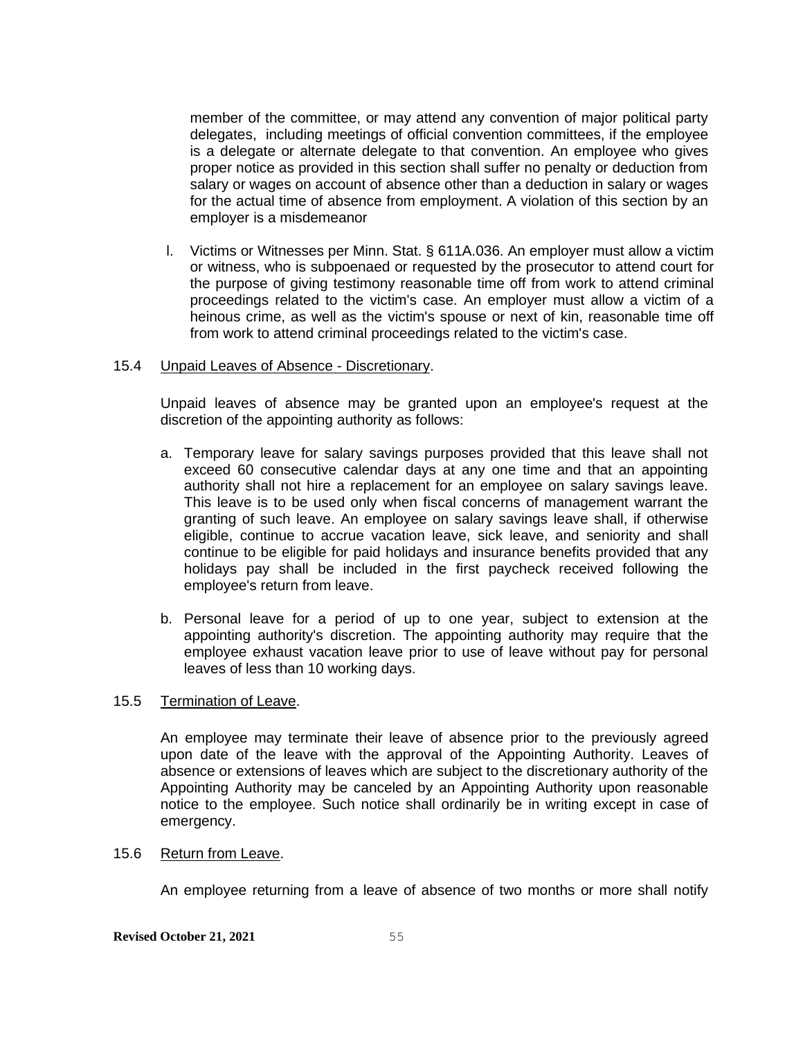member of the committee, or may attend any convention of major political party delegates, including meetings of official convention committees, if the employee is a delegate or alternate delegate to that convention. An employee who gives proper notice as provided in this section shall suffer no penalty or deduction from salary or wages on account of absence other than a deduction in salary or wages for the actual time of absence from employment. A violation of this section by an employer is a misdemeanor

l. Victims or Witnesses per Minn. Stat. § 611A.036. An employer must allow a victim or witness, who is subpoenaed or requested by the prosecutor to attend court for the purpose of giving testimony reasonable time off from work to attend criminal proceedings related to the victim's case. An employer must allow a victim of a heinous crime, as well as the victim's spouse or next of kin, reasonable time off from work to attend criminal proceedings related to the victim's case.

15.4 Unpaid Leaves of Absence - Discretionary.

Unpaid leaves of absence may be granted upon an employee's request at the discretion of the appointing authority as follows:

a. Temporary leave for salary savings purposes provided that this leave shall not exceed 60 consecutive calendar days at any one time and that an appointing authority shall not hire a replacement for an employee on salary savings leave. This leave is to be used only when fiscal concerns of management warrant the granting of such leave. An employee on salary savings leave shall, if otherwise eligible, continue to accrue vacation leave, sick leave, and seniority and shall continue to be eligible for paid holidays and insurance benefits provided that any holidays pay shall be included in the first paycheck received following the employee's return from leave.

b. Personal leave for a period of up to one year, subject to extension at the appointing authority's discretion. The appointing authority may require that the employee exhaust vacation leave prior to use of leave without pay for personal leaves of less than 10 working days.

15.5 Termination of Leave.

An employee may terminate their leave of absence prior to the previously agreed upon date of the leave with the approval of the Appointing Authority. Leaves of absence or extensions of leaves which are subject to the discretionary authority of the Appointing Authority may be canceled by an Appointing Authority upon reasonable notice to the employee. Such notice shall ordinarily be in writing except in case of emergency.

15.6 Return from Leave.

An employee returning from a leave of absence of two months or more shall notify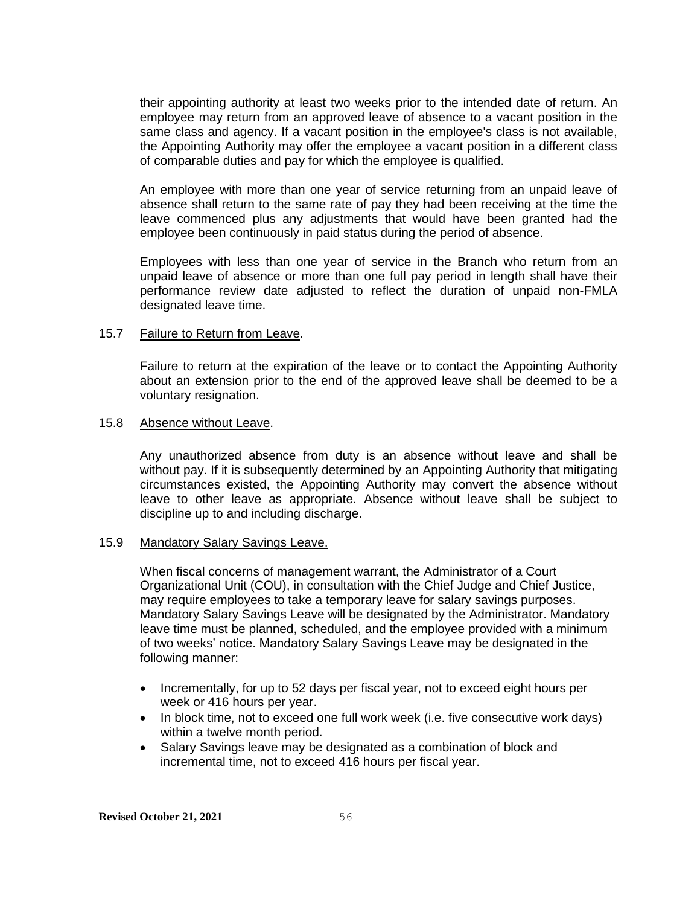their appointing authority at least two weeks prior to the intended date of return. An employee may return from an approved leave of absence to a vacant position in the same class and agency. If a vacant position in the employee's class is not available, the Appointing Authority may offer the employee a vacant position in a different class of comparable duties and pay for which the employee is qualified.

An employee with more than one year of service returning from an unpaid leave of absence shall return to the same rate of pay they had been receiving at the time the leave commenced plus any adjustments that would have been granted had the employee been continuously in paid status during the period of absence.

Employees with less than one year of service in the Branch who return from an unpaid leave of absence or more than one full pay period in length shall have their performance review date adjusted to reflect the duration of unpaid non-FMLA designated leave time.

15.7 Failure to Return from Leave.

Failure to return at the expiration of the leave or to contact the Appointing Authority about an extension prior to the end of the approved leave shall be deemed to be a voluntary resignation.

15.8 Absence without Leave.

Any unauthorized absence from duty is an absence without leave and shall be without pay. If it is subsequently determined by an Appointing Authority that mitigating circumstances existed, the Appointing Authority may convert the absence without leave to other leave as appropriate. Absence without leave shall be subject to discipline up to and including discharge.

15.9 Mandatory Salary Savings Leave.

When fiscal concerns of management warrant, the Administrator of a Court Organizational Unit (COU), in consultation with the Chief Judge and Chief Justice, may require employees to take a temporary leave for salary savings purposes. Mandatory Salary Savings Leave will be designated by the Administrator. Mandatory leave time must be planned, scheduled, and the employee provided with a minimum of two weeks' notice. Mandatory Salary Savings Leave may be designated in the following manner:

- Incrementally, for up to 52 days per fiscal year, not to exceed eight hours per week or 416 hours per year.
- In block time, not to exceed one full work week (i.e. five consecutive work days) within a twelve month period.
- Salary Savings leave may be designated as a combination of block and incremental time, not to exceed 416 hours per fiscal year.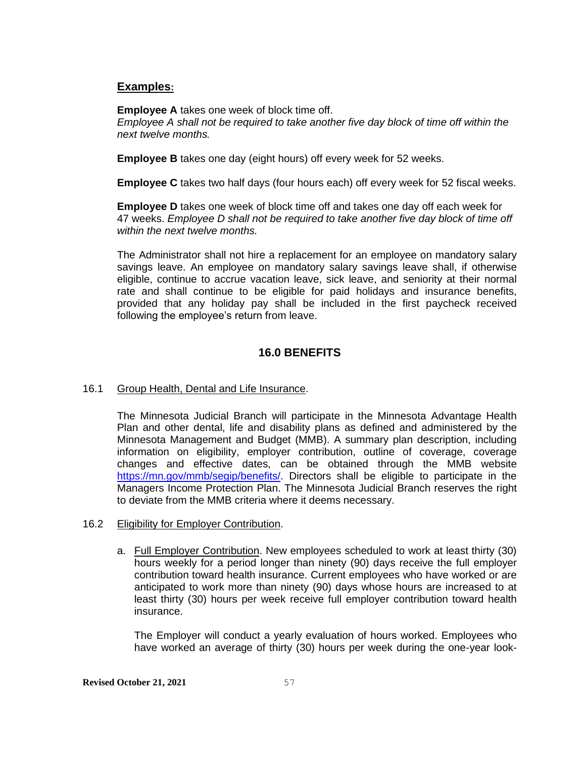**Examples:**

**Employee A** takes one week of block time off.
*Employee A shall not be required to take another five day block of time off within the next twelve months.*

**Employee B** takes one day (eight hours) off every week for 52 weeks.

**Employee C** takes two half days (four hours each) off every week for 52 fiscal weeks.

**Employee D** takes one week of block time off and takes one day off each week for 47 weeks. *Employee D shall not be required to take another five day block of time off within the next twelve months.*

The Administrator shall not hire a replacement for an employee on mandatory salary savings leave. An employee on mandatory salary savings leave shall, if otherwise eligible, continue to accrue vacation leave, sick leave, and seniority at their normal rate and shall continue to be eligible for paid holidays and insurance benefits, provided that any holiday pay shall be included in the first paycheck received following the employee's return from leave.

## 16.0 BENEFITS

16.1 Group Health, Dental and Life Insurance.

The Minnesota Judicial Branch will participate in the Minnesota Advantage Health Plan and other dental, life and disability plans as defined and administered by the Minnesota Management and Budget (MMB). A summary plan description, including information on eligibility, employer contribution, outline of coverage, coverage changes and effective dates, can be obtained through the MMB website https://mn.gov/mmb/segip/benefits/. Directors shall be eligible to participate in the Managers Income Protection Plan. The Minnesota Judicial Branch reserves the right to deviate from the MMB criteria where it deems necessary.

16.2 Eligibility for Employer Contribution.

a. Full Employer Contribution. New employees scheduled to work at least thirty (30) hours weekly for a period longer than ninety (90) days receive the full employer contribution toward health insurance. Current employees who have worked or are anticipated to work more than ninety (90) days whose hours are increased to at least thirty (30) hours per week receive full employer contribution toward health insurance.

The Employer will conduct a yearly evaluation of hours worked. Employees who have worked an average of thirty (30) hours per week during the one-year look-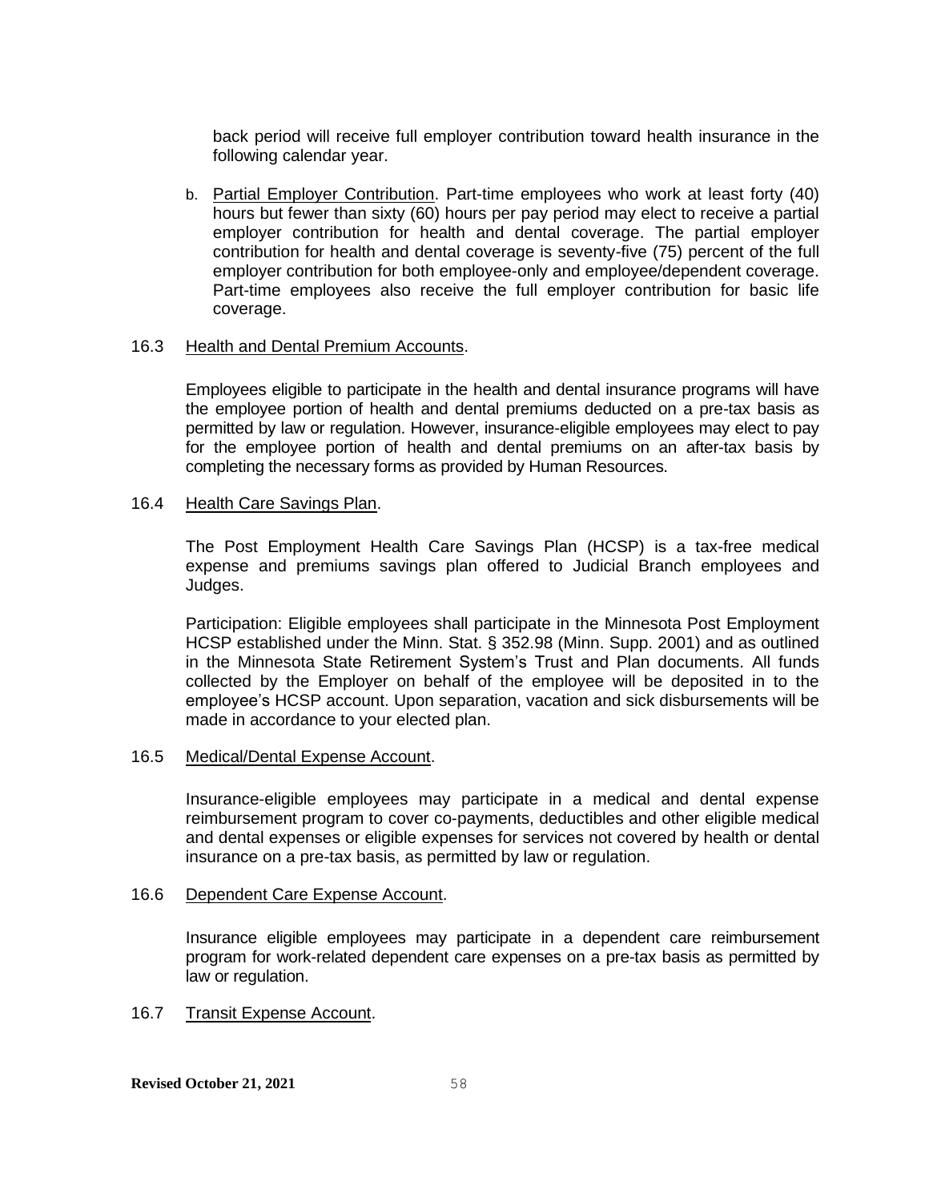back period will receive full employer contribution toward health insurance in the following calendar year.

b. Partial Employer Contribution. Part-time employees who work at least forty (40) hours but fewer than sixty (60) hours per pay period may elect to receive a partial employer contribution for health and dental coverage. The partial employer contribution for health and dental coverage is seventy-five (75) percent of the full employer contribution for both employee-only and employee/dependent coverage. Part-time employees also receive the full employer contribution for basic life coverage.

16.3 Health and Dental Premium Accounts.

Employees eligible to participate in the health and dental insurance programs will have the employee portion of health and dental premiums deducted on a pre-tax basis as permitted by law or regulation. However, insurance-eligible employees may elect to pay for the employee portion of health and dental premiums on an after-tax basis by completing the necessary forms as provided by Human Resources.

16.4 Health Care Savings Plan.

The Post Employment Health Care Savings Plan (HCSP) is a tax-free medical expense and premiums savings plan offered to Judicial Branch employees and Judges.

Participation: Eligible employees shall participate in the Minnesota Post Employment HCSP established under the Minn. Stat. § 352.98 (Minn. Supp. 2001) and as outlined in the Minnesota State Retirement System's Trust and Plan documents. All funds collected by the Employer on behalf of the employee will be deposited in to the employee's HCSP account. Upon separation, vacation and sick disbursements will be made in accordance to your elected plan.

16.5 Medical/Dental Expense Account.

Insurance-eligible employees may participate in a medical and dental expense reimbursement program to cover co-payments, deductibles and other eligible medical and dental expenses or eligible expenses for services not covered by health or dental insurance on a pre-tax basis, as permitted by law or regulation.

16.6 Dependent Care Expense Account.

Insurance eligible employees may participate in a dependent care reimbursement program for work-related dependent care expenses on a pre-tax basis as permitted by law or regulation.

16.7 Transit Expense Account.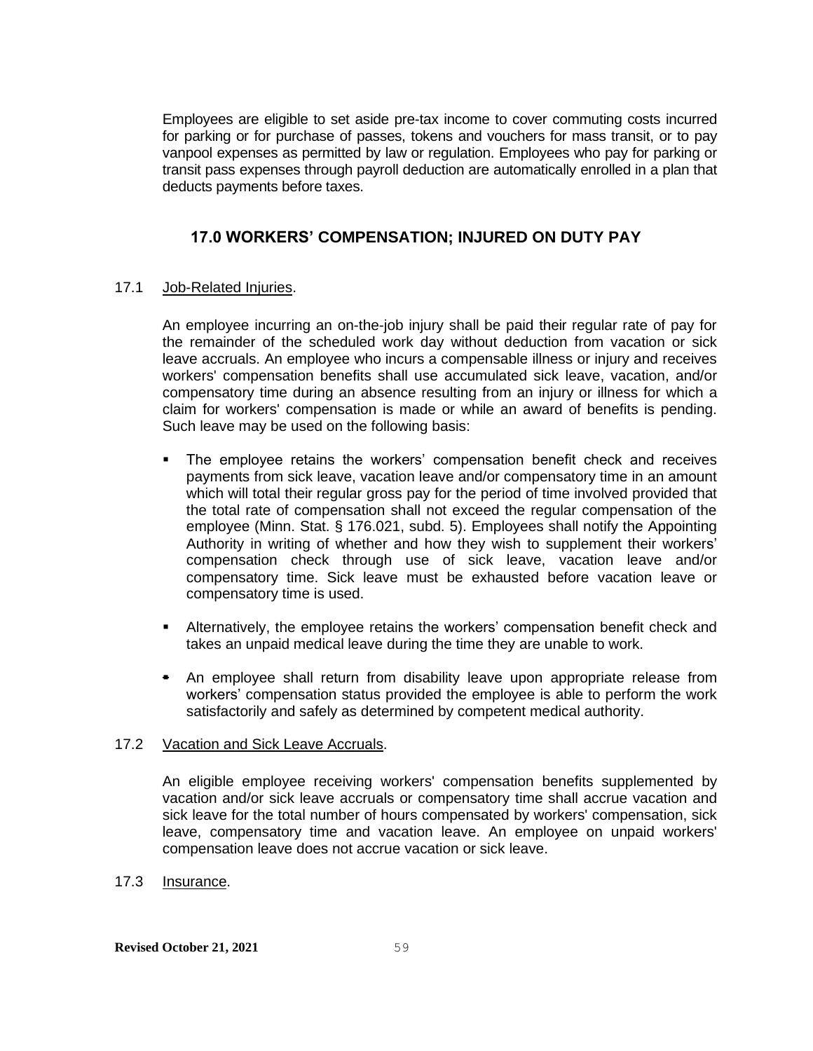Employees are eligible to set aside pre-tax income to cover commuting costs incurred for parking or for purchase of passes, tokens and vouchers for mass transit, or to pay vanpool expenses as permitted by law or regulation. Employees who pay for parking or transit pass expenses through payroll deduction are automatically enrolled in a plan that deducts payments before taxes.

## 17.0 WORKERS' COMPENSATION; INJURED ON DUTY PAY

17.1 Job-Related Injuries.

An employee incurring an on-the-job injury shall be paid their regular rate of pay for the remainder of the scheduled work day without deduction from vacation or sick leave accruals. An employee who incurs a compensable illness or injury and receives workers' compensation benefits shall use accumulated sick leave, vacation, and/or compensatory time during an absence resulting from an injury or illness for which a claim for workers' compensation is made or while an award of benefits is pending. Such leave may be used on the following basis:

- The employee retains the workers' compensation benefit check and receives payments from sick leave, vacation leave and/or compensatory time in an amount which will total their regular gross pay for the period of time involved provided that the total rate of compensation shall not exceed the regular compensation of the employee (Minn. Stat. § 176.021, subd. 5). Employees shall notify the Appointing Authority in writing of whether and how they wish to supplement their workers' compensation check through use of sick leave, vacation leave and/or compensatory time. Sick leave must be exhausted before vacation leave or compensatory time is used.
- Alternatively, the employee retains the workers' compensation benefit check and takes an unpaid medical leave during the time they are unable to work.
- An employee shall return from disability leave upon appropriate release from workers' compensation status provided the employee is able to perform the work satisfactorily and safely as determined by competent medical authority.

17.2 Vacation and Sick Leave Accruals.

An eligible employee receiving workers' compensation benefits supplemented by vacation and/or sick leave accruals or compensatory time shall accrue vacation and sick leave for the total number of hours compensated by workers' compensation, sick leave, compensatory time and vacation leave. An employee on unpaid workers' compensation leave does not accrue vacation or sick leave.

17.3 Insurance.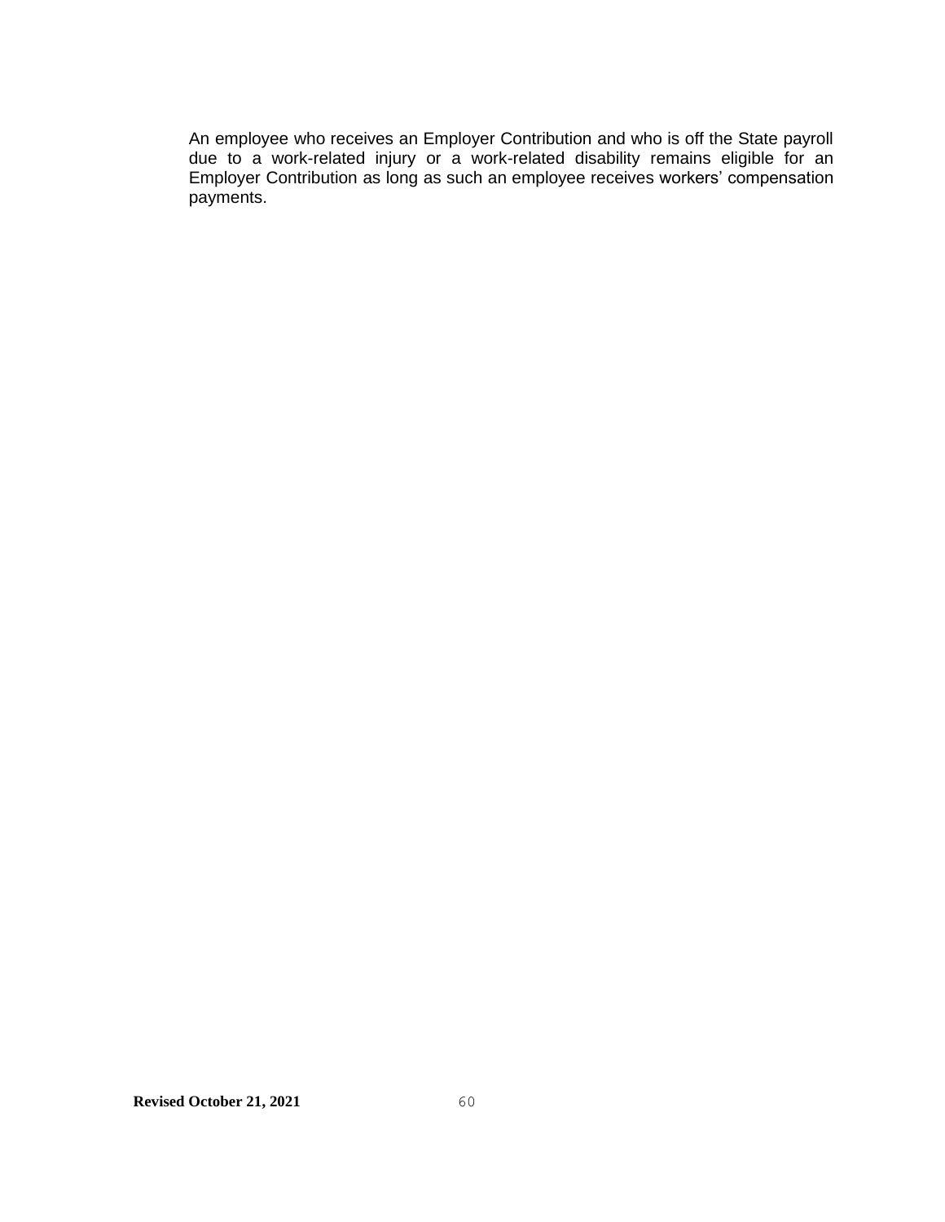An employee who receives an Employer Contribution and who is off the State payroll due to a work-related injury or a work-related disability remains eligible for an Employer Contribution as long as such an employee receives workers' compensation payments.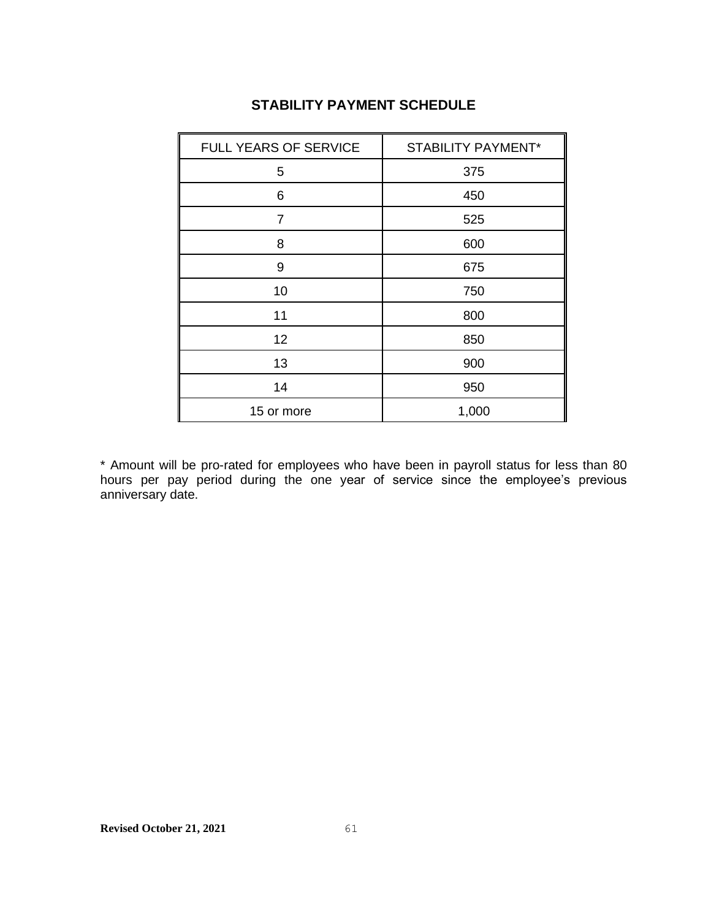## STABILITY PAYMENT SCHEDULE

| FULL YEARS OF SERVICE | STABILITY PAYMENT* |
| --- | --- |
| 5 | 375 |
| 6 | 450 |
| 7 | 525 |
| 8 | 600 |
| 9 | 675 |
| 10 | 750 |
| 11 | 800 |
| 12 | 850 |
| 13 | 900 |
| 14 | 950 |
| 15 or more | 1,000 |

* Amount will be pro-rated for employees who have been in payroll status for less than 80 hours per pay period during the one year of service since the employee's previous anniversary date.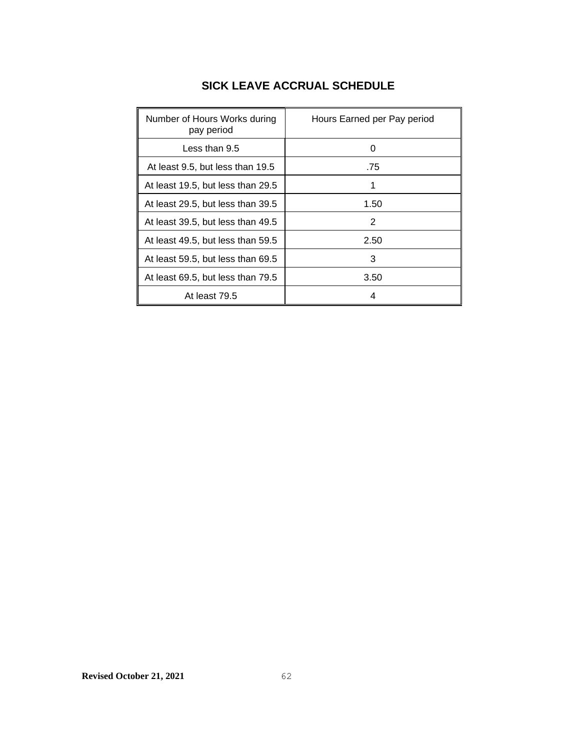# SICK LEAVE ACCRUAL SCHEDULE

| Number of Hours Works during pay period | Hours Earned per Pay period |
|---|---|
| Less than 9.5 | 0 |
| At least 9.5, but less than 19.5 | .75 |
| At least 19.5, but less than 29.5 | 1 |
| At least 29.5, but less than 39.5 | 1.50 |
| At least 39.5, but less than 49.5 | 2 |
| At least 49.5, but less than 59.5 | 2.50 |
| At least 59.5, but less than 69.5 | 3 |
| At least 69.5, but less than 79.5 | 3.50 |
| At least 79.5 | 4 |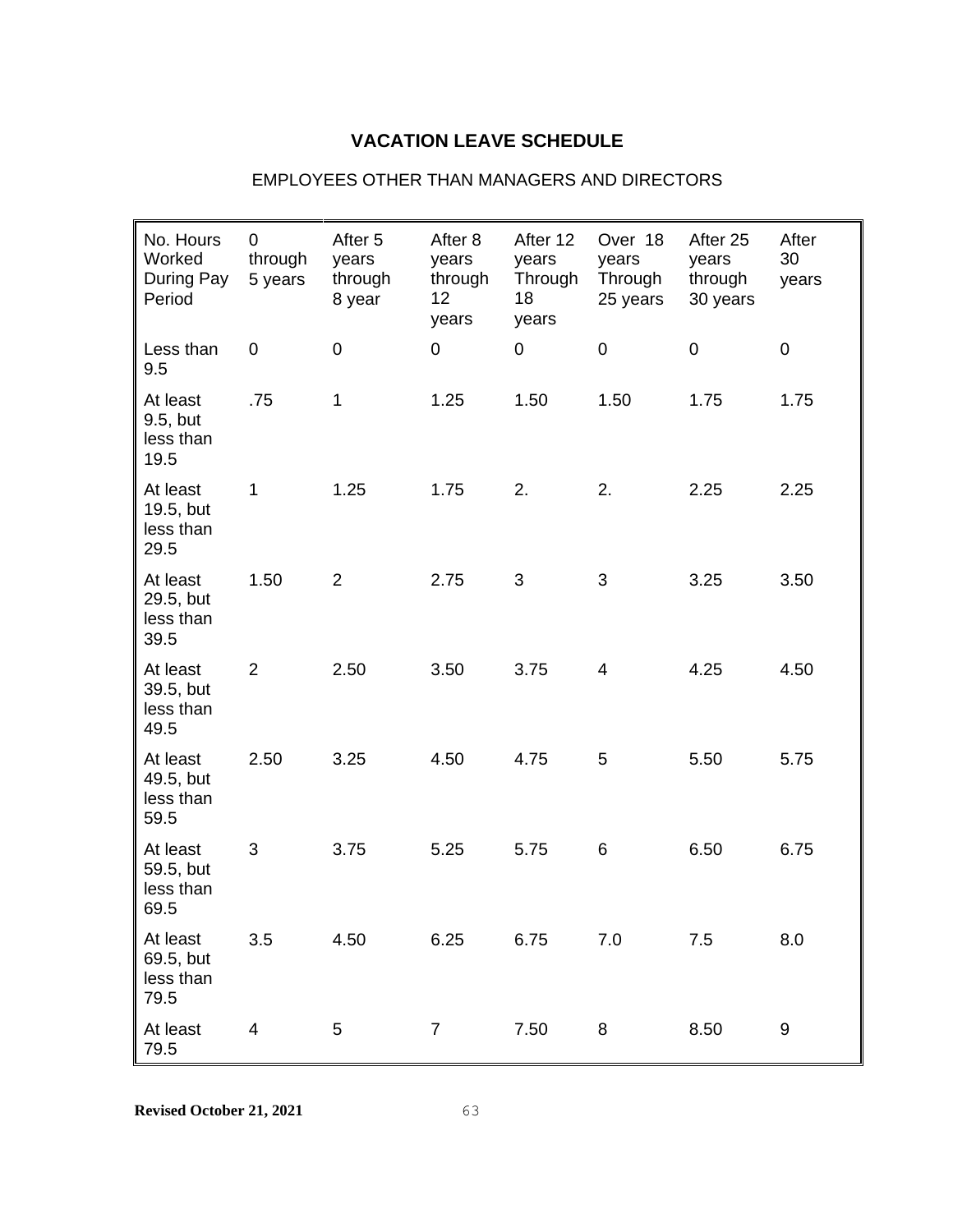## VACATION LEAVE SCHEDULE

EMPLOYEES OTHER THAN MANAGERS AND DIRECTORS

| No. Hours Worked During Pay Period | 0 through 5 years | After 5 years through 8 year | After 8 years through 12 years | After 12 years Through 18 years | Over 18 years Through 25 years | After 25 years through 30 years | After 30 years |
|---|---|---|---|---|---|---|---|
| Less than 9.5 | 0 | 0 | 0 | 0 | 0 | 0 | 0 |
| At least 9.5, but less than 19.5 | .75 | 1 | 1.25 | 1.50 | 1.50 | 1.75 | 1.75 |
| At least 19.5, but less than 29.5 | 1 | 1.25 | 1.75 | 2. | 2. | 2.25 | 2.25 |
| At least 29.5, but less than 39.5 | 1.50 | 2 | 2.75 | 3 | 3 | 3.25 | 3.50 |
| At least 39.5, but less than 49.5 | 2 | 2.50 | 3.50 | 3.75 | 4 | 4.25 | 4.50 |
| At least 49.5, but less than 59.5 | 2.50 | 3.25 | 4.50 | 4.75 | 5 | 5.50 | 5.75 |
| At least 59.5, but less than 69.5 | 3 | 3.75 | 5.25 | 5.75 | 6 | 6.50 | 6.75 |
| At least 69.5, but less than 79.5 | 3.5 | 4.50 | 6.25 | 6.75 | 7.0 | 7.5 | 8.0 |
| At least 79.5 | 4 | 5 | 7 | 7.50 | 8 | 8.50 | 9 |

**Revised October 21, 2021**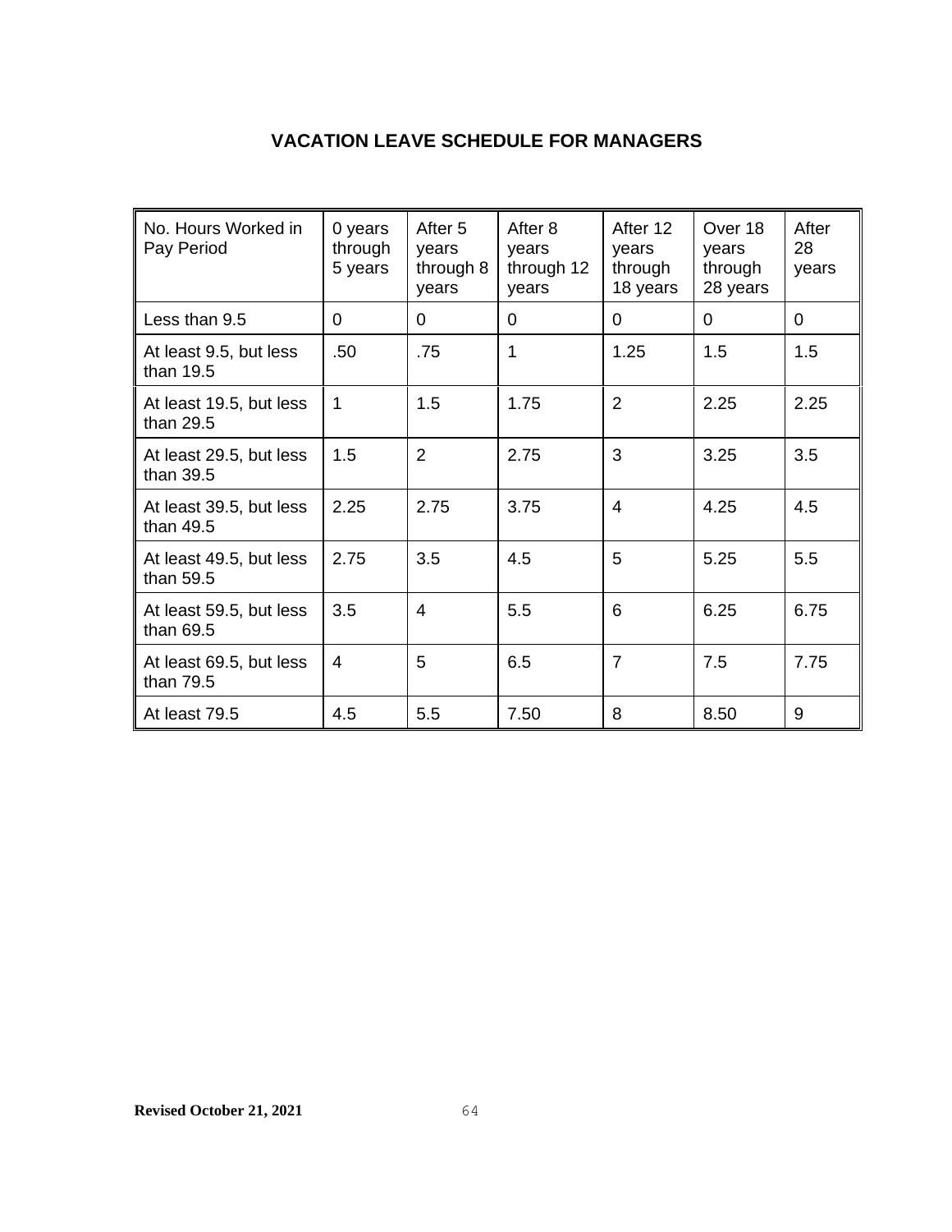## VACATION LEAVE SCHEDULE FOR MANAGERS

| No. Hours Worked in Pay Period | 0 years through 5 years | After 5 years through 8 years | After 8 years through 12 years | After 12 years through 18 years | Over 18 years through 28 years | After 28 years |
|---|---|---|---|---|---|---|
| Less than 9.5 | 0 | 0 | 0 | 0 | 0 | 0 |
| At least 9.5, but less than 19.5 | .50 | .75 | 1 | 1.25 | 1.5 | 1.5 |
| At least 19.5, but less than 29.5 | 1 | 1.5 | 1.75 | 2 | 2.25 | 2.25 |
| At least 29.5, but less than 39.5 | 1.5 | 2 | 2.75 | 3 | 3.25 | 3.5 |
| At least 39.5, but less than 49.5 | 2.25 | 2.75 | 3.75 | 4 | 4.25 | 4.5 |
| At least 49.5, but less than 59.5 | 2.75 | 3.5 | 4.5 | 5 | 5.25 | 5.5 |
| At least 59.5, but less than 69.5 | 3.5 | 4 | 5.5 | 6 | 6.25 | 6.75 |
| At least 69.5, but less than 79.5 | 4 | 5 | 6.5 | 7 | 7.5 | 7.75 |
| At least 79.5 | 4.5 | 5.5 | 7.50 | 8 | 8.50 | 9 |

**Revised October 21, 2021**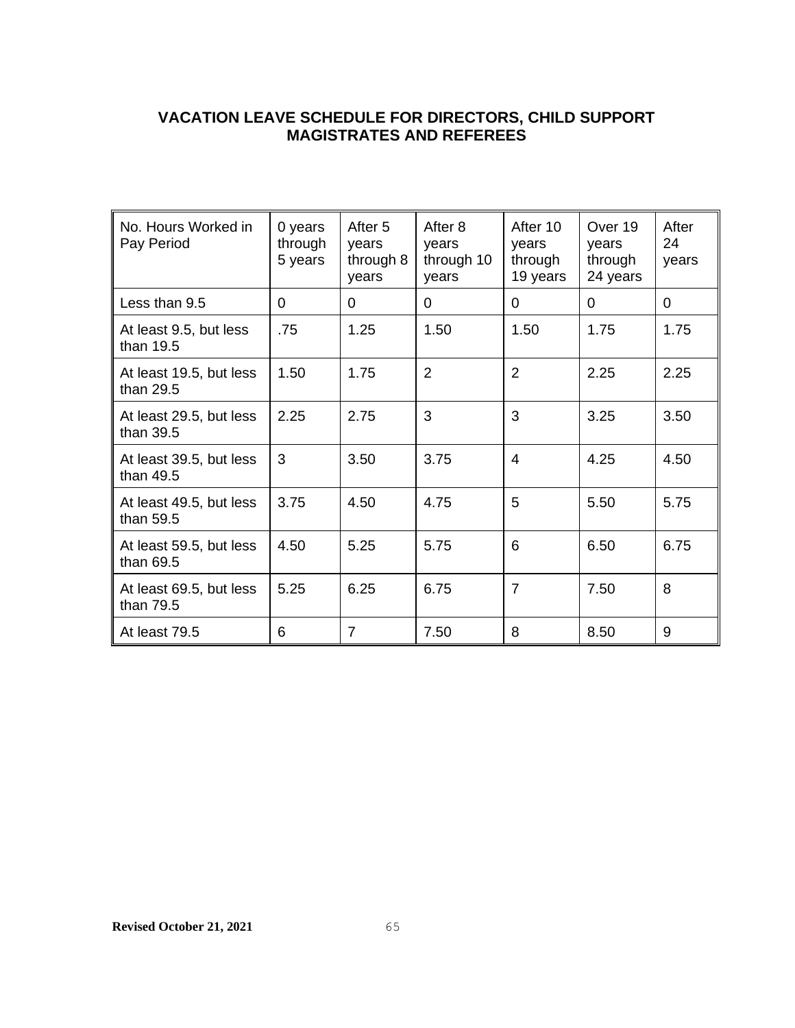## VACATION LEAVE SCHEDULE FOR DIRECTORS, CHILD SUPPORT MAGISTRATES AND REFEREES

| No. Hours Worked in Pay Period | 0 years through 5 years | After 5 years through 8 years | After 8 years through 10 years | After 10 years through 19 years | Over 19 years through 24 years | After 24 years |
|---|---|---|---|---|---|---|
| Less than 9.5 | 0 | 0 | 0 | 0 | 0 | 0 |
| At least 9.5, but less than 19.5 | .75 | 1.25 | 1.50 | 1.50 | 1.75 | 1.75 |
| At least 19.5, but less than 29.5 | 1.50 | 1.75 | 2 | 2 | 2.25 | 2.25 |
| At least 29.5, but less than 39.5 | 2.25 | 2.75 | 3 | 3 | 3.25 | 3.50 |
| At least 39.5, but less than 49.5 | 3 | 3.50 | 3.75 | 4 | 4.25 | 4.50 |
| At least 49.5, but less than 59.5 | 3.75 | 4.50 | 4.75 | 5 | 5.50 | 5.75 |
| At least 59.5, but less than 69.5 | 4.50 | 5.25 | 5.75 | 6 | 6.50 | 6.75 |
| At least 69.5, but less than 79.5 | 5.25 | 6.25 | 6.75 | 7 | 7.50 | 8 |
| At least 79.5 | 6 | 7 | 7.50 | 8 | 8.50 | 9 |

**Revised October 21, 2021**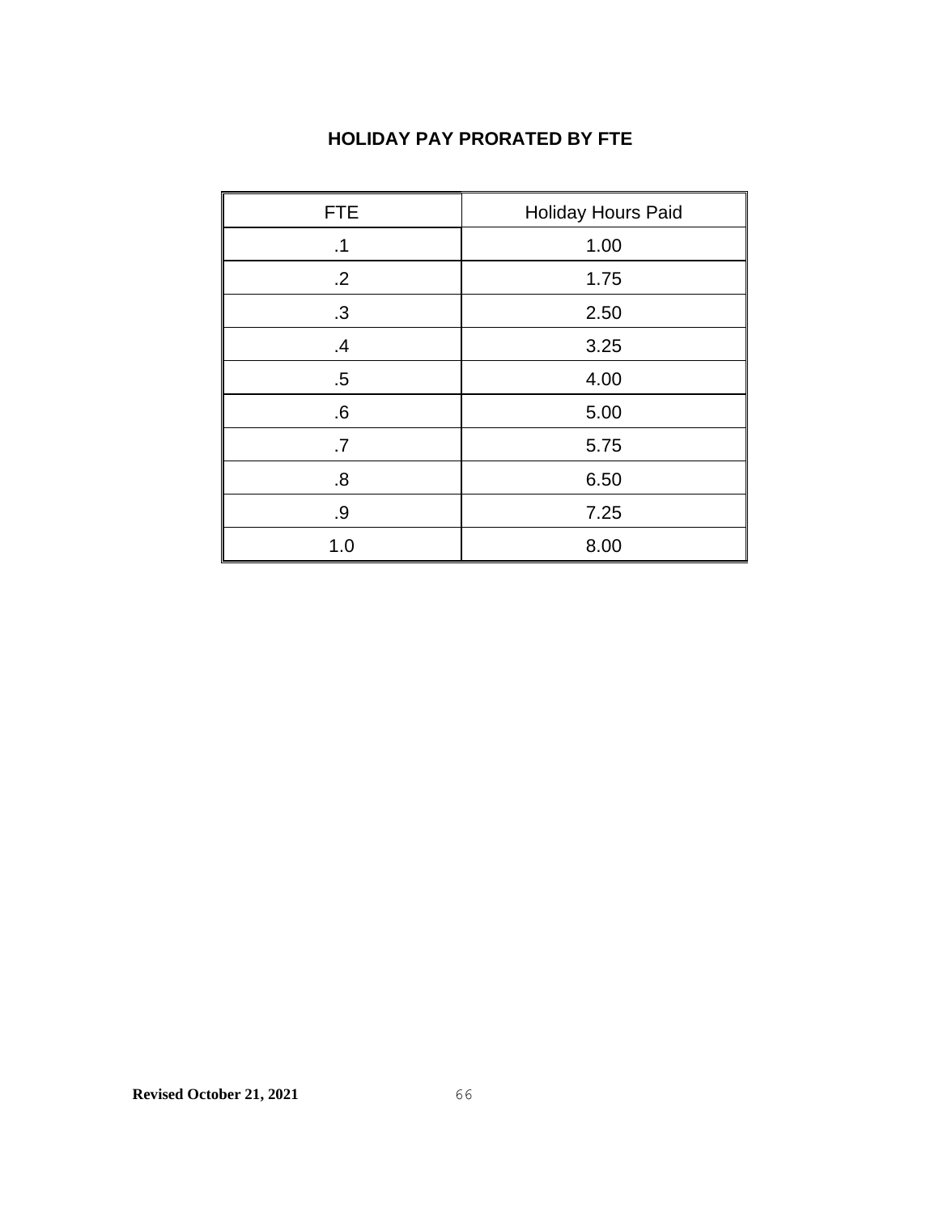## HOLIDAY PAY PRORATED BY FTE

| FTE | Holiday Hours Paid |
|---|---|
| .1 | 1.00 |
| .2 | 1.75 |
| .3 | 2.50 |
| .4 | 3.25 |
| .5 | 4.00 |
| .6 | 5.00 |
| .7 | 5.75 |
| .8 | 6.50 |
| .9 | 7.25 |
| 1.0 | 8.00 |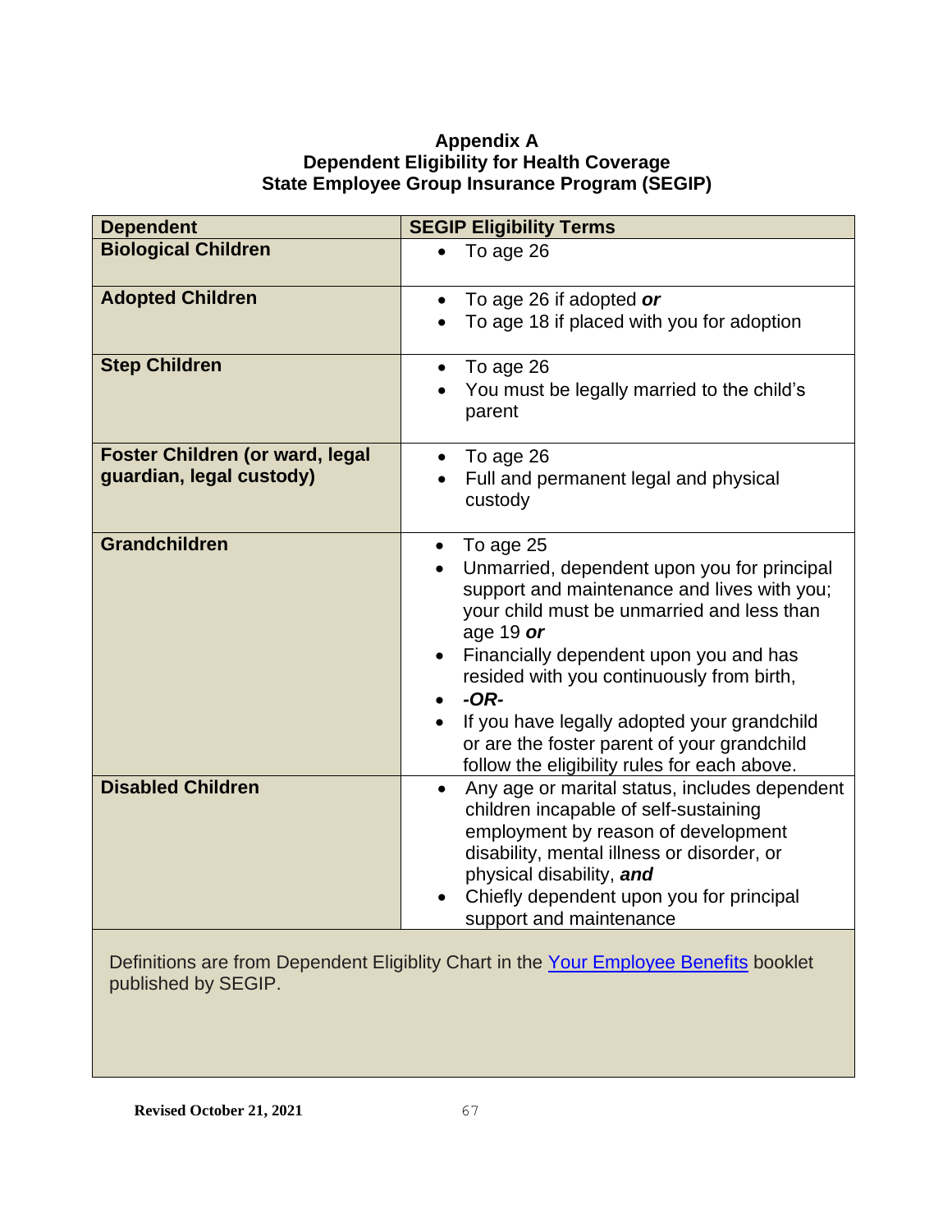# Appendix A
## Dependent Eligibility for Health Coverage
## State Employee Group Insurance Program (SEGIP)

| Dependent | SEGIP Eligibility Terms |
|---|---|
| **Biological Children** | • To age 26 |
| **Adopted Children** | • To age 26 if adopted ***or***<br>• To age 18 if placed with you for adoption |
| **Step Children** | • To age 26<br>• You must be legally married to the child's parent |
| **Foster Children (or ward, legal guardian, legal custody)** | • To age 26<br>• Full and permanent legal and physical custody |
| **Grandchildren** | • To age 25<br>• Unmarried, dependent upon you for principal support and maintenance and lives with you; your child must be unmarried and less than age 19 ***or***<br>• Financially dependent upon you and has resided with you continuously from birth,<br>• ***-OR-***<br>• If you have legally adopted your grandchild or are the foster parent of your grandchild follow the eligibility rules for each above. |
| **Disabled Children** | • Any age or marital status, includes dependent children incapable of self-sustaining employment by reason of development disability, mental illness or disorder, or physical disability, ***and***<br>• Chiefly dependent upon you for principal support and maintenance |

Definitions are from Dependent Eligiblity Chart in the Your Employee Benefits booklet published by SEGIP.

**Revised October 21, 2021**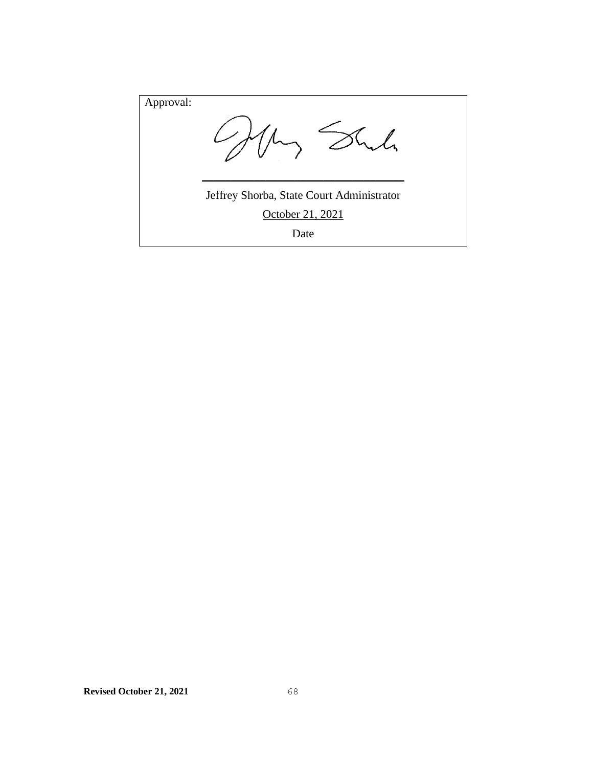Approval:

\_\_\_\_\_\_\_\_\_\_\_\_\_\_\_\_\_\_\_\_\_\_\_\_\_\_\_\_\_\_

Jeffrey Shorba, State Court Administrator

October 21, 2021

Date

**Revised October 21, 2021**